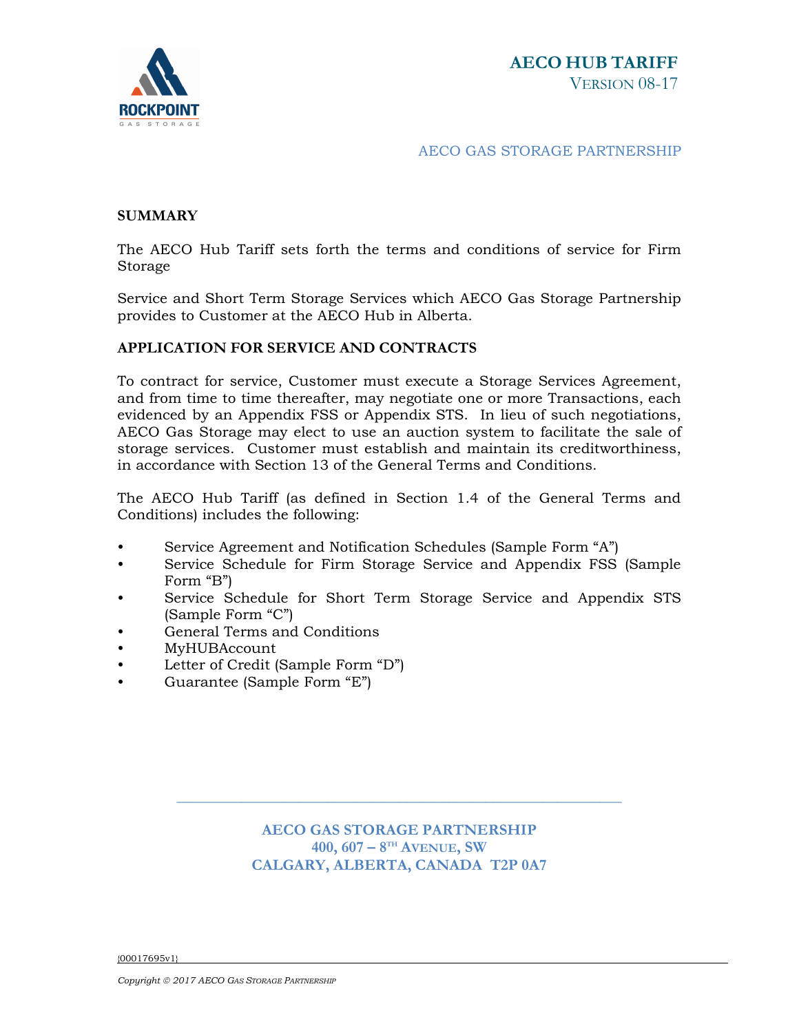# AECO HUB TARIFF

VERSION 08-17

AECO GAS STORAGE PARTNERSHIP

## SUMMARY

The AECO Hub Tariff sets forth the terms and conditions of service for Firm Storage

Service and Short Term Storage Services which AECO Gas Storage Partnership provides to Customer at the AECO Hub in Alberta.

## APPLICATION FOR SERVICE AND CONTRACTS

To contract for service, Customer must execute a Storage Services Agreement, and from time to time thereafter, may negotiate one or more Transactions, each evidenced by an Appendix FSS or Appendix STS. In lieu of such negotiations, AECO Gas Storage may elect to use an auction system to facilitate the sale of storage services. Customer must establish and maintain its creditworthiness, in accordance with Section 13 of the General Terms and Conditions.

The AECO Hub Tariff (as defined in Section 1.4 of the General Terms and Conditions) includes the following:

- Service Agreement and Notification Schedules (Sample Form "A")
- Service Schedule for Firm Storage Service and Appendix FSS (Sample Form "B")
- Service Schedule for Short Term Storage Service and Appendix STS (Sample Form "C")
- General Terms and Conditions
- MyHUBAccount
- Letter of Credit (Sample Form "D")
- Guarantee (Sample Form "E")

**AECO GAS STORAGE PARTNERSHIP**
**400, 607 – 8TH AVENUE, SW**
**CALGARY, ALBERTA, CANADA T2P 0A7**

{00017695v1}

*Copyright © 2017 AECO GAS STORAGE PARTNERSHIP*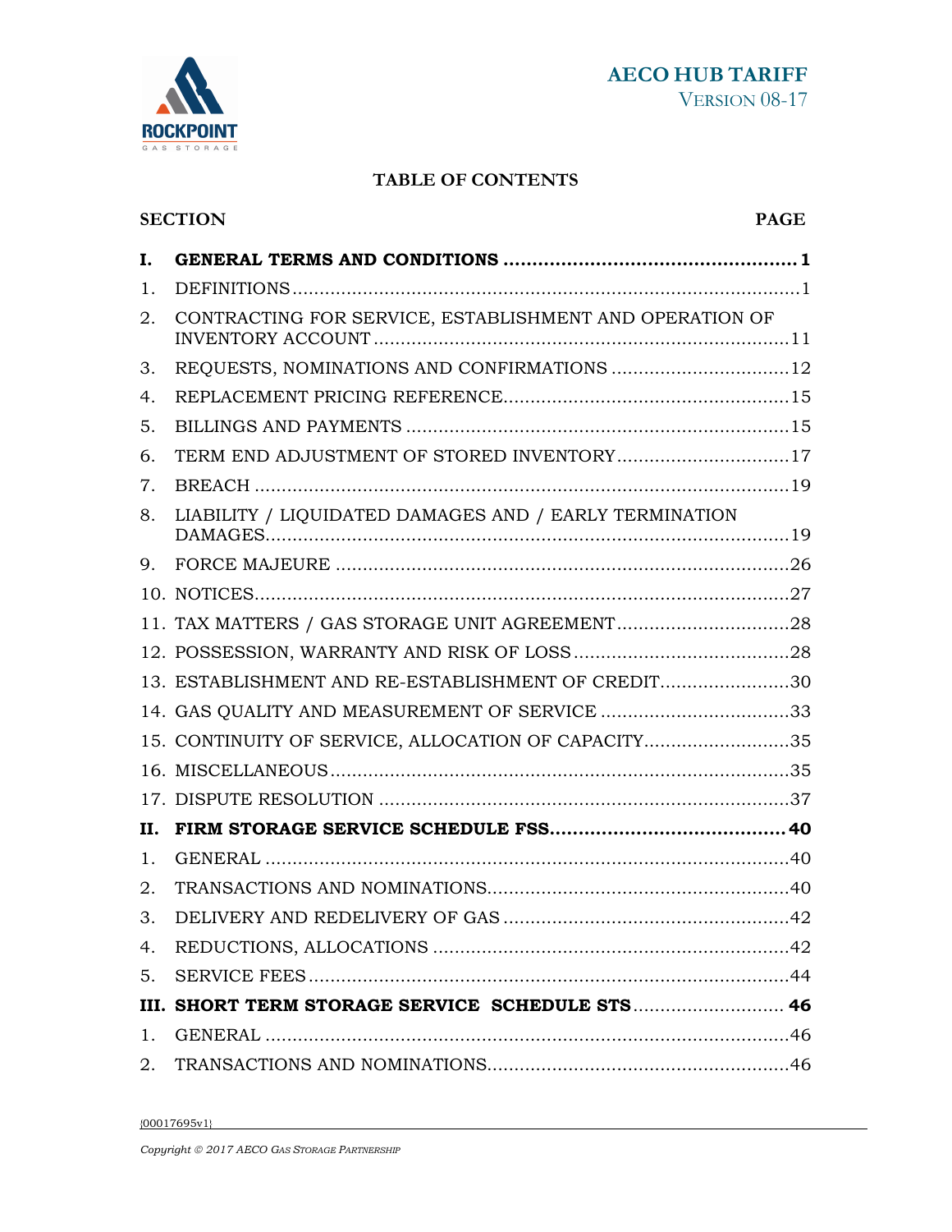# TABLE OF CONTENTS

| SECTION | | PAGE |
|---|---|---|
| **I.** | **GENERAL TERMS AND CONDITIONS** | **1** |
| 1. | DEFINITIONS | 1 |
| 2. | CONTRACTING FOR SERVICE, ESTABLISHMENT AND OPERATION OF INVENTORY ACCOUNT | 11 |
| 3. | REQUESTS, NOMINATIONS AND CONFIRMATIONS | 12 |
| 4. | REPLACEMENT PRICING REFERENCE | 15 |
| 5. | BILLINGS AND PAYMENTS | 15 |
| 6. | TERM END ADJUSTMENT OF STORED INVENTORY | 17 |
| 7. | BREACH | 19 |
| 8. | LIABILITY / LIQUIDATED DAMAGES AND / EARLY TERMINATION DAMAGES | 19 |
| 9. | FORCE MAJEURE | 26 |
| 10. | NOTICES | 27 |
| 11. | TAX MATTERS / GAS STORAGE UNIT AGREEMENT | 28 |
| 12. | POSSESSION, WARRANTY AND RISK OF LOSS | 28 |
| 13. | ESTABLISHMENT AND RE-ESTABLISHMENT OF CREDIT | 30 |
| 14. | GAS QUALITY AND MEASUREMENT OF SERVICE | 33 |
| 15. | CONTINUITY OF SERVICE, ALLOCATION OF CAPACITY | 35 |
| 16. | MISCELLANEOUS | 35 |
| 17. | DISPUTE RESOLUTION | 37 |
| **II.** | **FIRM STORAGE SERVICE SCHEDULE FSS** | **40** |
| 1. | GENERAL | 40 |
| 2. | TRANSACTIONS AND NOMINATIONS | 40 |
| 3. | DELIVERY AND REDELIVERY OF GAS | 42 |
| 4. | REDUCTIONS, ALLOCATIONS | 42 |
| 5. | SERVICE FEES | 44 |
| **III.** | **SHORT TERM STORAGE SERVICE SCHEDULE STS** | **46** |
| 1. | GENERAL | 46 |
| 2. | TRANSACTIONS AND NOMINATIONS | 46 |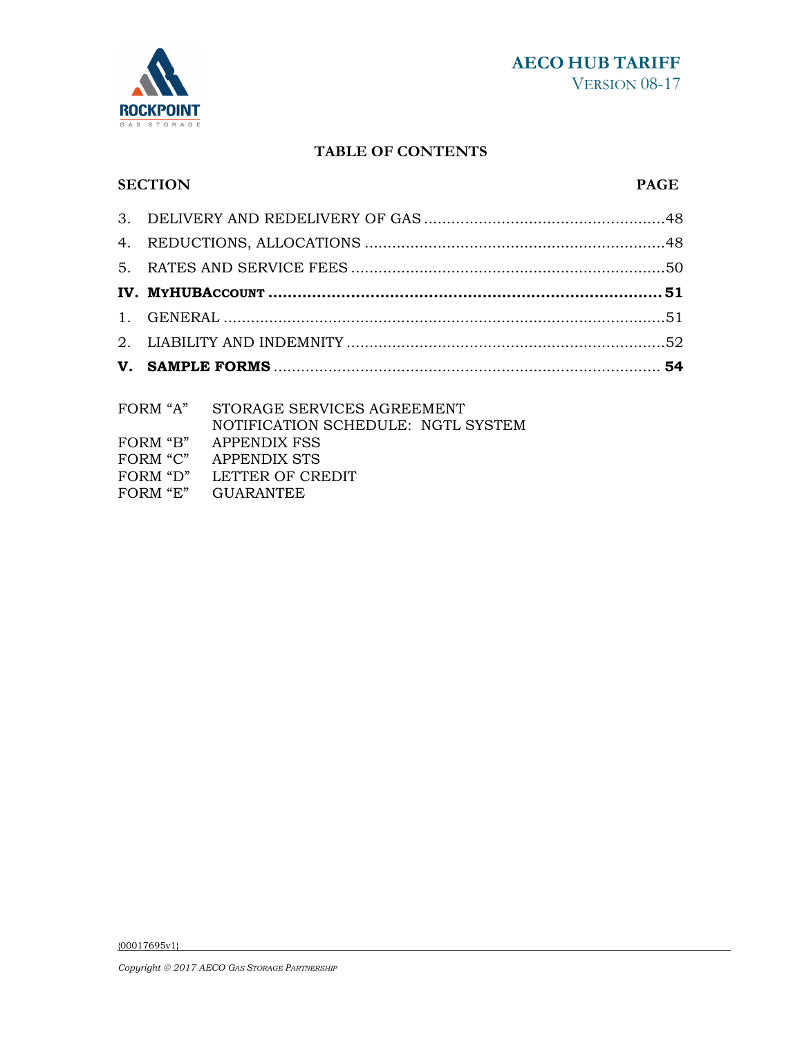## TABLE OF CONTENTS

| SECTION | PAGE |
|---|---|
| 3. DELIVERY AND REDELIVERY OF GAS | 48 |
| 4. REDUCTIONS, ALLOCATIONS | 48 |
| 5. RATES AND SERVICE FEES | 50 |
| **IV. MYHUBACCOUNT** | **51** |
| 1. GENERAL | 51 |
| 2. LIABILITY AND INDEMNITY | 52 |
| **V. SAMPLE FORMS** | **54** |

FORM "A" STORAGE SERVICES AGREEMENT
NOTIFICATION SCHEDULE: NGTL SYSTEM
FORM "B" APPENDIX FSS
FORM "C" APPENDIX STS
FORM "D" LETTER OF CREDIT
FORM "E" GUARANTEE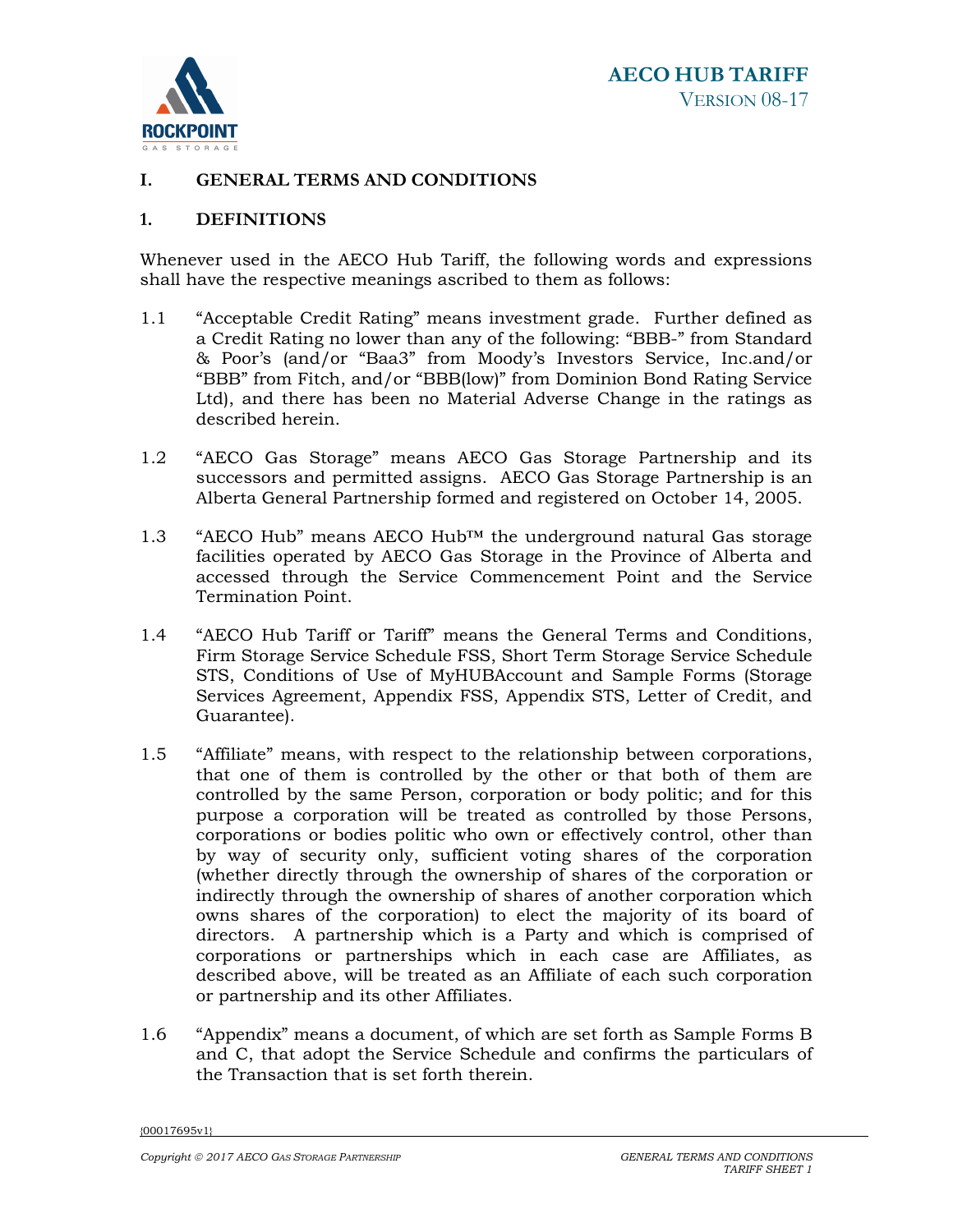# I. GENERAL TERMS AND CONDITIONS

## 1. DEFINITIONS

Whenever used in the AECO Hub Tariff, the following words and expressions shall have the respective meanings ascribed to them as follows:

1.1 "Acceptable Credit Rating" means investment grade. Further defined as a Credit Rating no lower than any of the following: "BBB-" from Standard & Poor's (and/or "Baa3" from Moody's Investors Service, Inc.and/or "BBB" from Fitch, and/or "BBB(low)" from Dominion Bond Rating Service Ltd), and there has been no Material Adverse Change in the ratings as described herein.

1.2 "AECO Gas Storage" means AECO Gas Storage Partnership and its successors and permitted assigns. AECO Gas Storage Partnership is an Alberta General Partnership formed and registered on October 14, 2005.

1.3 "AECO Hub" means AECO Hub™ the underground natural Gas storage facilities operated by AECO Gas Storage in the Province of Alberta and accessed through the Service Commencement Point and the Service Termination Point.

1.4 "AECO Hub Tariff or Tariff" means the General Terms and Conditions, Firm Storage Service Schedule FSS, Short Term Storage Service Schedule STS, Conditions of Use of MyHUBAccount and Sample Forms (Storage Services Agreement, Appendix FSS, Appendix STS, Letter of Credit, and Guarantee).

1.5 "Affiliate" means, with respect to the relationship between corporations, that one of them is controlled by the other or that both of them are controlled by the same Person, corporation or body politic; and for this purpose a corporation will be treated as controlled by those Persons, corporations or bodies politic who own or effectively control, other than by way of security only, sufficient voting shares of the corporation (whether directly through the ownership of shares of the corporation or indirectly through the ownership of shares of another corporation which owns shares of the corporation) to elect the majority of its board of directors. A partnership which is a Party and which is comprised of corporations or partnerships which in each case are Affiliates, as described above, will be treated as an Affiliate of each such corporation or partnership and its other Affiliates.

1.6 "Appendix" means a document, of which are set forth as Sample Forms B and C, that adopt the Service Schedule and confirms the particulars of the Transaction that is set forth therein.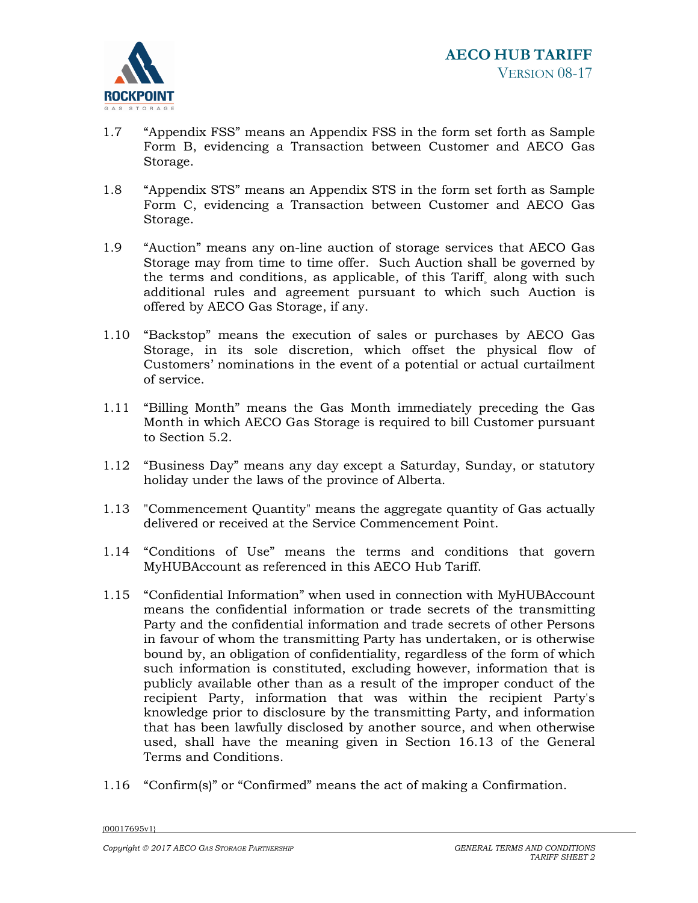1.7 "Appendix FSS" means an Appendix FSS in the form set forth as Sample Form B, evidencing a Transaction between Customer and AECO Gas Storage.

1.8 "Appendix STS" means an Appendix STS in the form set forth as Sample Form C, evidencing a Transaction between Customer and AECO Gas Storage.

1.9 "Auction" means any on-line auction of storage services that AECO Gas Storage may from time to time offer. Such Auction shall be governed by the terms and conditions, as applicable, of this Tariff, along with such additional rules and agreement pursuant to which such Auction is offered by AECO Gas Storage, if any.

1.10 "Backstop" means the execution of sales or purchases by AECO Gas Storage, in its sole discretion, which offset the physical flow of Customers' nominations in the event of a potential or actual curtailment of service.

1.11 "Billing Month" means the Gas Month immediately preceding the Gas Month in which AECO Gas Storage is required to bill Customer pursuant to Section 5.2.

1.12 "Business Day" means any day except a Saturday, Sunday, or statutory holiday under the laws of the province of Alberta.

1.13 "Commencement Quantity" means the aggregate quantity of Gas actually delivered or received at the Service Commencement Point.

1.14 "Conditions of Use" means the terms and conditions that govern MyHUBAccount as referenced in this AECO Hub Tariff.

1.15 "Confidential Information" when used in connection with MyHUBAccount means the confidential information or trade secrets of the transmitting Party and the confidential information and trade secrets of other Persons in favour of whom the transmitting Party has undertaken, or is otherwise bound by, an obligation of confidentiality, regardless of the form of which such information is constituted, excluding however, information that is publicly available other than as a result of the improper conduct of the recipient Party, information that was within the recipient Party's knowledge prior to disclosure by the transmitting Party, and information that has been lawfully disclosed by another source, and when otherwise used, shall have the meaning given in Section 16.13 of the General Terms and Conditions.

1.16 "Confirm(s)" or "Confirmed" means the act of making a Confirmation.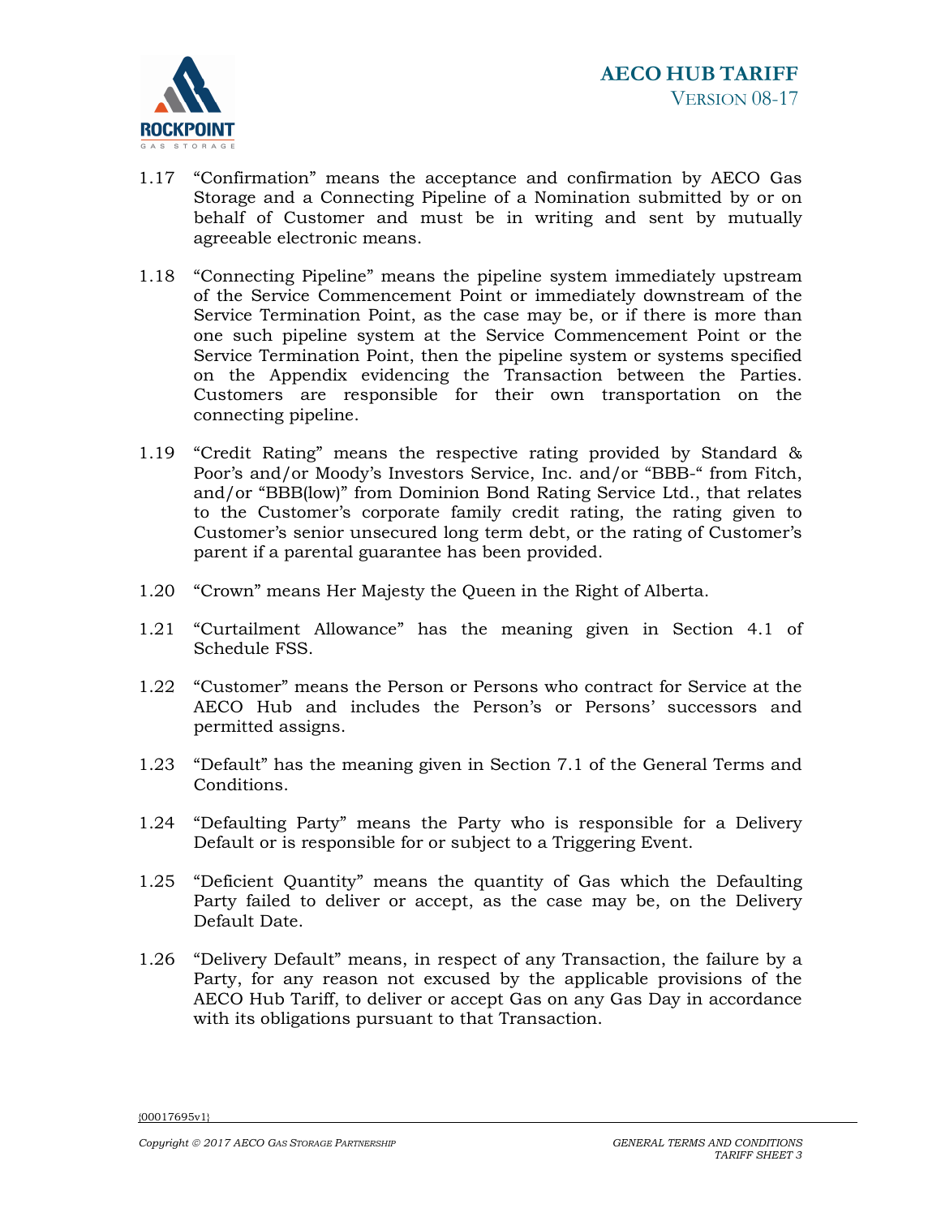1.17 “Confirmation” means the acceptance and confirmation by AECO Gas Storage and a Connecting Pipeline of a Nomination submitted by or on behalf of Customer and must be in writing and sent by mutually agreeable electronic means.

1.18 “Connecting Pipeline” means the pipeline system immediately upstream of the Service Commencement Point or immediately downstream of the Service Termination Point, as the case may be, or if there is more than one such pipeline system at the Service Commencement Point or the Service Termination Point, then the pipeline system or systems specified on the Appendix evidencing the Transaction between the Parties. Customers are responsible for their own transportation on the connecting pipeline.

1.19 “Credit Rating” means the respective rating provided by Standard & Poor’s and/or Moody’s Investors Service, Inc. and/or “BBB-“ from Fitch, and/or “BBB(low)” from Dominion Bond Rating Service Ltd., that relates to the Customer’s corporate family credit rating, the rating given to Customer’s senior unsecured long term debt, or the rating of Customer’s parent if a parental guarantee has been provided.

1.20 “Crown” means Her Majesty the Queen in the Right of Alberta.

1.21 “Curtailment Allowance” has the meaning given in Section 4.1 of Schedule FSS.

1.22 “Customer” means the Person or Persons who contract for Service at the AECO Hub and includes the Person’s or Persons’ successors and permitted assigns.

1.23 “Default” has the meaning given in Section 7.1 of the General Terms and Conditions.

1.24 “Defaulting Party” means the Party who is responsible for a Delivery Default or is responsible for or subject to a Triggering Event.

1.25 “Deficient Quantity” means the quantity of Gas which the Defaulting Party failed to deliver or accept, as the case may be, on the Delivery Default Date.

1.26 “Delivery Default” means, in respect of any Transaction, the failure by a Party, for any reason not excused by the applicable provisions of the AECO Hub Tariff, to deliver or accept Gas on any Gas Day in accordance with its obligations pursuant to that Transaction.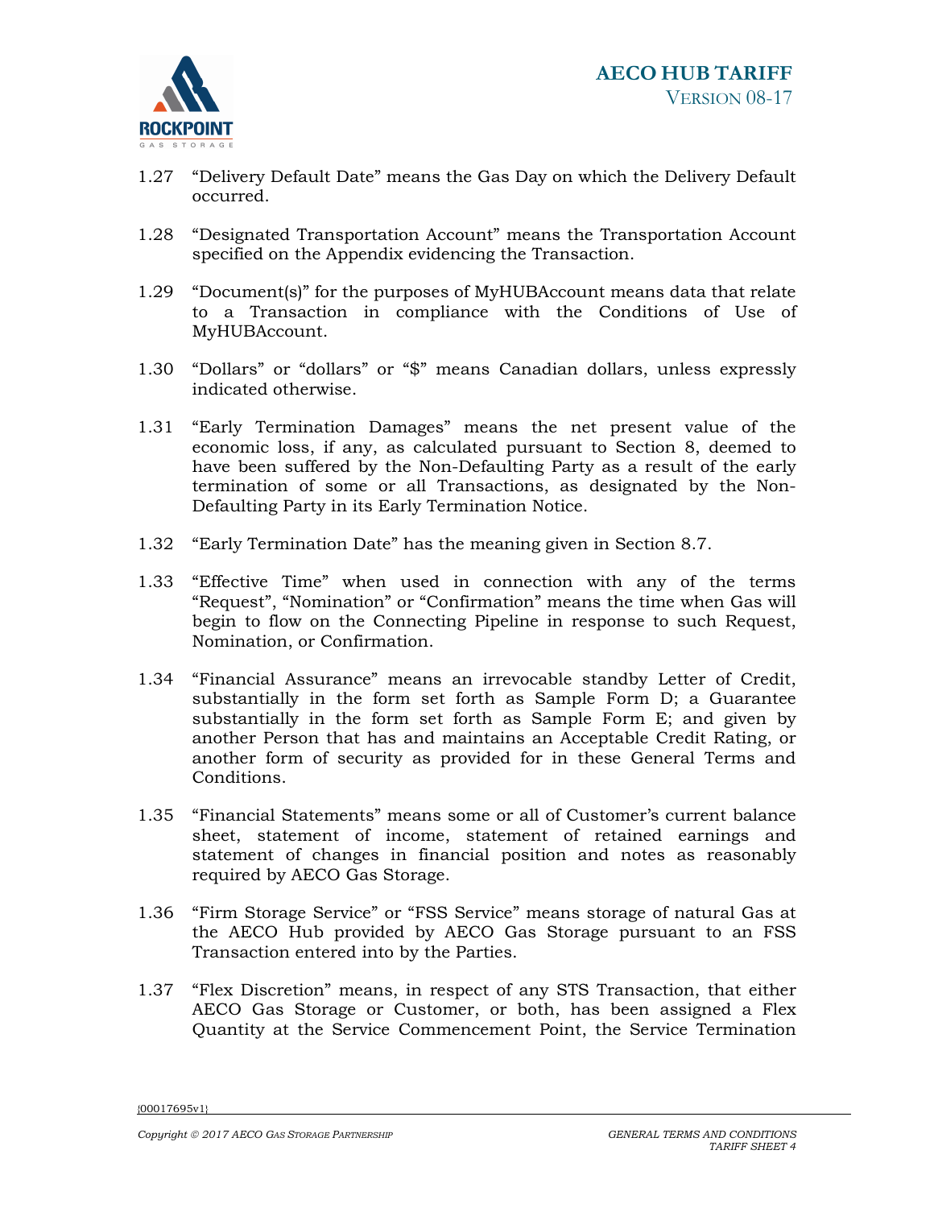1.27 "Delivery Default Date" means the Gas Day on which the Delivery Default occurred.

1.28 "Designated Transportation Account" means the Transportation Account specified on the Appendix evidencing the Transaction.

1.29 "Document(s)" for the purposes of MyHUBAccount means data that relate to a Transaction in compliance with the Conditions of Use of MyHUBAccount.

1.30 "Dollars" or "dollars" or "$" means Canadian dollars, unless expressly indicated otherwise.

1.31 "Early Termination Damages" means the net present value of the economic loss, if any, as calculated pursuant to Section 8, deemed to have been suffered by the Non-Defaulting Party as a result of the early termination of some or all Transactions, as designated by the Non-Defaulting Party in its Early Termination Notice.

1.32 "Early Termination Date" has the meaning given in Section 8.7.

1.33 "Effective Time" when used in connection with any of the terms "Request", "Nomination" or "Confirmation" means the time when Gas will begin to flow on the Connecting Pipeline in response to such Request, Nomination, or Confirmation.

1.34 "Financial Assurance" means an irrevocable standby Letter of Credit, substantially in the form set forth as Sample Form D; a Guarantee substantially in the form set forth as Sample Form E; and given by another Person that has and maintains an Acceptable Credit Rating, or another form of security as provided for in these General Terms and Conditions.

1.35 "Financial Statements" means some or all of Customer's current balance sheet, statement of income, statement of retained earnings and statement of changes in financial position and notes as reasonably required by AECO Gas Storage.

1.36 "Firm Storage Service" or "FSS Service" means storage of natural Gas at the AECO Hub provided by AECO Gas Storage pursuant to an FSS Transaction entered into by the Parties.

1.37 "Flex Discretion" means, in respect of any STS Transaction, that either AECO Gas Storage or Customer, or both, has been assigned a Flex Quantity at the Service Commencement Point, the Service Termination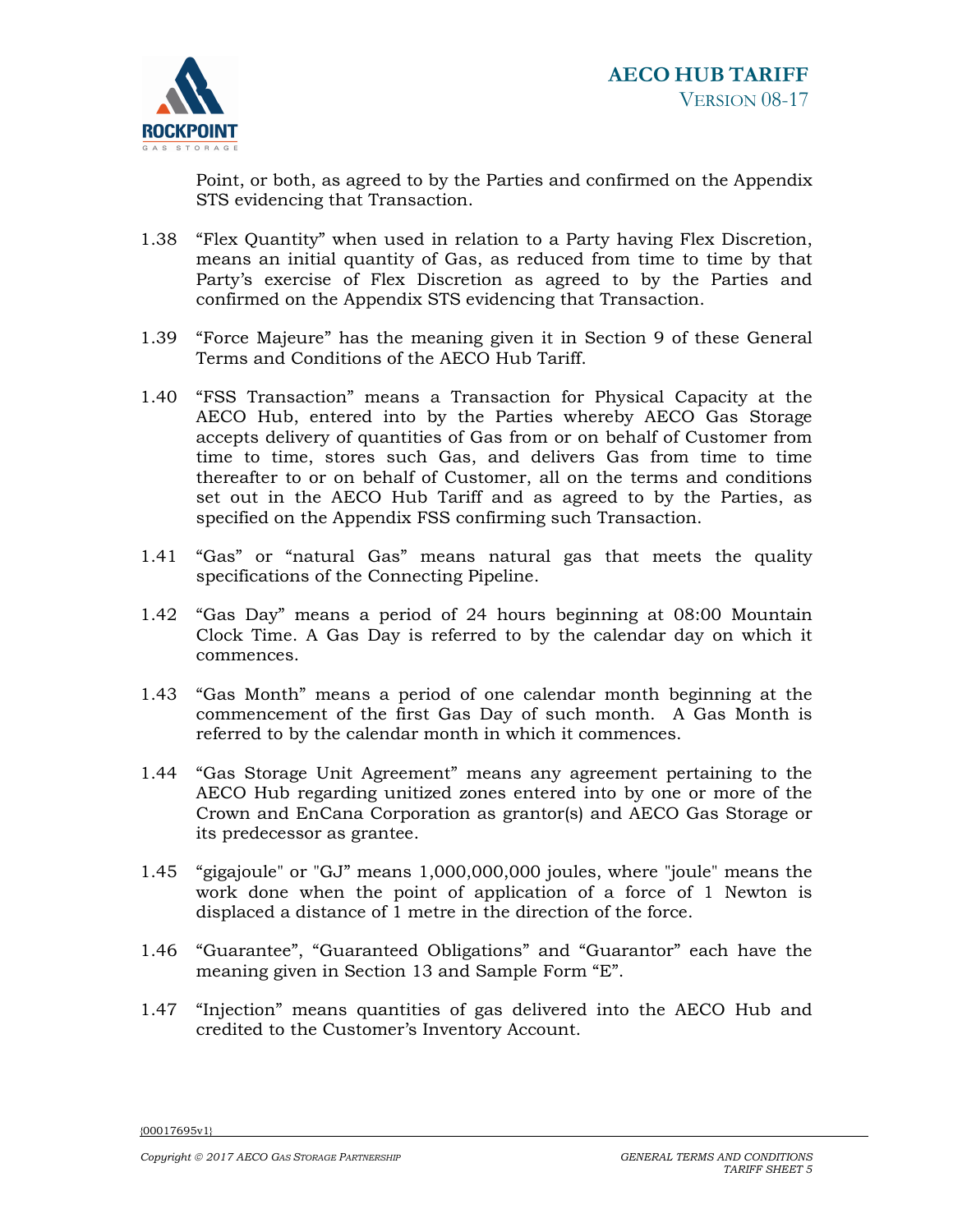Point, or both, as agreed to by the Parties and confirmed on the Appendix STS evidencing that Transaction.

1.38 "Flex Quantity" when used in relation to a Party having Flex Discretion, means an initial quantity of Gas, as reduced from time to time by that Party's exercise of Flex Discretion as agreed to by the Parties and confirmed on the Appendix STS evidencing that Transaction.

1.39 "Force Majeure" has the meaning given it in Section 9 of these General Terms and Conditions of the AECO Hub Tariff.

1.40 "FSS Transaction" means a Transaction for Physical Capacity at the AECO Hub, entered into by the Parties whereby AECO Gas Storage accepts delivery of quantities of Gas from or on behalf of Customer from time to time, stores such Gas, and delivers Gas from time to time thereafter to or on behalf of Customer, all on the terms and conditions set out in the AECO Hub Tariff and as agreed to by the Parties, as specified on the Appendix FSS confirming such Transaction.

1.41 "Gas" or "natural Gas" means natural gas that meets the quality specifications of the Connecting Pipeline.

1.42 "Gas Day" means a period of 24 hours beginning at 08:00 Mountain Clock Time. A Gas Day is referred to by the calendar day on which it commences.

1.43 "Gas Month" means a period of one calendar month beginning at the commencement of the first Gas Day of such month. A Gas Month is referred to by the calendar month in which it commences.

1.44 "Gas Storage Unit Agreement" means any agreement pertaining to the AECO Hub regarding unitized zones entered into by one or more of the Crown and EnCana Corporation as grantor(s) and AECO Gas Storage or its predecessor as grantee.

1.45 "gigajoule" or "GJ" means 1,000,000,000 joules, where "joule" means the work done when the point of application of a force of 1 Newton is displaced a distance of 1 metre in the direction of the force.

1.46 "Guarantee", "Guaranteed Obligations" and "Guarantor" each have the meaning given in Section 13 and Sample Form "E".

1.47 "Injection" means quantities of gas delivered into the AECO Hub and credited to the Customer's Inventory Account.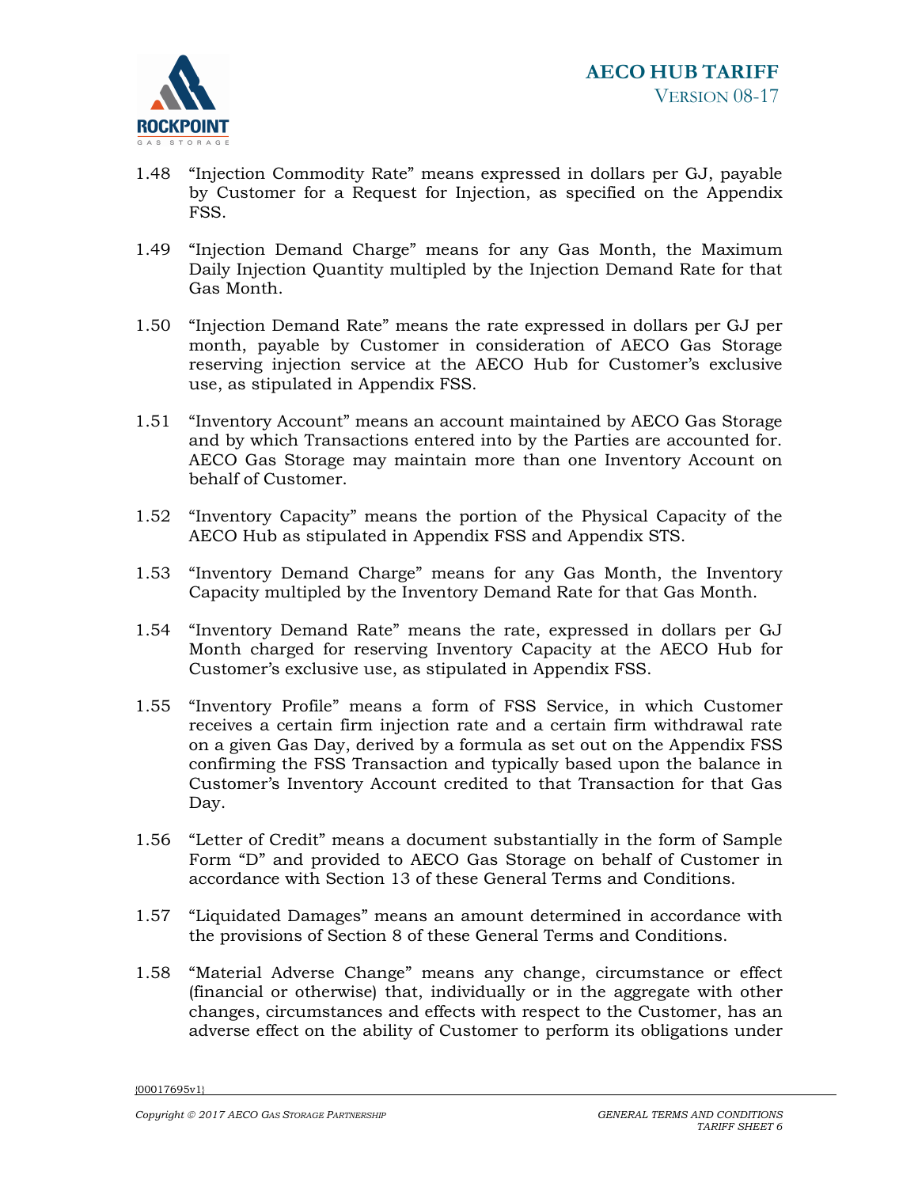1.48 "Injection Commodity Rate" means expressed in dollars per GJ, payable by Customer for a Request for Injection, as specified on the Appendix FSS.

1.49 "Injection Demand Charge" means for any Gas Month, the Maximum Daily Injection Quantity multipled by the Injection Demand Rate for that Gas Month.

1.50 "Injection Demand Rate" means the rate expressed in dollars per GJ per month, payable by Customer in consideration of AECO Gas Storage reserving injection service at the AECO Hub for Customer's exclusive use, as stipulated in Appendix FSS.

1.51 "Inventory Account" means an account maintained by AECO Gas Storage and by which Transactions entered into by the Parties are accounted for. AECO Gas Storage may maintain more than one Inventory Account on behalf of Customer.

1.52 "Inventory Capacity" means the portion of the Physical Capacity of the AECO Hub as stipulated in Appendix FSS and Appendix STS.

1.53 "Inventory Demand Charge" means for any Gas Month, the Inventory Capacity multipled by the Inventory Demand Rate for that Gas Month.

1.54 "Inventory Demand Rate" means the rate, expressed in dollars per GJ Month charged for reserving Inventory Capacity at the AECO Hub for Customer's exclusive use, as stipulated in Appendix FSS.

1.55 "Inventory Profile" means a form of FSS Service, in which Customer receives a certain firm injection rate and a certain firm withdrawal rate on a given Gas Day, derived by a formula as set out on the Appendix FSS confirming the FSS Transaction and typically based upon the balance in Customer's Inventory Account credited to that Transaction for that Gas Day.

1.56 "Letter of Credit" means a document substantially in the form of Sample Form "D" and provided to AECO Gas Storage on behalf of Customer in accordance with Section 13 of these General Terms and Conditions.

1.57 "Liquidated Damages" means an amount determined in accordance with the provisions of Section 8 of these General Terms and Conditions.

1.58 "Material Adverse Change" means any change, circumstance or effect (financial or otherwise) that, individually or in the aggregate with other changes, circumstances and effects with respect to the Customer, has an adverse effect on the ability of Customer to perform its obligations under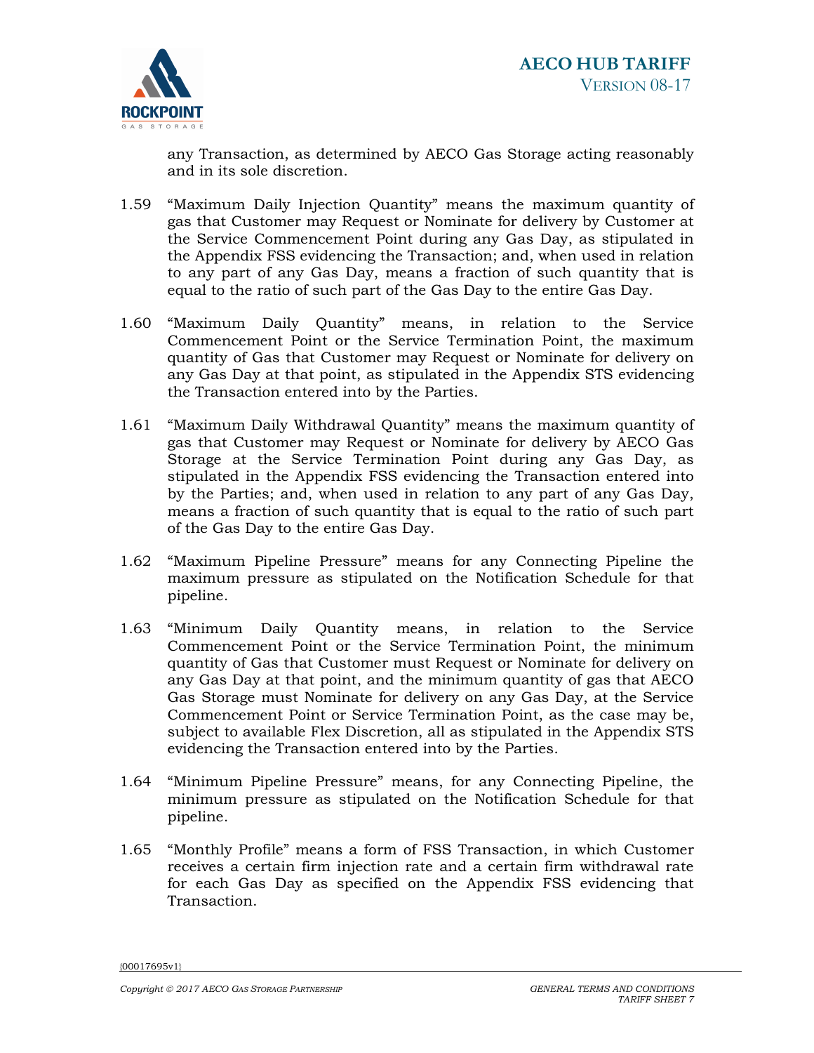any Transaction, as determined by AECO Gas Storage acting reasonably and in its sole discretion.

1.59 "Maximum Daily Injection Quantity" means the maximum quantity of gas that Customer may Request or Nominate for delivery by Customer at the Service Commencement Point during any Gas Day, as stipulated in the Appendix FSS evidencing the Transaction; and, when used in relation to any part of any Gas Day, means a fraction of such quantity that is equal to the ratio of such part of the Gas Day to the entire Gas Day.

1.60 "Maximum Daily Quantity" means, in relation to the Service Commencement Point or the Service Termination Point, the maximum quantity of Gas that Customer may Request or Nominate for delivery on any Gas Day at that point, as stipulated in the Appendix STS evidencing the Transaction entered into by the Parties.

1.61 "Maximum Daily Withdrawal Quantity" means the maximum quantity of gas that Customer may Request or Nominate for delivery by AECO Gas Storage at the Service Termination Point during any Gas Day, as stipulated in the Appendix FSS evidencing the Transaction entered into by the Parties; and, when used in relation to any part of any Gas Day, means a fraction of such quantity that is equal to the ratio of such part of the Gas Day to the entire Gas Day.

1.62 "Maximum Pipeline Pressure" means for any Connecting Pipeline the maximum pressure as stipulated on the Notification Schedule for that pipeline.

1.63 "Minimum Daily Quantity means, in relation to the Service Commencement Point or the Service Termination Point, the minimum quantity of Gas that Customer must Request or Nominate for delivery on any Gas Day at that point, and the minimum quantity of gas that AECO Gas Storage must Nominate for delivery on any Gas Day, at the Service Commencement Point or Service Termination Point, as the case may be, subject to available Flex Discretion, all as stipulated in the Appendix STS evidencing the Transaction entered into by the Parties.

1.64 "Minimum Pipeline Pressure" means, for any Connecting Pipeline, the minimum pressure as stipulated on the Notification Schedule for that pipeline.

1.65 "Monthly Profile" means a form of FSS Transaction, in which Customer receives a certain firm injection rate and a certain firm withdrawal rate for each Gas Day as specified on the Appendix FSS evidencing that Transaction.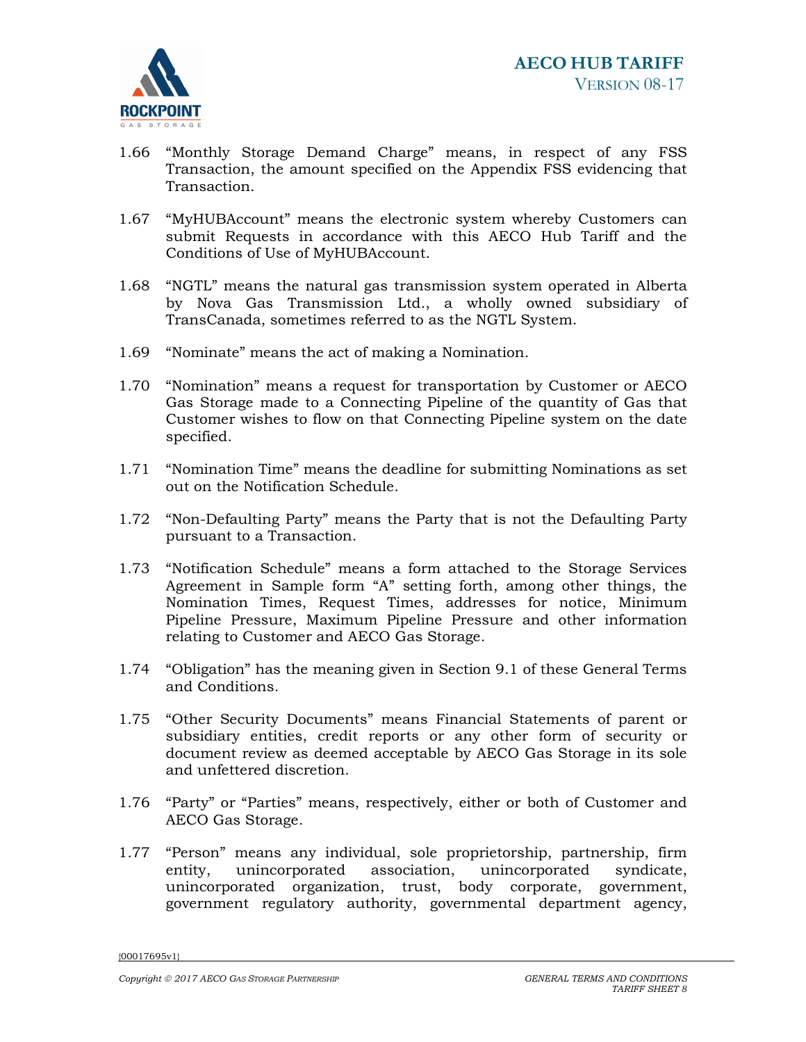1.66 “Monthly Storage Demand Charge” means, in respect of any FSS Transaction, the amount specified on the Appendix FSS evidencing that Transaction.

1.67 “MyHUBAccount” means the electronic system whereby Customers can submit Requests in accordance with this AECO Hub Tariff and the Conditions of Use of MyHUBAccount.

1.68 “NGTL” means the natural gas transmission system operated in Alberta by Nova Gas Transmission Ltd., a wholly owned subsidiary of TransCanada, sometimes referred to as the NGTL System.

1.69 “Nominate” means the act of making a Nomination.

1.70 “Nomination” means a request for transportation by Customer or AECO Gas Storage made to a Connecting Pipeline of the quantity of Gas that Customer wishes to flow on that Connecting Pipeline system on the date specified.

1.71 “Nomination Time” means the deadline for submitting Nominations as set out on the Notification Schedule.

1.72 “Non-Defaulting Party” means the Party that is not the Defaulting Party pursuant to a Transaction.

1.73 “Notification Schedule” means a form attached to the Storage Services Agreement in Sample form “A” setting forth, among other things, the Nomination Times, Request Times, addresses for notice, Minimum Pipeline Pressure, Maximum Pipeline Pressure and other information relating to Customer and AECO Gas Storage.

1.74 “Obligation” has the meaning given in Section 9.1 of these General Terms and Conditions.

1.75 “Other Security Documents” means Financial Statements of parent or subsidiary entities, credit reports or any other form of security or document review as deemed acceptable by AECO Gas Storage in its sole and unfettered discretion.

1.76 “Party” or “Parties” means, respectively, either or both of Customer and AECO Gas Storage.

1.77 “Person” means any individual, sole proprietorship, partnership, firm entity, unincorporated association, unincorporated syndicate, unincorporated organization, trust, body corporate, government, government regulatory authority, governmental department agency,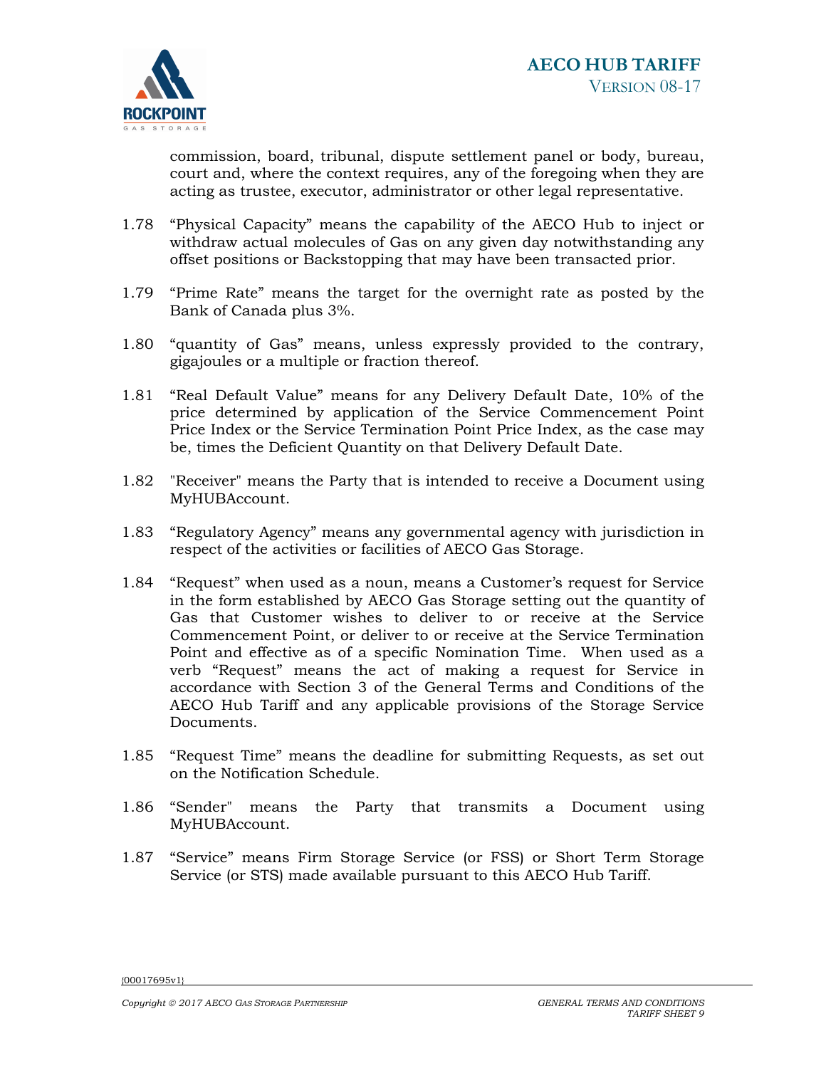commission, board, tribunal, dispute settlement panel or body, bureau, court and, where the context requires, any of the foregoing when they are acting as trustee, executor, administrator or other legal representative.

1.78 "Physical Capacity" means the capability of the AECO Hub to inject or withdraw actual molecules of Gas on any given day notwithstanding any offset positions or Backstopping that may have been transacted prior.

1.79 "Prime Rate" means the target for the overnight rate as posted by the Bank of Canada plus 3%.

1.80 "quantity of Gas" means, unless expressly provided to the contrary, gigajoules or a multiple or fraction thereof.

1.81 "Real Default Value" means for any Delivery Default Date, 10% of the price determined by application of the Service Commencement Point Price Index or the Service Termination Point Price Index, as the case may be, times the Deficient Quantity on that Delivery Default Date.

1.82 "Receiver" means the Party that is intended to receive a Document using MyHUBAccount.

1.83 "Regulatory Agency" means any governmental agency with jurisdiction in respect of the activities or facilities of AECO Gas Storage.

1.84 "Request" when used as a noun, means a Customer's request for Service in the form established by AECO Gas Storage setting out the quantity of Gas that Customer wishes to deliver to or receive at the Service Commencement Point, or deliver to or receive at the Service Termination Point and effective as of a specific Nomination Time. When used as a verb "Request" means the act of making a request for Service in accordance with Section 3 of the General Terms and Conditions of the AECO Hub Tariff and any applicable provisions of the Storage Service Documents.

1.85 "Request Time" means the deadline for submitting Requests, as set out on the Notification Schedule.

1.86 "Sender" means the Party that transmits a Document using MyHUBAccount.

1.87 "Service" means Firm Storage Service (or FSS) or Short Term Storage Service (or STS) made available pursuant to this AECO Hub Tariff.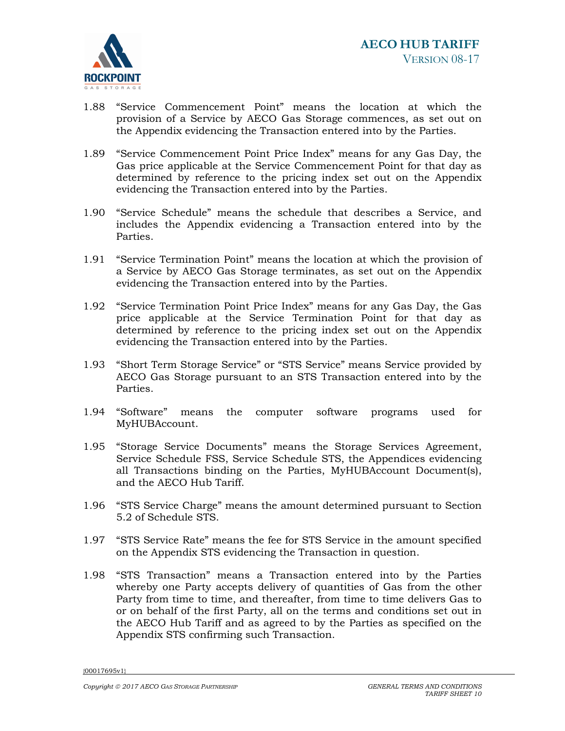1.88 “Service Commencement Point” means the location at which the provision of a Service by AECO Gas Storage commences, as set out on the Appendix evidencing the Transaction entered into by the Parties.

1.89 “Service Commencement Point Price Index” means for any Gas Day, the Gas price applicable at the Service Commencement Point for that day as determined by reference to the pricing index set out on the Appendix evidencing the Transaction entered into by the Parties.

1.90 “Service Schedule” means the schedule that describes a Service, and includes the Appendix evidencing a Transaction entered into by the Parties.

1.91 “Service Termination Point” means the location at which the provision of a Service by AECO Gas Storage terminates, as set out on the Appendix evidencing the Transaction entered into by the Parties.

1.92 “Service Termination Point Price Index” means for any Gas Day, the Gas price applicable at the Service Termination Point for that day as determined by reference to the pricing index set out on the Appendix evidencing the Transaction entered into by the Parties.

1.93 “Short Term Storage Service” or “STS Service” means Service provided by AECO Gas Storage pursuant to an STS Transaction entered into by the Parties.

1.94 “Software” means the computer software programs used for MyHUBAccount.

1.95 “Storage Service Documents” means the Storage Services Agreement, Service Schedule FSS, Service Schedule STS, the Appendices evidencing all Transactions binding on the Parties, MyHUBAccount Document(s), and the AECO Hub Tariff.

1.96 “STS Service Charge” means the amount determined pursuant to Section 5.2 of Schedule STS.

1.97 “STS Service Rate” means the fee for STS Service in the amount specified on the Appendix STS evidencing the Transaction in question.

1.98 “STS Transaction” means a Transaction entered into by the Parties whereby one Party accepts delivery of quantities of Gas from the other Party from time to time, and thereafter, from time to time delivers Gas to or on behalf of the first Party, all on the terms and conditions set out in the AECO Hub Tariff and as agreed to by the Parties as specified on the Appendix STS confirming such Transaction.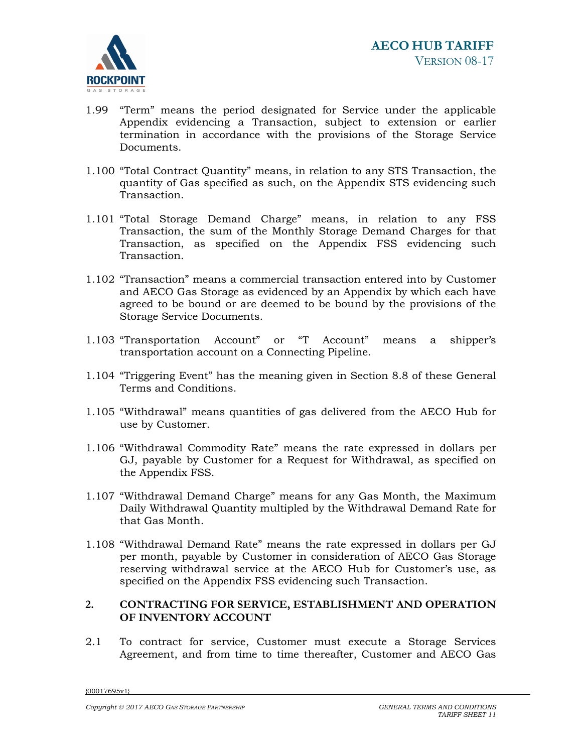1.99 "Term" means the period designated for Service under the applicable Appendix evidencing a Transaction, subject to extension or earlier termination in accordance with the provisions of the Storage Service Documents.

1.100 "Total Contract Quantity" means, in relation to any STS Transaction, the quantity of Gas specified as such, on the Appendix STS evidencing such Transaction.

1.101 "Total Storage Demand Charge" means, in relation to any FSS Transaction, the sum of the Monthly Storage Demand Charges for that Transaction, as specified on the Appendix FSS evidencing such Transaction.

1.102 "Transaction" means a commercial transaction entered into by Customer and AECO Gas Storage as evidenced by an Appendix by which each have agreed to be bound or are deemed to be bound by the provisions of the Storage Service Documents.

1.103 "Transportation Account" or "T Account" means a shipper's transportation account on a Connecting Pipeline.

1.104 "Triggering Event" has the meaning given in Section 8.8 of these General Terms and Conditions.

1.105 "Withdrawal" means quantities of gas delivered from the AECO Hub for use by Customer.

1.106 "Withdrawal Commodity Rate" means the rate expressed in dollars per GJ, payable by Customer for a Request for Withdrawal, as specified on the Appendix FSS.

1.107 "Withdrawal Demand Charge" means for any Gas Month, the Maximum Daily Withdrawal Quantity multipled by the Withdrawal Demand Rate for that Gas Month.

1.108 "Withdrawal Demand Rate" means the rate expressed in dollars per GJ per month, payable by Customer in consideration of AECO Gas Storage reserving withdrawal service at the AECO Hub for Customer's use, as specified on the Appendix FSS evidencing such Transaction.

## 2. CONTRACTING FOR SERVICE, ESTABLISHMENT AND OPERATION OF INVENTORY ACCOUNT

2.1 To contract for service, Customer must execute a Storage Services Agreement, and from time to time thereafter, Customer and AECO Gas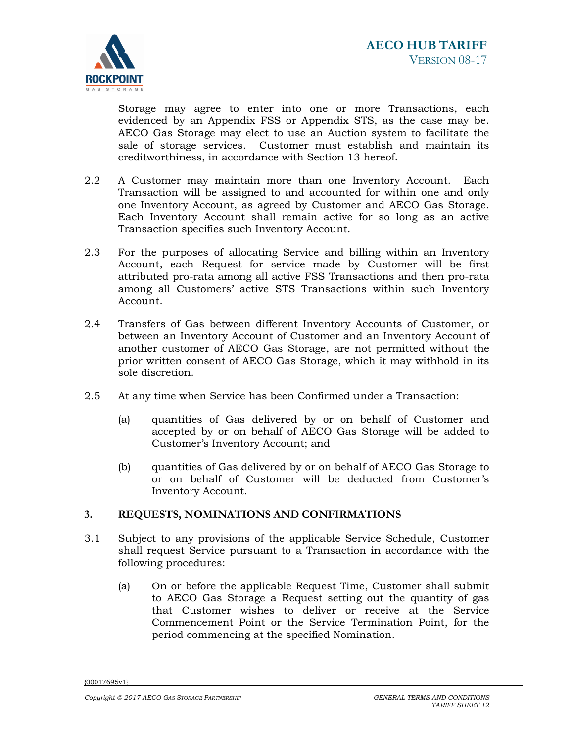Storage may agree to enter into one or more Transactions, each evidenced by an Appendix FSS or Appendix STS, as the case may be. AECO Gas Storage may elect to use an Auction system to facilitate the sale of storage services. Customer must establish and maintain its creditworthiness, in accordance with Section 13 hereof.

2.2 A Customer may maintain more than one Inventory Account. Each Transaction will be assigned to and accounted for within one and only one Inventory Account, as agreed by Customer and AECO Gas Storage. Each Inventory Account shall remain active for so long as an active Transaction specifies such Inventory Account.

2.3 For the purposes of allocating Service and billing within an Inventory Account, each Request for service made by Customer will be first attributed pro-rata among all active FSS Transactions and then pro-rata among all Customers' active STS Transactions within such Inventory Account.

2.4 Transfers of Gas between different Inventory Accounts of Customer, or between an Inventory Account of Customer and an Inventory Account of another customer of AECO Gas Storage, are not permitted without the prior written consent of AECO Gas Storage, which it may withhold in its sole discretion.

2.5 At any time when Service has been Confirmed under a Transaction:

(a) quantities of Gas delivered by or on behalf of Customer and accepted by or on behalf of AECO Gas Storage will be added to Customer's Inventory Account; and

(b) quantities of Gas delivered by or on behalf of AECO Gas Storage to or on behalf of Customer will be deducted from Customer's Inventory Account.

## 3. REQUESTS, NOMINATIONS AND CONFIRMATIONS

3.1 Subject to any provisions of the applicable Service Schedule, Customer shall request Service pursuant to a Transaction in accordance with the following procedures:

(a) On or before the applicable Request Time, Customer shall submit to AECO Gas Storage a Request setting out the quantity of gas that Customer wishes to deliver or receive at the Service Commencement Point or the Service Termination Point, for the period commencing at the specified Nomination.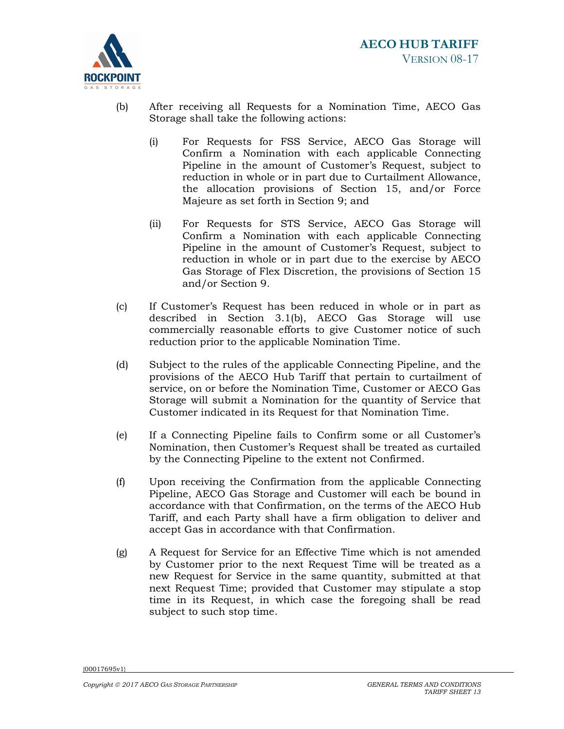(b) After receiving all Requests for a Nomination Time, AECO Gas Storage shall take the following actions:

  (i) For Requests for FSS Service, AECO Gas Storage will Confirm a Nomination with each applicable Connecting Pipeline in the amount of Customer's Request, subject to reduction in whole or in part due to Curtailment Allowance, the allocation provisions of Section 15, and/or Force Majeure as set forth in Section 9; and

  (ii) For Requests for STS Service, AECO Gas Storage will Confirm a Nomination with each applicable Connecting Pipeline in the amount of Customer's Request, subject to reduction in whole or in part due to the exercise by AECO Gas Storage of Flex Discretion, the provisions of Section 15 and/or Section 9.

(c) If Customer's Request has been reduced in whole or in part as described in Section 3.1(b), AECO Gas Storage will use commercially reasonable efforts to give Customer notice of such reduction prior to the applicable Nomination Time.

(d) Subject to the rules of the applicable Connecting Pipeline, and the provisions of the AECO Hub Tariff that pertain to curtailment of service, on or before the Nomination Time, Customer or AECO Gas Storage will submit a Nomination for the quantity of Service that Customer indicated in its Request for that Nomination Time.

(e) If a Connecting Pipeline fails to Confirm some or all Customer's Nomination, then Customer's Request shall be treated as curtailed by the Connecting Pipeline to the extent not Confirmed.

(f) Upon receiving the Confirmation from the applicable Connecting Pipeline, AECO Gas Storage and Customer will each be bound in accordance with that Confirmation, on the terms of the AECO Hub Tariff, and each Party shall have a firm obligation to deliver and accept Gas in accordance with that Confirmation.

(g) A Request for Service for an Effective Time which is not amended by Customer prior to the next Request Time will be treated as a new Request for Service in the same quantity, submitted at that next Request Time; provided that Customer may stipulate a stop time in its Request, in which case the foregoing shall be read subject to such stop time.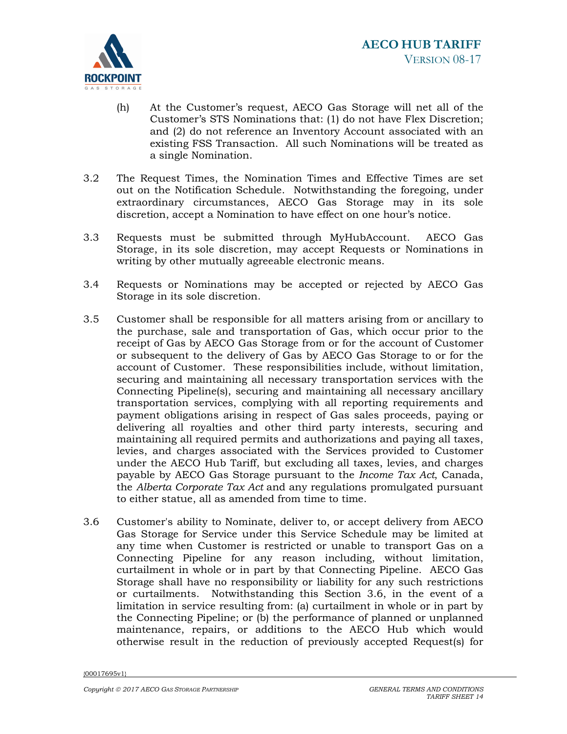(h) At the Customer's request, AECO Gas Storage will net all of the Customer's STS Nominations that: (1) do not have Flex Discretion; and (2) do not reference an Inventory Account associated with an existing FSS Transaction. All such Nominations will be treated as a single Nomination.

3.2 The Request Times, the Nomination Times and Effective Times are set out on the Notification Schedule. Notwithstanding the foregoing, under extraordinary circumstances, AECO Gas Storage may in its sole discretion, accept a Nomination to have effect on one hour's notice.

3.3 Requests must be submitted through MyHubAccount. AECO Gas Storage, in its sole discretion, may accept Requests or Nominations in writing by other mutually agreeable electronic means.

3.4 Requests or Nominations may be accepted or rejected by AECO Gas Storage in its sole discretion.

3.5 Customer shall be responsible for all matters arising from or ancillary to the purchase, sale and transportation of Gas, which occur prior to the receipt of Gas by AECO Gas Storage from or for the account of Customer or subsequent to the delivery of Gas by AECO Gas Storage to or for the account of Customer. These responsibilities include, without limitation, securing and maintaining all necessary transportation services with the Connecting Pipeline(s), securing and maintaining all necessary ancillary transportation services, complying with all reporting requirements and payment obligations arising in respect of Gas sales proceeds, paying or delivering all royalties and other third party interests, securing and maintaining all required permits and authorizations and paying all taxes, levies, and charges associated with the Services provided to Customer under the AECO Hub Tariff, but excluding all taxes, levies, and charges payable by AECO Gas Storage pursuant to the *Income Tax Act*, Canada, the *Alberta Corporate Tax Act* and any regulations promulgated pursuant to either statue, all as amended from time to time.

3.6 Customer's ability to Nominate, deliver to, or accept delivery from AECO Gas Storage for Service under this Service Schedule may be limited at any time when Customer is restricted or unable to transport Gas on a Connecting Pipeline for any reason including, without limitation, curtailment in whole or in part by that Connecting Pipeline. AECO Gas Storage shall have no responsibility or liability for any such restrictions or curtailments. Notwithstanding this Section 3.6, in the event of a limitation in service resulting from: (a) curtailment in whole or in part by the Connecting Pipeline; or (b) the performance of planned or unplanned maintenance, repairs, or additions to the AECO Hub which would otherwise result in the reduction of previously accepted Request(s) for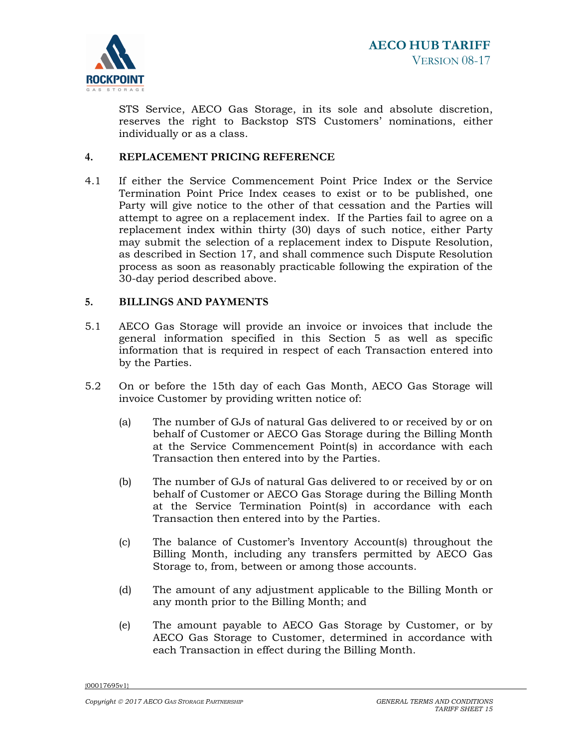STS Service, AECO Gas Storage, in its sole and absolute discretion, reserves the right to Backstop STS Customers' nominations, either individually or as a class.

## 4. REPLACEMENT PRICING REFERENCE

4.1 If either the Service Commencement Point Price Index or the Service Termination Point Price Index ceases to exist or to be published, one Party will give notice to the other of that cessation and the Parties will attempt to agree on a replacement index. If the Parties fail to agree on a replacement index within thirty (30) days of such notice, either Party may submit the selection of a replacement index to Dispute Resolution, as described in Section 17, and shall commence such Dispute Resolution process as soon as reasonably practicable following the expiration of the 30-day period described above.

## 5. BILLINGS AND PAYMENTS

5.1 AECO Gas Storage will provide an invoice or invoices that include the general information specified in this Section 5 as well as specific information that is required in respect of each Transaction entered into by the Parties.

5.2 On or before the 15th day of each Gas Month, AECO Gas Storage will invoice Customer by providing written notice of:

(a) The number of GJs of natural Gas delivered to or received by or on behalf of Customer or AECO Gas Storage during the Billing Month at the Service Commencement Point(s) in accordance with each Transaction then entered into by the Parties.

(b) The number of GJs of natural Gas delivered to or received by or on behalf of Customer or AECO Gas Storage during the Billing Month at the Service Termination Point(s) in accordance with each Transaction then entered into by the Parties.

(c) The balance of Customer's Inventory Account(s) throughout the Billing Month, including any transfers permitted by AECO Gas Storage to, from, between or among those accounts.

(d) The amount of any adjustment applicable to the Billing Month or any month prior to the Billing Month; and

(e) The amount payable to AECO Gas Storage by Customer, or by AECO Gas Storage to Customer, determined in accordance with each Transaction in effect during the Billing Month.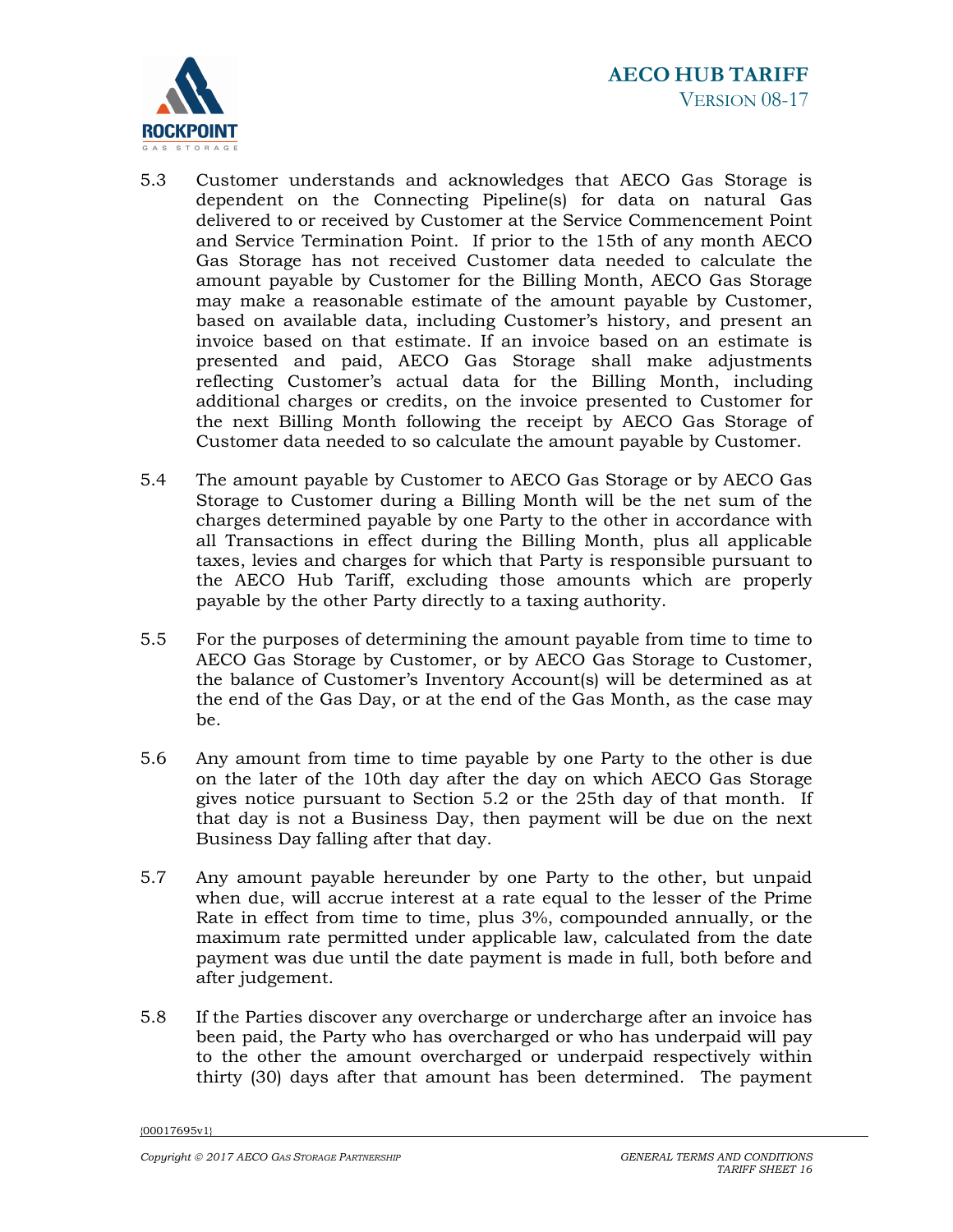5.3 Customer understands and acknowledges that AECO Gas Storage is dependent on the Connecting Pipeline(s) for data on natural Gas delivered to or received by Customer at the Service Commencement Point and Service Termination Point. If prior to the 15th of any month AECO Gas Storage has not received Customer data needed to calculate the amount payable by Customer for the Billing Month, AECO Gas Storage may make a reasonable estimate of the amount payable by Customer, based on available data, including Customer's history, and present an invoice based on that estimate. If an invoice based on an estimate is presented and paid, AECO Gas Storage shall make adjustments reflecting Customer's actual data for the Billing Month, including additional charges or credits, on the invoice presented to Customer for the next Billing Month following the receipt by AECO Gas Storage of Customer data needed to so calculate the amount payable by Customer.

5.4 The amount payable by Customer to AECO Gas Storage or by AECO Gas Storage to Customer during a Billing Month will be the net sum of the charges determined payable by one Party to the other in accordance with all Transactions in effect during the Billing Month, plus all applicable taxes, levies and charges for which that Party is responsible pursuant to the AECO Hub Tariff, excluding those amounts which are properly payable by the other Party directly to a taxing authority.

5.5 For the purposes of determining the amount payable from time to time to AECO Gas Storage by Customer, or by AECO Gas Storage to Customer, the balance of Customer's Inventory Account(s) will be determined as at the end of the Gas Day, or at the end of the Gas Month, as the case may be.

5.6 Any amount from time to time payable by one Party to the other is due on the later of the 10th day after the day on which AECO Gas Storage gives notice pursuant to Section 5.2 or the 25th day of that month. If that day is not a Business Day, then payment will be due on the next Business Day falling after that day.

5.7 Any amount payable hereunder by one Party to the other, but unpaid when due, will accrue interest at a rate equal to the lesser of the Prime Rate in effect from time to time, plus 3%, compounded annually, or the maximum rate permitted under applicable law, calculated from the date payment was due until the date payment is made in full, both before and after judgement.

5.8 If the Parties discover any overcharge or undercharge after an invoice has been paid, the Party who has overcharged or who has underpaid will pay to the other the amount overcharged or underpaid respectively within thirty (30) days after that amount has been determined. The payment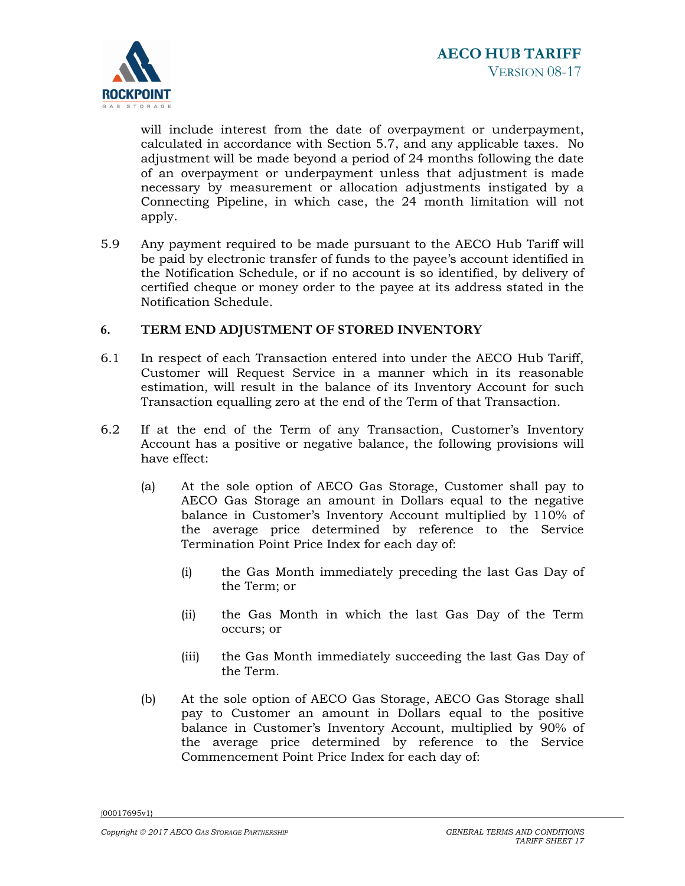will include interest from the date of overpayment or underpayment, calculated in accordance with Section 5.7, and any applicable taxes. No adjustment will be made beyond a period of 24 months following the date of an overpayment or underpayment unless that adjustment is made necessary by measurement or allocation adjustments instigated by a Connecting Pipeline, in which case, the 24 month limitation will not apply.

5.9 Any payment required to be made pursuant to the AECO Hub Tariff will be paid by electronic transfer of funds to the payee's account identified in the Notification Schedule, or if no account is so identified, by delivery of certified cheque or money order to the payee at its address stated in the Notification Schedule.

## 6. TERM END ADJUSTMENT OF STORED INVENTORY

6.1 In respect of each Transaction entered into under the AECO Hub Tariff, Customer will Request Service in a manner which in its reasonable estimation, will result in the balance of its Inventory Account for such Transaction equalling zero at the end of the Term of that Transaction.

6.2 If at the end of the Term of any Transaction, Customer's Inventory Account has a positive or negative balance, the following provisions will have effect:

(a) At the sole option of AECO Gas Storage, Customer shall pay to AECO Gas Storage an amount in Dollars equal to the negative balance in Customer's Inventory Account multiplied by 110% of the average price determined by reference to the Service Termination Point Price Index for each day of:

(i) the Gas Month immediately preceding the last Gas Day of the Term; or

(ii) the Gas Month in which the last Gas Day of the Term occurs; or

(iii) the Gas Month immediately succeeding the last Gas Day of the Term.

(b) At the sole option of AECO Gas Storage, AECO Gas Storage shall pay to Customer an amount in Dollars equal to the positive balance in Customer's Inventory Account, multiplied by 90% of the average price determined by reference to the Service Commencement Point Price Index for each day of: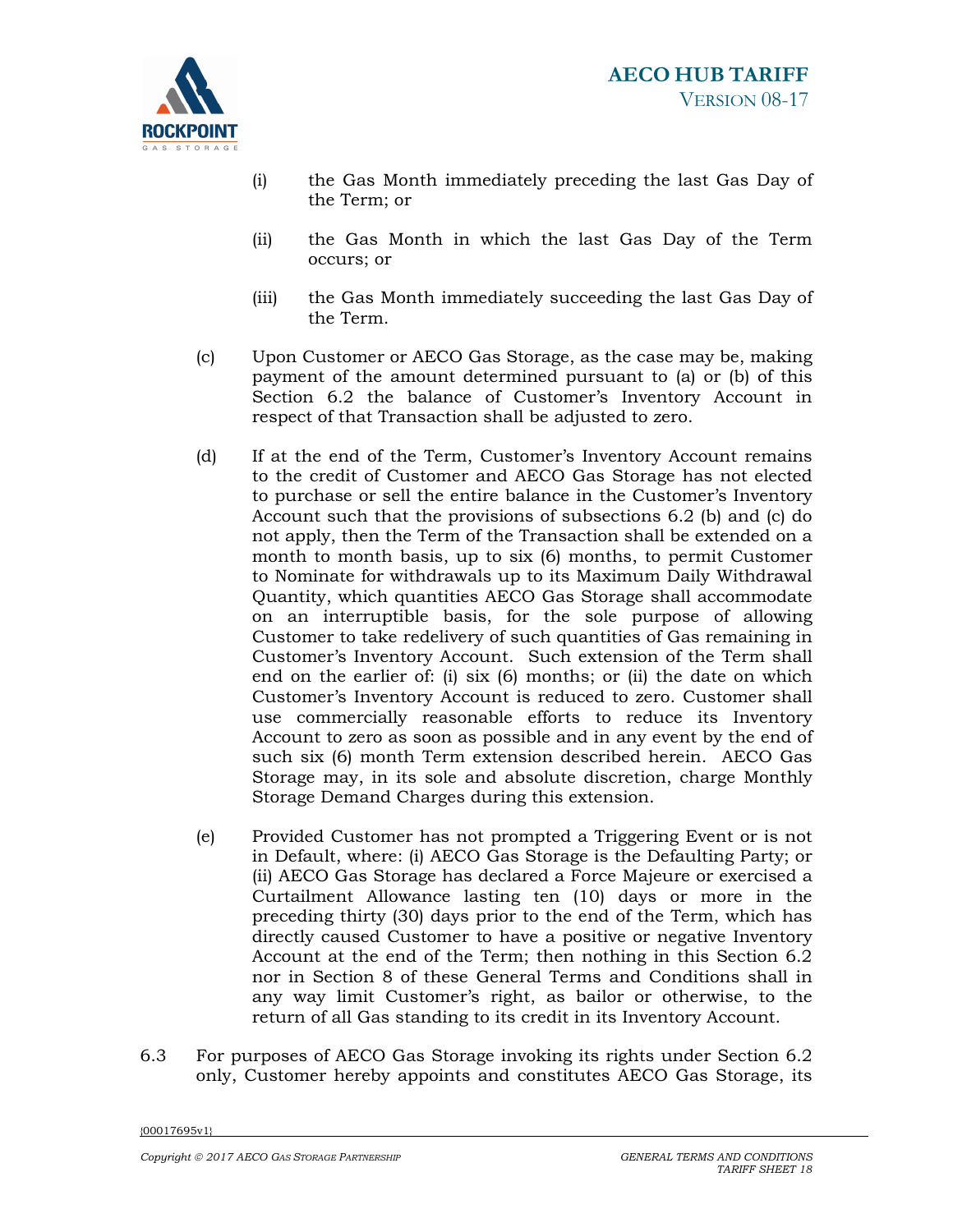(i) the Gas Month immediately preceding the last Gas Day of the Term; or

(ii) the Gas Month in which the last Gas Day of the Term occurs; or

(iii) the Gas Month immediately succeeding the last Gas Day of the Term.

(c) Upon Customer or AECO Gas Storage, as the case may be, making payment of the amount determined pursuant to (a) or (b) of this Section 6.2 the balance of Customer's Inventory Account in respect of that Transaction shall be adjusted to zero.

(d) If at the end of the Term, Customer's Inventory Account remains to the credit of Customer and AECO Gas Storage has not elected to purchase or sell the entire balance in the Customer's Inventory Account such that the provisions of subsections 6.2 (b) and (c) do not apply, then the Term of the Transaction shall be extended on a month to month basis, up to six (6) months, to permit Customer to Nominate for withdrawals up to its Maximum Daily Withdrawal Quantity, which quantities AECO Gas Storage shall accommodate on an interruptible basis, for the sole purpose of allowing Customer to take redelivery of such quantities of Gas remaining in Customer's Inventory Account. Such extension of the Term shall end on the earlier of: (i) six (6) months; or (ii) the date on which Customer's Inventory Account is reduced to zero. Customer shall use commercially reasonable efforts to reduce its Inventory Account to zero as soon as possible and in any event by the end of such six (6) month Term extension described herein. AECO Gas Storage may, in its sole and absolute discretion, charge Monthly Storage Demand Charges during this extension.

(e) Provided Customer has not prompted a Triggering Event or is not in Default, where: (i) AECO Gas Storage is the Defaulting Party; or (ii) AECO Gas Storage has declared a Force Majeure or exercised a Curtailment Allowance lasting ten (10) days or more in the preceding thirty (30) days prior to the end of the Term, which has directly caused Customer to have a positive or negative Inventory Account at the end of the Term; then nothing in this Section 6.2 nor in Section 8 of these General Terms and Conditions shall in any way limit Customer's right, as bailor or otherwise, to the return of all Gas standing to its credit in its Inventory Account.

6.3 For purposes of AECO Gas Storage invoking its rights under Section 6.2 only, Customer hereby appoints and constitutes AECO Gas Storage, its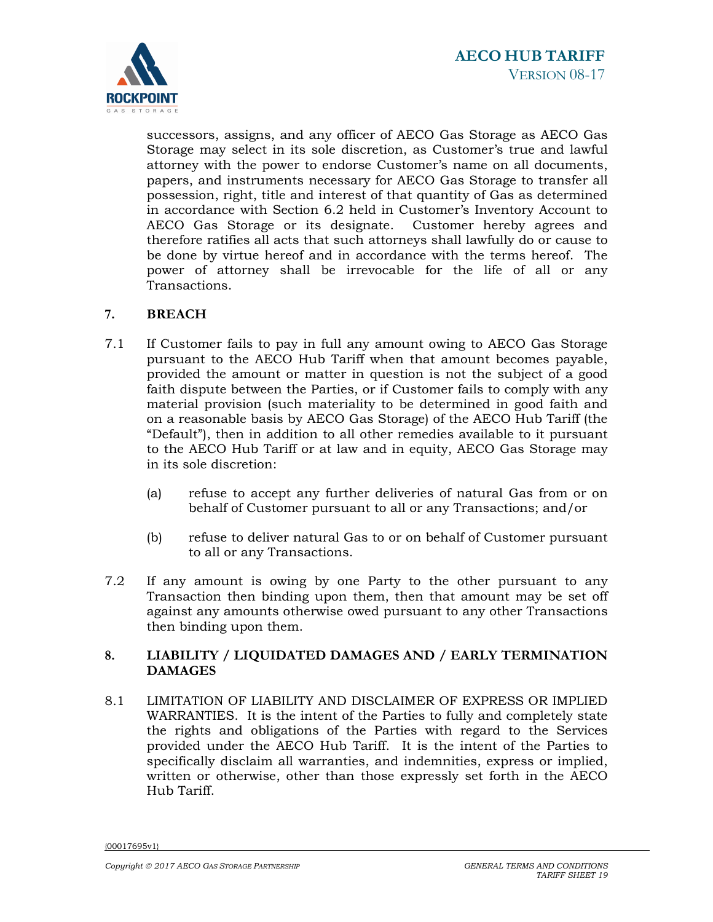successors, assigns, and any officer of AECO Gas Storage as AECO Gas Storage may select in its sole discretion, as Customer's true and lawful attorney with the power to endorse Customer's name on all documents, papers, and instruments necessary for AECO Gas Storage to transfer all possession, right, title and interest of that quantity of Gas as determined in accordance with Section 6.2 held in Customer's Inventory Account to AECO Gas Storage or its designate. Customer hereby agrees and therefore ratifies all acts that such attorneys shall lawfully do or cause to be done by virtue hereof and in accordance with the terms hereof. The power of attorney shall be irrevocable for the life of all or any Transactions.

## 7. BREACH

7.1 If Customer fails to pay in full any amount owing to AECO Gas Storage pursuant to the AECO Hub Tariff when that amount becomes payable, provided the amount or matter in question is not the subject of a good faith dispute between the Parties, or if Customer fails to comply with any material provision (such materiality to be determined in good faith and on a reasonable basis by AECO Gas Storage) of the AECO Hub Tariff (the "Default"), then in addition to all other remedies available to it pursuant to the AECO Hub Tariff or at law and in equity, AECO Gas Storage may in its sole discretion:

(a) refuse to accept any further deliveries of natural Gas from or on behalf of Customer pursuant to all or any Transactions; and/or

(b) refuse to deliver natural Gas to or on behalf of Customer pursuant to all or any Transactions.

7.2 If any amount is owing by one Party to the other pursuant to any Transaction then binding upon them, then that amount may be set off against any amounts otherwise owed pursuant to any other Transactions then binding upon them.

## 8. LIABILITY / LIQUIDATED DAMAGES AND / EARLY TERMINATION DAMAGES

8.1 LIMITATION OF LIABILITY AND DISCLAIMER OF EXPRESS OR IMPLIED WARRANTIES. It is the intent of the Parties to fully and completely state the rights and obligations of the Parties with regard to the Services provided under the AECO Hub Tariff. It is the intent of the Parties to specifically disclaim all warranties, and indemnities, express or implied, written or otherwise, other than those expressly set forth in the AECO Hub Tariff.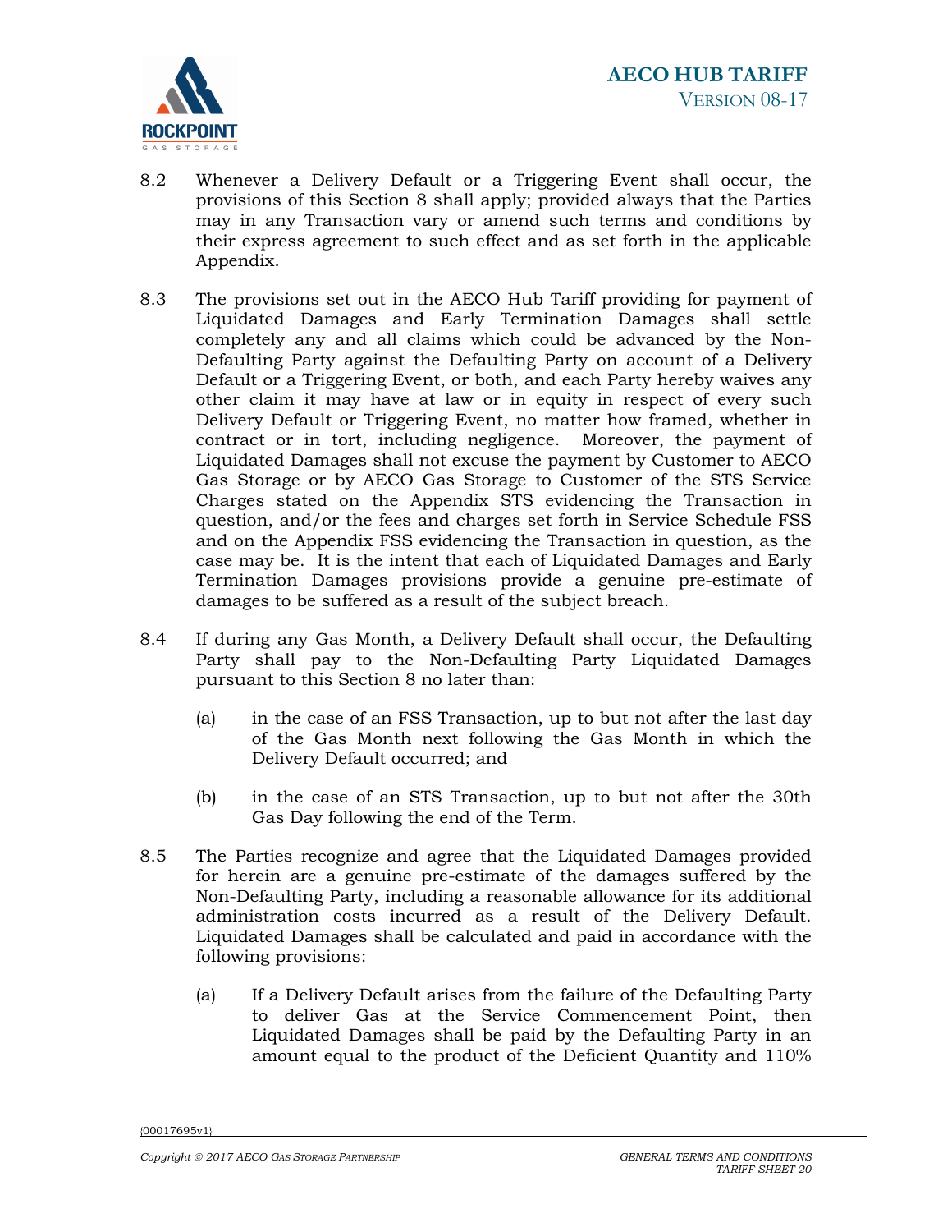8.2 Whenever a Delivery Default or a Triggering Event shall occur, the provisions of this Section 8 shall apply; provided always that the Parties may in any Transaction vary or amend such terms and conditions by their express agreement to such effect and as set forth in the applicable Appendix.

8.3 The provisions set out in the AECO Hub Tariff providing for payment of Liquidated Damages and Early Termination Damages shall settle completely any and all claims which could be advanced by the Non-Defaulting Party against the Defaulting Party on account of a Delivery Default or a Triggering Event, or both, and each Party hereby waives any other claim it may have at law or in equity in respect of every such Delivery Default or Triggering Event, no matter how framed, whether in contract or in tort, including negligence. Moreover, the payment of Liquidated Damages shall not excuse the payment by Customer to AECO Gas Storage or by AECO Gas Storage to Customer of the STS Service Charges stated on the Appendix STS evidencing the Transaction in question, and/or the fees and charges set forth in Service Schedule FSS and on the Appendix FSS evidencing the Transaction in question, as the case may be. It is the intent that each of Liquidated Damages and Early Termination Damages provisions provide a genuine pre-estimate of damages to be suffered as a result of the subject breach.

8.4 If during any Gas Month, a Delivery Default shall occur, the Defaulting Party shall pay to the Non-Defaulting Party Liquidated Damages pursuant to this Section 8 no later than:

(a) in the case of an FSS Transaction, up to but not after the last day of the Gas Month next following the Gas Month in which the Delivery Default occurred; and

(b) in the case of an STS Transaction, up to but not after the 30th Gas Day following the end of the Term.

8.5 The Parties recognize and agree that the Liquidated Damages provided for herein are a genuine pre-estimate of the damages suffered by the Non-Defaulting Party, including a reasonable allowance for its additional administration costs incurred as a result of the Delivery Default. Liquidated Damages shall be calculated and paid in accordance with the following provisions:

(a) If a Delivery Default arises from the failure of the Defaulting Party to deliver Gas at the Service Commencement Point, then Liquidated Damages shall be paid by the Defaulting Party in an amount equal to the product of the Deficient Quantity and 110%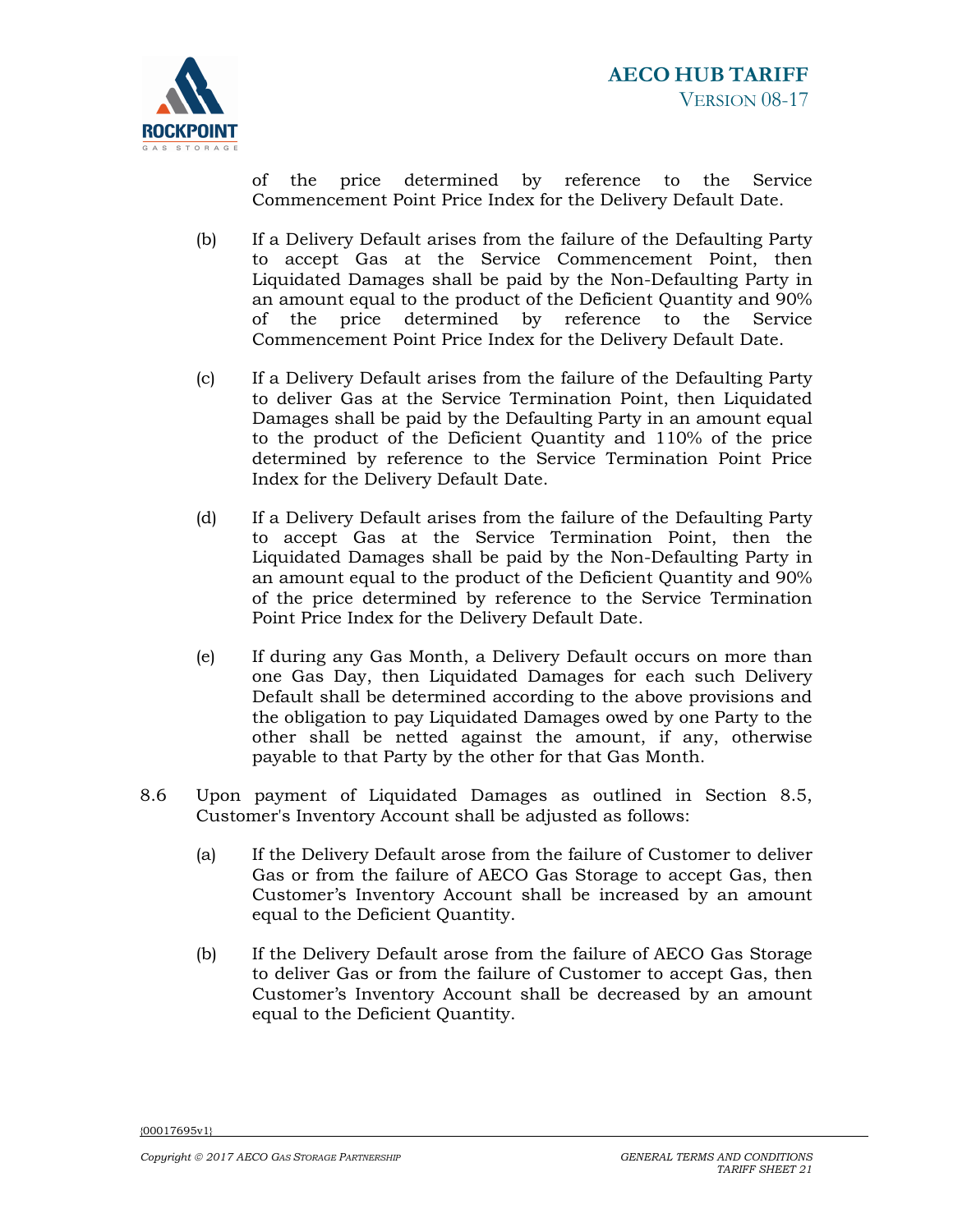of the price determined by reference to the Service Commencement Point Price Index for the Delivery Default Date.

(b) If a Delivery Default arises from the failure of the Defaulting Party to accept Gas at the Service Commencement Point, then Liquidated Damages shall be paid by the Non-Defaulting Party in an amount equal to the product of the Deficient Quantity and 90% of the price determined by reference to the Service Commencement Point Price Index for the Delivery Default Date.

(c) If a Delivery Default arises from the failure of the Defaulting Party to deliver Gas at the Service Termination Point, then Liquidated Damages shall be paid by the Defaulting Party in an amount equal to the product of the Deficient Quantity and 110% of the price determined by reference to the Service Termination Point Price Index for the Delivery Default Date.

(d) If a Delivery Default arises from the failure of the Defaulting Party to accept Gas at the Service Termination Point, then the Liquidated Damages shall be paid by the Non-Defaulting Party in an amount equal to the product of the Deficient Quantity and 90% of the price determined by reference to the Service Termination Point Price Index for the Delivery Default Date.

(e) If during any Gas Month, a Delivery Default occurs on more than one Gas Day, then Liquidated Damages for each such Delivery Default shall be determined according to the above provisions and the obligation to pay Liquidated Damages owed by one Party to the other shall be netted against the amount, if any, otherwise payable to that Party by the other for that Gas Month.

8.6 Upon payment of Liquidated Damages as outlined in Section 8.5, Customer's Inventory Account shall be adjusted as follows:

(a) If the Delivery Default arose from the failure of Customer to deliver Gas or from the failure of AECO Gas Storage to accept Gas, then Customer's Inventory Account shall be increased by an amount equal to the Deficient Quantity.

(b) If the Delivery Default arose from the failure of AECO Gas Storage to deliver Gas or from the failure of Customer to accept Gas, then Customer's Inventory Account shall be decreased by an amount equal to the Deficient Quantity.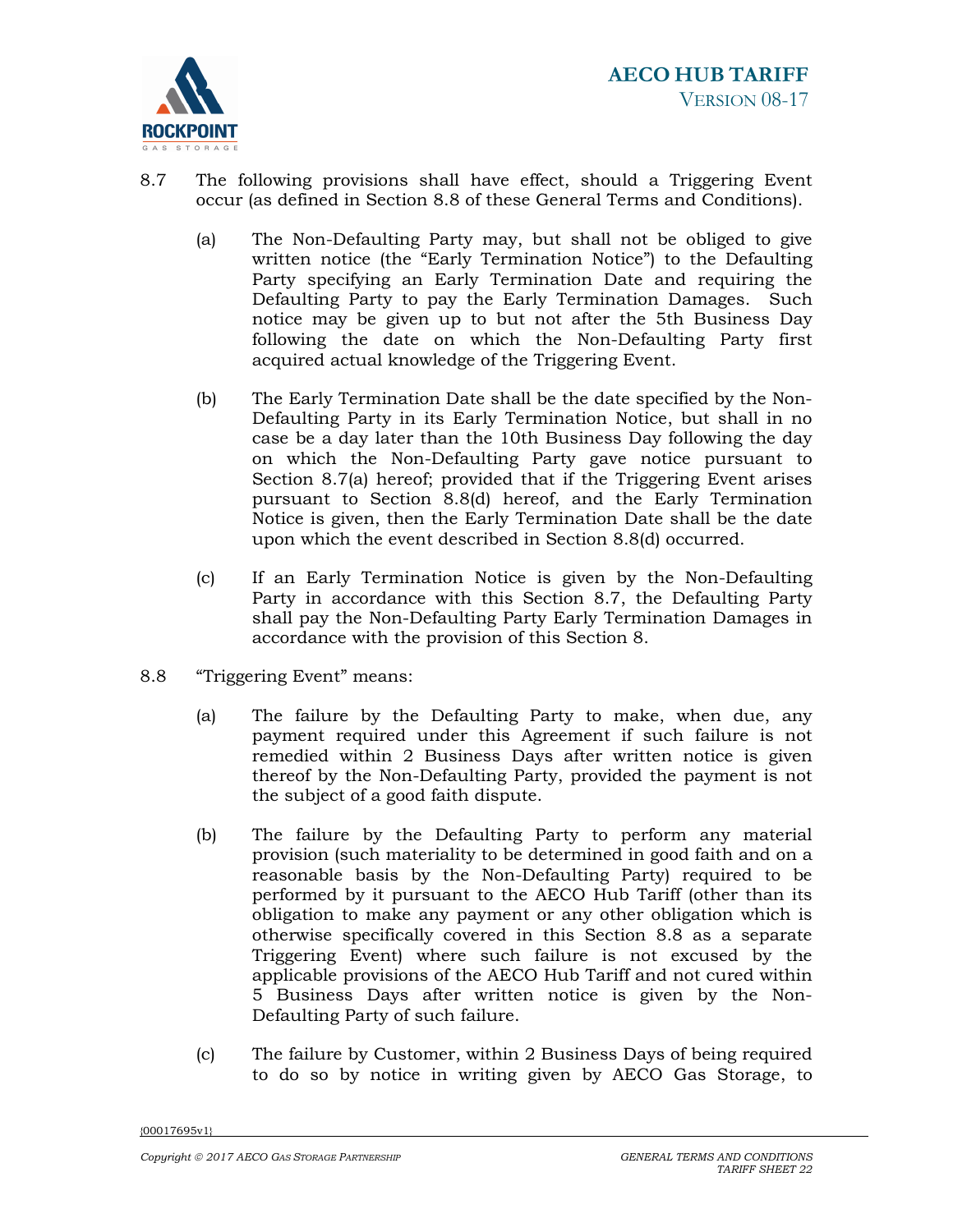8.7 The following provisions shall have effect, should a Triggering Event occur (as defined in Section 8.8 of these General Terms and Conditions).

(a) The Non-Defaulting Party may, but shall not be obliged to give written notice (the "Early Termination Notice") to the Defaulting Party specifying an Early Termination Date and requiring the Defaulting Party to pay the Early Termination Damages. Such notice may be given up to but not after the 5th Business Day following the date on which the Non-Defaulting Party first acquired actual knowledge of the Triggering Event.

(b) The Early Termination Date shall be the date specified by the Non-Defaulting Party in its Early Termination Notice, but shall in no case be a day later than the 10th Business Day following the day on which the Non-Defaulting Party gave notice pursuant to Section 8.7(a) hereof; provided that if the Triggering Event arises pursuant to Section 8.8(d) hereof, and the Early Termination Notice is given, then the Early Termination Date shall be the date upon which the event described in Section 8.8(d) occurred.

(c) If an Early Termination Notice is given by the Non-Defaulting Party in accordance with this Section 8.7, the Defaulting Party shall pay the Non-Defaulting Party Early Termination Damages in accordance with the provision of this Section 8.

8.8 "Triggering Event" means:

(a) The failure by the Defaulting Party to make, when due, any payment required under this Agreement if such failure is not remedied within 2 Business Days after written notice is given thereof by the Non-Defaulting Party, provided the payment is not the subject of a good faith dispute.

(b) The failure by the Defaulting Party to perform any material provision (such materiality to be determined in good faith and on a reasonable basis by the Non-Defaulting Party) required to be performed by it pursuant to the AECO Hub Tariff (other than its obligation to make any payment or any other obligation which is otherwise specifically covered in this Section 8.8 as a separate Triggering Event) where such failure is not excused by the applicable provisions of the AECO Hub Tariff and not cured within 5 Business Days after written notice is given by the Non-Defaulting Party of such failure.

(c) The failure by Customer, within 2 Business Days of being required to do so by notice in writing given by AECO Gas Storage, to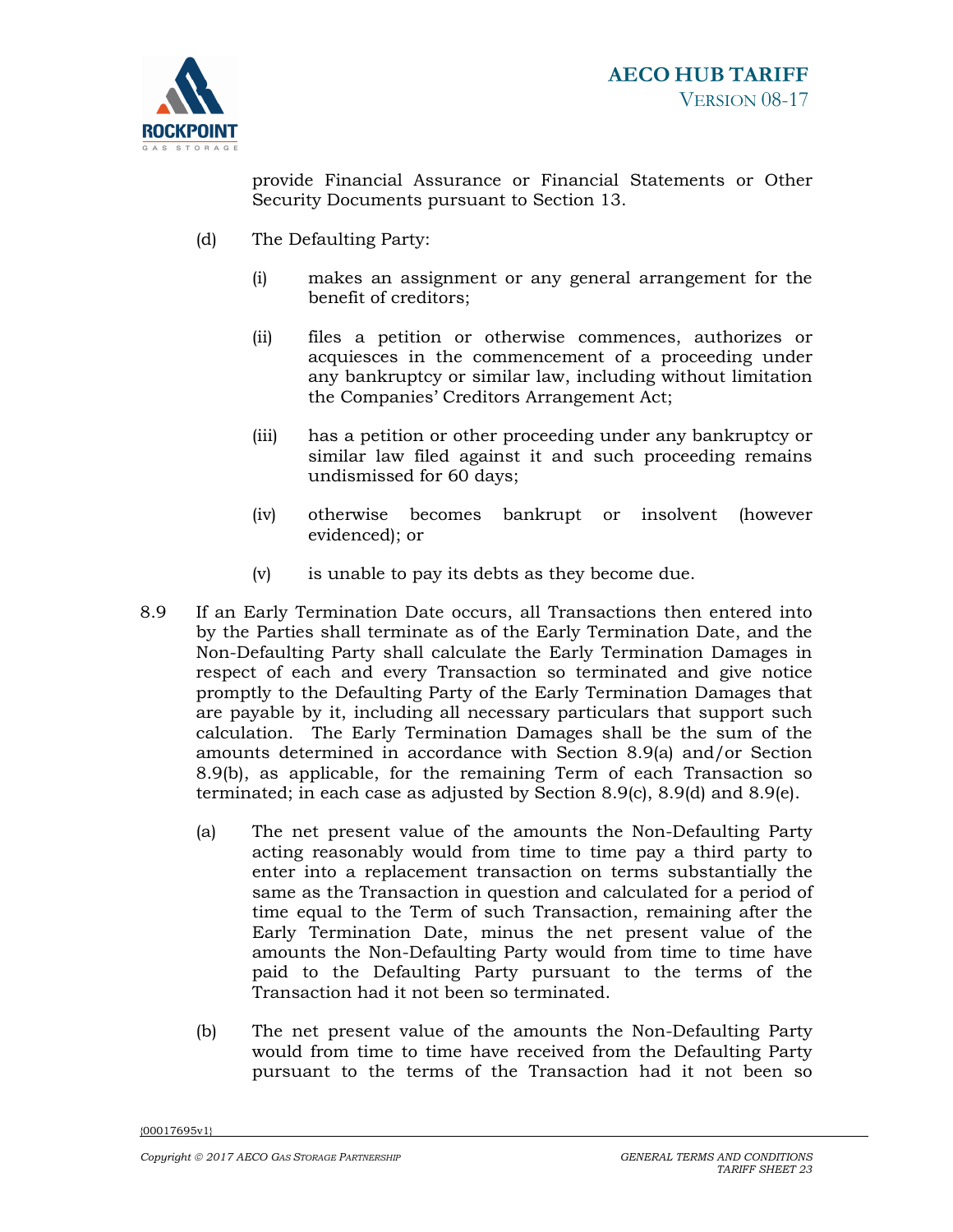provide Financial Assurance or Financial Statements or Other Security Documents pursuant to Section 13.

(d) The Defaulting Party:

(i) makes an assignment or any general arrangement for the benefit of creditors;

(ii) files a petition or otherwise commences, authorizes or acquiesces in the commencement of a proceeding under any bankruptcy or similar law, including without limitation the Companies' Creditors Arrangement Act;

(iii) has a petition or other proceeding under any bankruptcy or similar law filed against it and such proceeding remains undismissed for 60 days;

(iv) otherwise becomes bankrupt or insolvent (however evidenced); or

(v) is unable to pay its debts as they become due.

8.9 If an Early Termination Date occurs, all Transactions then entered into by the Parties shall terminate as of the Early Termination Date, and the Non-Defaulting Party shall calculate the Early Termination Damages in respect of each and every Transaction so terminated and give notice promptly to the Defaulting Party of the Early Termination Damages that are payable by it, including all necessary particulars that support such calculation. The Early Termination Damages shall be the sum of the amounts determined in accordance with Section 8.9(a) and/or Section 8.9(b), as applicable, for the remaining Term of each Transaction so terminated; in each case as adjusted by Section 8.9(c), 8.9(d) and 8.9(e).

(a) The net present value of the amounts the Non-Defaulting Party acting reasonably would from time to time pay a third party to enter into a replacement transaction on terms substantially the same as the Transaction in question and calculated for a period of time equal to the Term of such Transaction, remaining after the Early Termination Date, minus the net present value of the amounts the Non-Defaulting Party would from time to time have paid to the Defaulting Party pursuant to the terms of the Transaction had it not been so terminated.

(b) The net present value of the amounts the Non-Defaulting Party would from time to time have received from the Defaulting Party pursuant to the terms of the Transaction had it not been so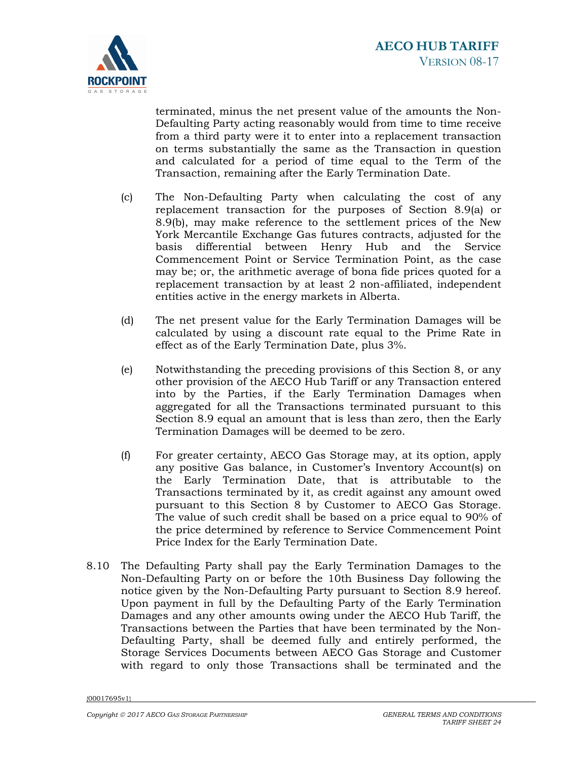terminated, minus the net present value of the amounts the Non-Defaulting Party acting reasonably would from time to time receive from a third party were it to enter into a replacement transaction on terms substantially the same as the Transaction in question and calculated for a period of time equal to the Term of the Transaction, remaining after the Early Termination Date.

(c) The Non-Defaulting Party when calculating the cost of any replacement transaction for the purposes of Section 8.9(a) or 8.9(b), may make reference to the settlement prices of the New York Mercantile Exchange Gas futures contracts, adjusted for the basis differential between Henry Hub and the Service Commencement Point or Service Termination Point, as the case may be; or, the arithmetic average of bona fide prices quoted for a replacement transaction by at least 2 non-affiliated, independent entities active in the energy markets in Alberta.

(d) The net present value for the Early Termination Damages will be calculated by using a discount rate equal to the Prime Rate in effect as of the Early Termination Date, plus 3%.

(e) Notwithstanding the preceding provisions of this Section 8, or any other provision of the AECO Hub Tariff or any Transaction entered into by the Parties, if the Early Termination Damages when aggregated for all the Transactions terminated pursuant to this Section 8.9 equal an amount that is less than zero, then the Early Termination Damages will be deemed to be zero.

(f) For greater certainty, AECO Gas Storage may, at its option, apply any positive Gas balance, in Customer's Inventory Account(s) on the Early Termination Date, that is attributable to the Transactions terminated by it, as credit against any amount owed pursuant to this Section 8 by Customer to AECO Gas Storage. The value of such credit shall be based on a price equal to 90% of the price determined by reference to Service Commencement Point Price Index for the Early Termination Date.

8.10 The Defaulting Party shall pay the Early Termination Damages to the Non-Defaulting Party on or before the 10th Business Day following the notice given by the Non-Defaulting Party pursuant to Section 8.9 hereof. Upon payment in full by the Defaulting Party of the Early Termination Damages and any other amounts owing under the AECO Hub Tariff, the Transactions between the Parties that have been terminated by the Non-Defaulting Party, shall be deemed fully and entirely performed, the Storage Services Documents between AECO Gas Storage and Customer with regard to only those Transactions shall be terminated and the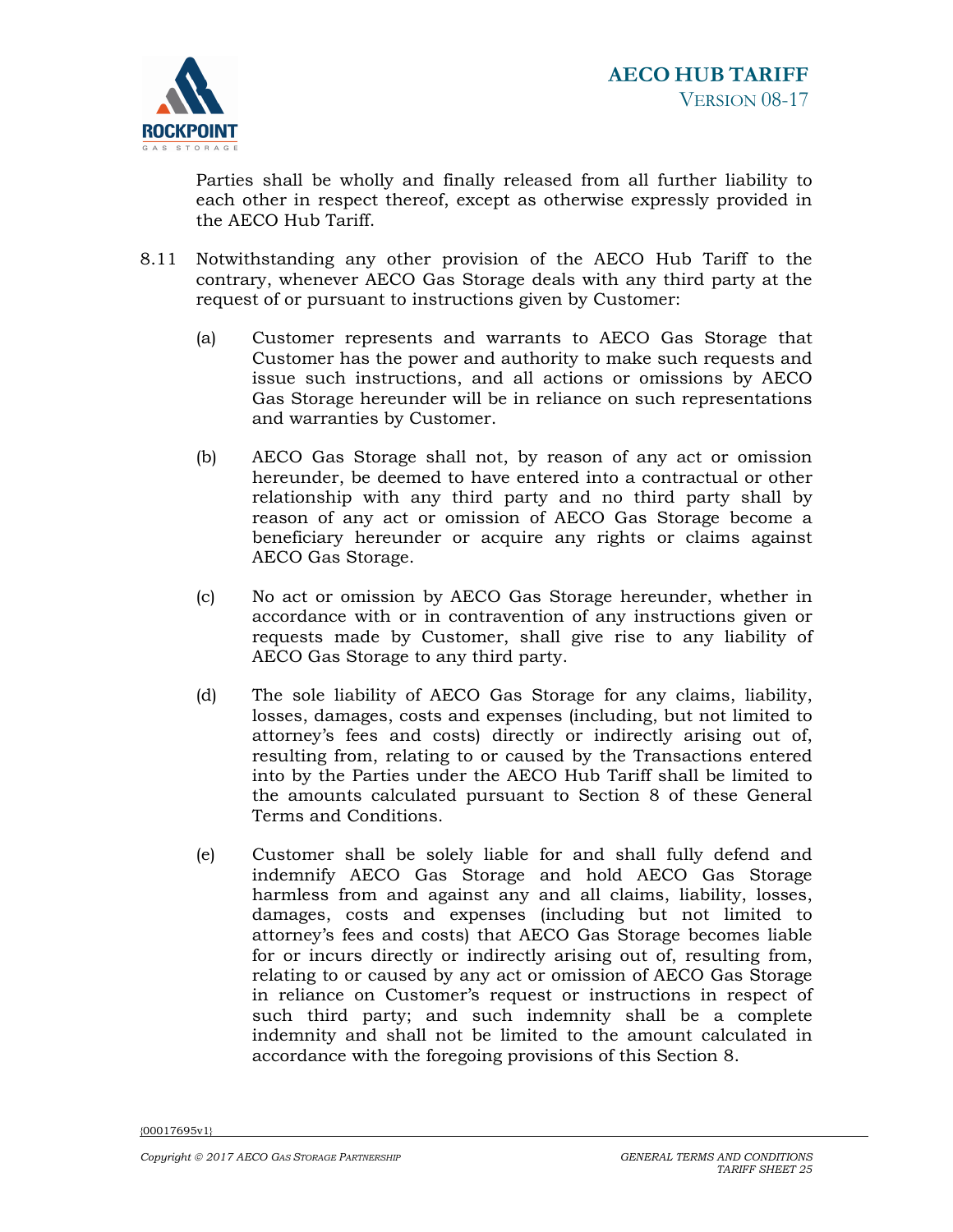Parties shall be wholly and finally released from all further liability to each other in respect thereof, except as otherwise expressly provided in the AECO Hub Tariff.

8.11 Notwithstanding any other provision of the AECO Hub Tariff to the contrary, whenever AECO Gas Storage deals with any third party at the request of or pursuant to instructions given by Customer:

(a) Customer represents and warrants to AECO Gas Storage that Customer has the power and authority to make such requests and issue such instructions, and all actions or omissions by AECO Gas Storage hereunder will be in reliance on such representations and warranties by Customer.

(b) AECO Gas Storage shall not, by reason of any act or omission hereunder, be deemed to have entered into a contractual or other relationship with any third party and no third party shall by reason of any act or omission of AECO Gas Storage become a beneficiary hereunder or acquire any rights or claims against AECO Gas Storage.

(c) No act or omission by AECO Gas Storage hereunder, whether in accordance with or in contravention of any instructions given or requests made by Customer, shall give rise to any liability of AECO Gas Storage to any third party.

(d) The sole liability of AECO Gas Storage for any claims, liability, losses, damages, costs and expenses (including, but not limited to attorney's fees and costs) directly or indirectly arising out of, resulting from, relating to or caused by the Transactions entered into by the Parties under the AECO Hub Tariff shall be limited to the amounts calculated pursuant to Section 8 of these General Terms and Conditions.

(e) Customer shall be solely liable for and shall fully defend and indemnify AECO Gas Storage and hold AECO Gas Storage harmless from and against any and all claims, liability, losses, damages, costs and expenses (including but not limited to attorney's fees and costs) that AECO Gas Storage becomes liable for or incurs directly or indirectly arising out of, resulting from, relating to or caused by any act or omission of AECO Gas Storage in reliance on Customer's request or instructions in respect of such third party; and such indemnity shall be a complete indemnity and shall not be limited to the amount calculated in accordance with the foregoing provisions of this Section 8.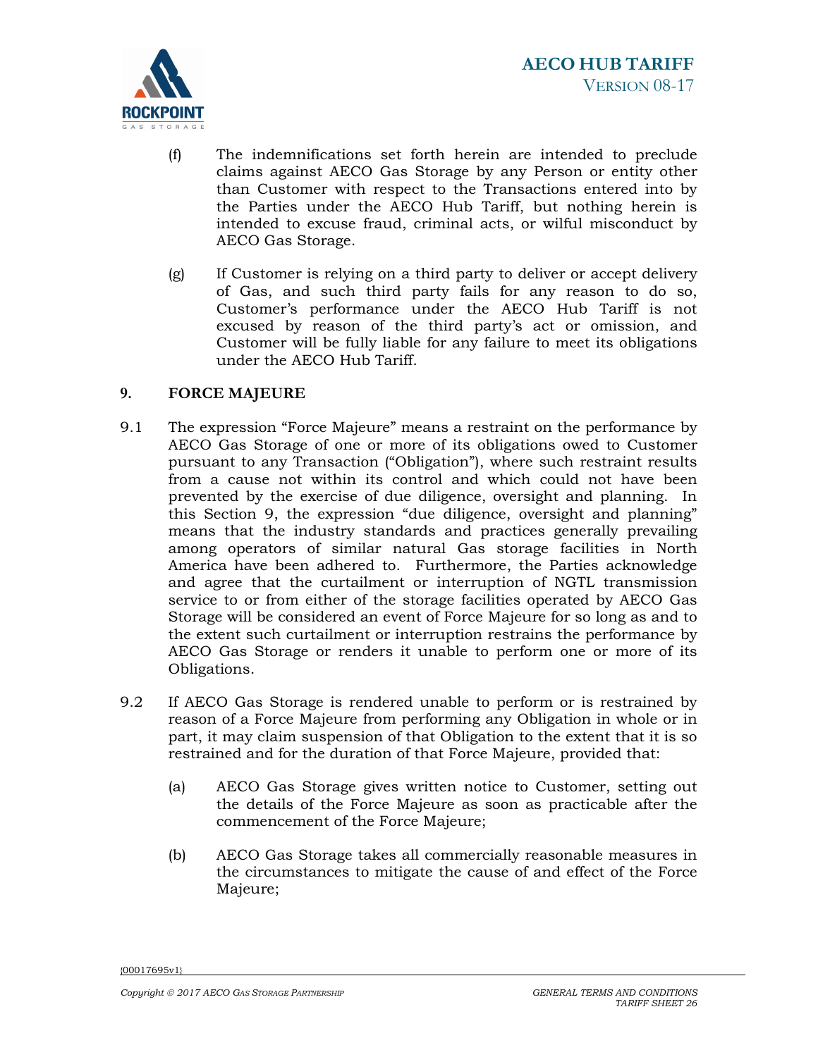(f) The indemnifications set forth herein are intended to preclude claims against AECO Gas Storage by any Person or entity other than Customer with respect to the Transactions entered into by the Parties under the AECO Hub Tariff, but nothing herein is intended to excuse fraud, criminal acts, or wilful misconduct by AECO Gas Storage.

(g) If Customer is relying on a third party to deliver or accept delivery of Gas, and such third party fails for any reason to do so, Customer's performance under the AECO Hub Tariff is not excused by reason of the third party's act or omission, and Customer will be fully liable for any failure to meet its obligations under the AECO Hub Tariff.

## 9. FORCE MAJEURE

9.1 The expression "Force Majeure" means a restraint on the performance by AECO Gas Storage of one or more of its obligations owed to Customer pursuant to any Transaction ("Obligation"), where such restraint results from a cause not within its control and which could not have been prevented by the exercise of due diligence, oversight and planning. In this Section 9, the expression "due diligence, oversight and planning" means that the industry standards and practices generally prevailing among operators of similar natural Gas storage facilities in North America have been adhered to. Furthermore, the Parties acknowledge and agree that the curtailment or interruption of NGTL transmission service to or from either of the storage facilities operated by AECO Gas Storage will be considered an event of Force Majeure for so long as and to the extent such curtailment or interruption restrains the performance by AECO Gas Storage or renders it unable to perform one or more of its Obligations.

9.2 If AECO Gas Storage is rendered unable to perform or is restrained by reason of a Force Majeure from performing any Obligation in whole or in part, it may claim suspension of that Obligation to the extent that it is so restrained and for the duration of that Force Majeure, provided that:

(a) AECO Gas Storage gives written notice to Customer, setting out the details of the Force Majeure as soon as practicable after the commencement of the Force Majeure;

(b) AECO Gas Storage takes all commercially reasonable measures in the circumstances to mitigate the cause of and effect of the Force Majeure;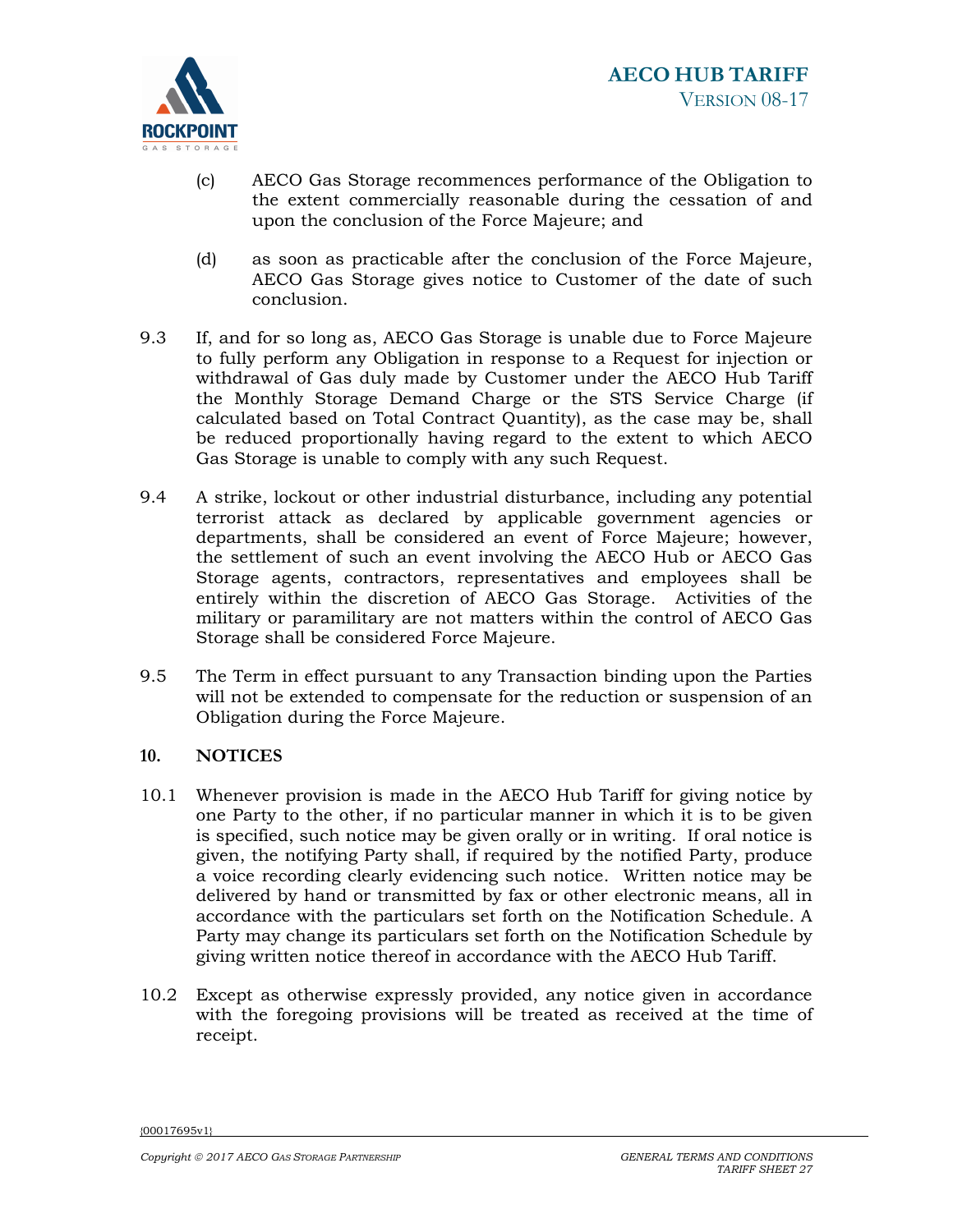(c) AECO Gas Storage recommences performance of the Obligation to the extent commercially reasonable during the cessation of and upon the conclusion of the Force Majeure; and

(d) as soon as practicable after the conclusion of the Force Majeure, AECO Gas Storage gives notice to Customer of the date of such conclusion.

9.3 If, and for so long as, AECO Gas Storage is unable due to Force Majeure to fully perform any Obligation in response to a Request for injection or withdrawal of Gas duly made by Customer under the AECO Hub Tariff the Monthly Storage Demand Charge or the STS Service Charge (if calculated based on Total Contract Quantity), as the case may be, shall be reduced proportionally having regard to the extent to which AECO Gas Storage is unable to comply with any such Request.

9.4 A strike, lockout or other industrial disturbance, including any potential terrorist attack as declared by applicable government agencies or departments, shall be considered an event of Force Majeure; however, the settlement of such an event involving the AECO Hub or AECO Gas Storage agents, contractors, representatives and employees shall be entirely within the discretion of AECO Gas Storage. Activities of the military or paramilitary are not matters within the control of AECO Gas Storage shall be considered Force Majeure.

9.5 The Term in effect pursuant to any Transaction binding upon the Parties will not be extended to compensate for the reduction or suspension of an Obligation during the Force Majeure.

## 10. NOTICES

10.1 Whenever provision is made in the AECO Hub Tariff for giving notice by one Party to the other, if no particular manner in which it is to be given is specified, such notice may be given orally or in writing. If oral notice is given, the notifying Party shall, if required by the notified Party, produce a voice recording clearly evidencing such notice. Written notice may be delivered by hand or transmitted by fax or other electronic means, all in accordance with the particulars set forth on the Notification Schedule. A Party may change its particulars set forth on the Notification Schedule by giving written notice thereof in accordance with the AECO Hub Tariff.

10.2 Except as otherwise expressly provided, any notice given in accordance with the foregoing provisions will be treated as received at the time of receipt.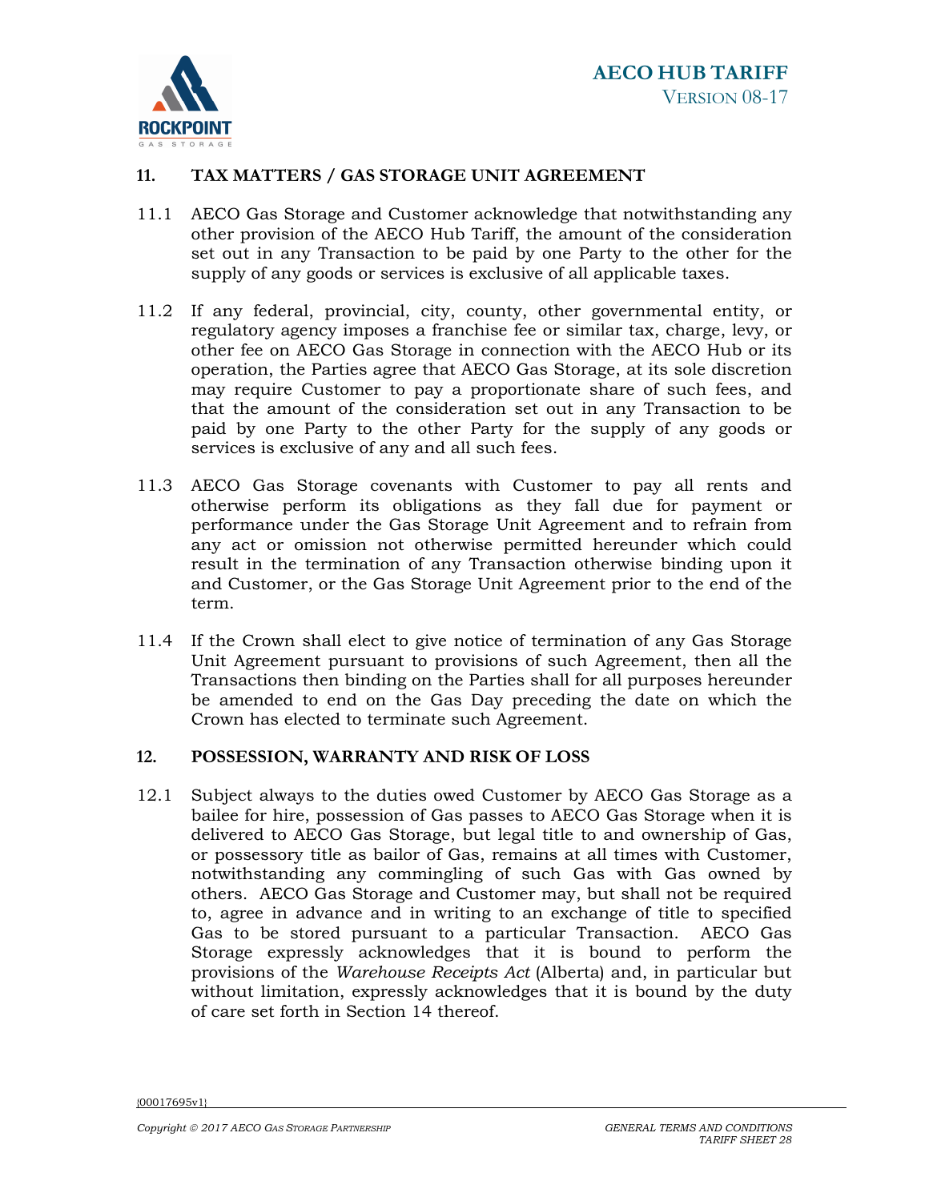## 11. TAX MATTERS / GAS STORAGE UNIT AGREEMENT

11.1 AECO Gas Storage and Customer acknowledge that notwithstanding any other provision of the AECO Hub Tariff, the amount of the consideration set out in any Transaction to be paid by one Party to the other for the supply of any goods or services is exclusive of all applicable taxes.

11.2 If any federal, provincial, city, county, other governmental entity, or regulatory agency imposes a franchise fee or similar tax, charge, levy, or other fee on AECO Gas Storage in connection with the AECO Hub or its operation, the Parties agree that AECO Gas Storage, at its sole discretion may require Customer to pay a proportionate share of such fees, and that the amount of the consideration set out in any Transaction to be paid by one Party to the other Party for the supply of any goods or services is exclusive of any and all such fees.

11.3 AECO Gas Storage covenants with Customer to pay all rents and otherwise perform its obligations as they fall due for payment or performance under the Gas Storage Unit Agreement and to refrain from any act or omission not otherwise permitted hereunder which could result in the termination of any Transaction otherwise binding upon it and Customer, or the Gas Storage Unit Agreement prior to the end of the term.

11.4 If the Crown shall elect to give notice of termination of any Gas Storage Unit Agreement pursuant to provisions of such Agreement, then all the Transactions then binding on the Parties shall for all purposes hereunder be amended to end on the Gas Day preceding the date on which the Crown has elected to terminate such Agreement.

## 12. POSSESSION, WARRANTY AND RISK OF LOSS

12.1 Subject always to the duties owed Customer by AECO Gas Storage as a bailee for hire, possession of Gas passes to AECO Gas Storage when it is delivered to AECO Gas Storage, but legal title to and ownership of Gas, or possessory title as bailor of Gas, remains at all times with Customer, notwithstanding any commingling of such Gas with Gas owned by others. AECO Gas Storage and Customer may, but shall not be required to, agree in advance and in writing to an exchange of title to specified Gas to be stored pursuant to a particular Transaction. AECO Gas Storage expressly acknowledges that it is bound to perform the provisions of the *Warehouse Receipts Act* (Alberta) and, in particular but without limitation, expressly acknowledges that it is bound by the duty of care set forth in Section 14 thereof.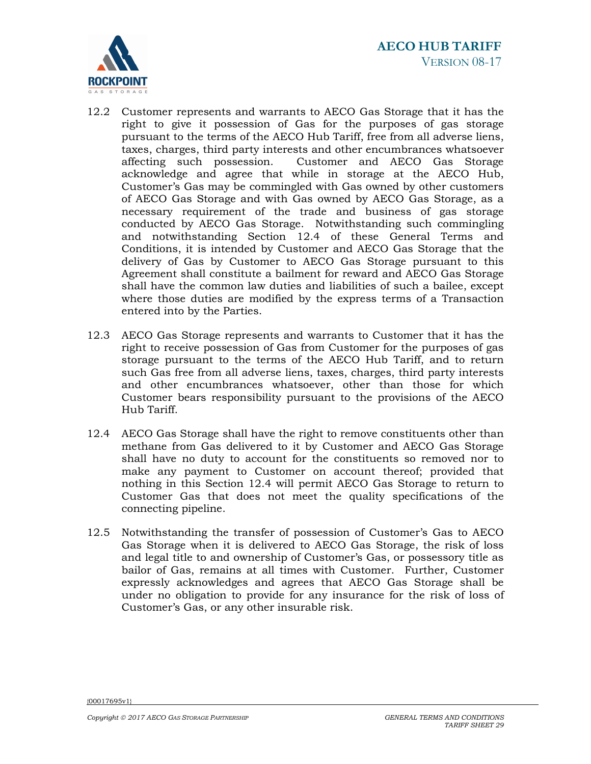12.2 Customer represents and warrants to AECO Gas Storage that it has the right to give it possession of Gas for the purposes of gas storage pursuant to the terms of the AECO Hub Tariff, free from all adverse liens, taxes, charges, third party interests and other encumbrances whatsoever affecting such possession. Customer and AECO Gas Storage acknowledge and agree that while in storage at the AECO Hub, Customer's Gas may be commingled with Gas owned by other customers of AECO Gas Storage and with Gas owned by AECO Gas Storage, as a necessary requirement of the trade and business of gas storage conducted by AECO Gas Storage. Notwithstanding such commingling and notwithstanding Section 12.4 of these General Terms and Conditions, it is intended by Customer and AECO Gas Storage that the delivery of Gas by Customer to AECO Gas Storage pursuant to this Agreement shall constitute a bailment for reward and AECO Gas Storage shall have the common law duties and liabilities of such a bailee, except where those duties are modified by the express terms of a Transaction entered into by the Parties.

12.3 AECO Gas Storage represents and warrants to Customer that it has the right to receive possession of Gas from Customer for the purposes of gas storage pursuant to the terms of the AECO Hub Tariff, and to return such Gas free from all adverse liens, taxes, charges, third party interests and other encumbrances whatsoever, other than those for which Customer bears responsibility pursuant to the provisions of the AECO Hub Tariff.

12.4 AECO Gas Storage shall have the right to remove constituents other than methane from Gas delivered to it by Customer and AECO Gas Storage shall have no duty to account for the constituents so removed nor to make any payment to Customer on account thereof; provided that nothing in this Section 12.4 will permit AECO Gas Storage to return to Customer Gas that does not meet the quality specifications of the connecting pipeline.

12.5 Notwithstanding the transfer of possession of Customer's Gas to AECO Gas Storage when it is delivered to AECO Gas Storage, the risk of loss and legal title to and ownership of Customer's Gas, or possessory title as bailor of Gas, remains at all times with Customer. Further, Customer expressly acknowledges and agrees that AECO Gas Storage shall be under no obligation to provide for any insurance for the risk of loss of Customer's Gas, or any other insurable risk.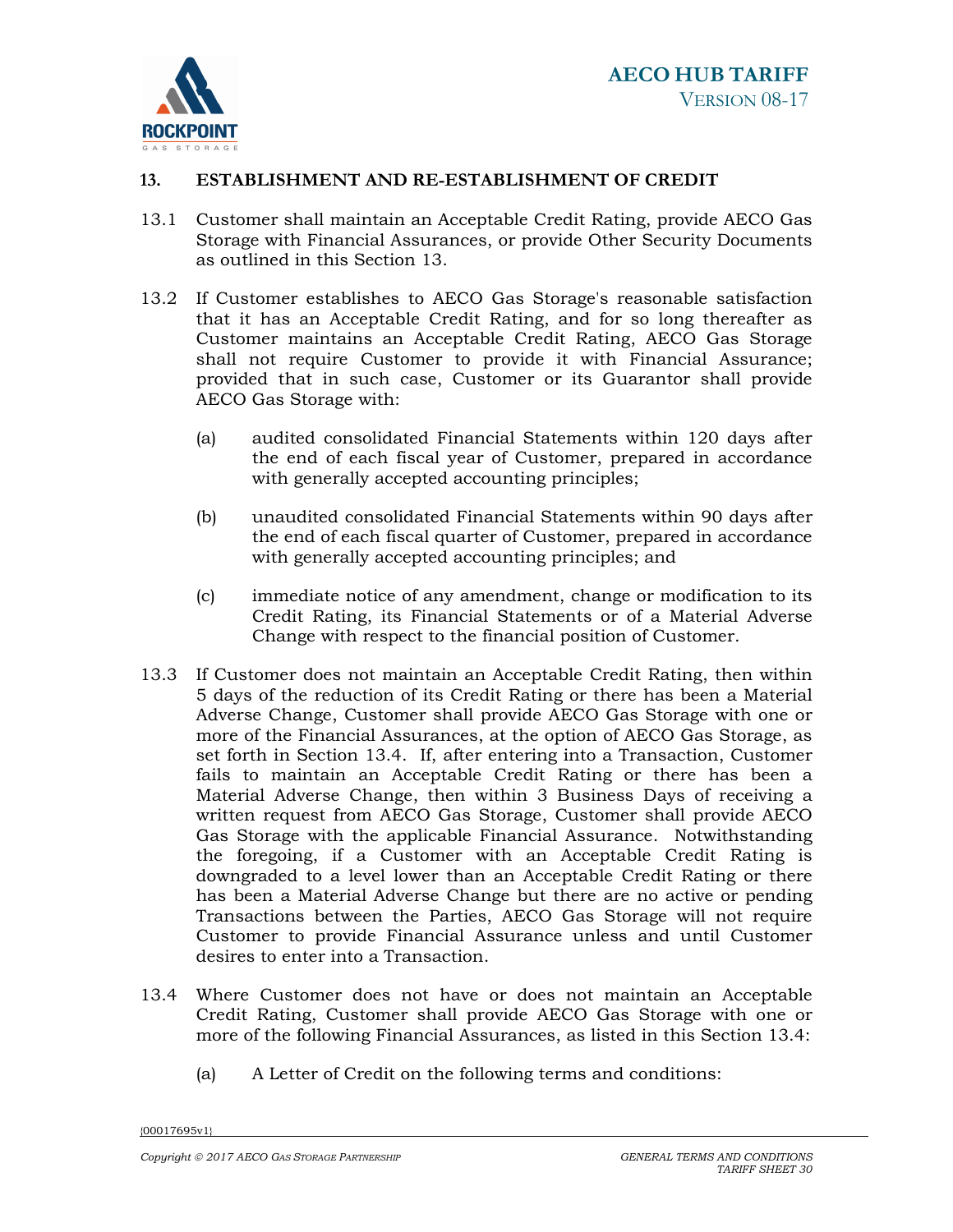## 13. ESTABLISHMENT AND RE-ESTABLISHMENT OF CREDIT

13.1 Customer shall maintain an Acceptable Credit Rating, provide AECO Gas Storage with Financial Assurances, or provide Other Security Documents as outlined in this Section 13.

13.2 If Customer establishes to AECO Gas Storage's reasonable satisfaction that it has an Acceptable Credit Rating, and for so long thereafter as Customer maintains an Acceptable Credit Rating, AECO Gas Storage shall not require Customer to provide it with Financial Assurance; provided that in such case, Customer or its Guarantor shall provide AECO Gas Storage with:

(a) audited consolidated Financial Statements within 120 days after the end of each fiscal year of Customer, prepared in accordance with generally accepted accounting principles;

(b) unaudited consolidated Financial Statements within 90 days after the end of each fiscal quarter of Customer, prepared in accordance with generally accepted accounting principles; and

(c) immediate notice of any amendment, change or modification to its Credit Rating, its Financial Statements or of a Material Adverse Change with respect to the financial position of Customer.

13.3 If Customer does not maintain an Acceptable Credit Rating, then within 5 days of the reduction of its Credit Rating or there has been a Material Adverse Change, Customer shall provide AECO Gas Storage with one or more of the Financial Assurances, at the option of AECO Gas Storage, as set forth in Section 13.4. If, after entering into a Transaction, Customer fails to maintain an Acceptable Credit Rating or there has been a Material Adverse Change, then within 3 Business Days of receiving a written request from AECO Gas Storage, Customer shall provide AECO Gas Storage with the applicable Financial Assurance. Notwithstanding the foregoing, if a Customer with an Acceptable Credit Rating is downgraded to a level lower than an Acceptable Credit Rating or there has been a Material Adverse Change but there are no active or pending Transactions between the Parties, AECO Gas Storage will not require Customer to provide Financial Assurance unless and until Customer desires to enter into a Transaction.

13.4 Where Customer does not have or does not maintain an Acceptable Credit Rating, Customer shall provide AECO Gas Storage with one or more of the following Financial Assurances, as listed in this Section 13.4:

(a) A Letter of Credit on the following terms and conditions: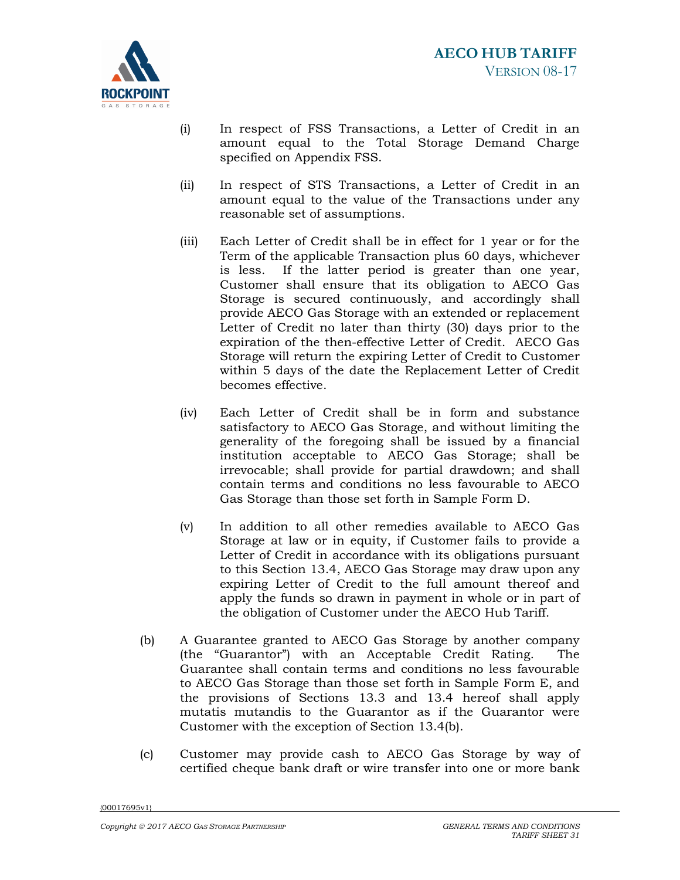(i) In respect of FSS Transactions, a Letter of Credit in an amount equal to the Total Storage Demand Charge specified on Appendix FSS.

(ii) In respect of STS Transactions, a Letter of Credit in an amount equal to the value of the Transactions under any reasonable set of assumptions.

(iii) Each Letter of Credit shall be in effect for 1 year or for the Term of the applicable Transaction plus 60 days, whichever is less. If the latter period is greater than one year, Customer shall ensure that its obligation to AECO Gas Storage is secured continuously, and accordingly shall provide AECO Gas Storage with an extended or replacement Letter of Credit no later than thirty (30) days prior to the expiration of the then-effective Letter of Credit. AECO Gas Storage will return the expiring Letter of Credit to Customer within 5 days of the date the Replacement Letter of Credit becomes effective.

(iv) Each Letter of Credit shall be in form and substance satisfactory to AECO Gas Storage, and without limiting the generality of the foregoing shall be issued by a financial institution acceptable to AECO Gas Storage; shall be irrevocable; shall provide for partial drawdown; and shall contain terms and conditions no less favourable to AECO Gas Storage than those set forth in Sample Form D.

(v) In addition to all other remedies available to AECO Gas Storage at law or in equity, if Customer fails to provide a Letter of Credit in accordance with its obligations pursuant to this Section 13.4, AECO Gas Storage may draw upon any expiring Letter of Credit to the full amount thereof and apply the funds so drawn in payment in whole or in part of the obligation of Customer under the AECO Hub Tariff.

(b) A Guarantee granted to AECO Gas Storage by another company (the "Guarantor") with an Acceptable Credit Rating. The Guarantee shall contain terms and conditions no less favourable to AECO Gas Storage than those set forth in Sample Form E, and the provisions of Sections 13.3 and 13.4 hereof shall apply mutatis mutandis to the Guarantor as if the Guarantor were Customer with the exception of Section 13.4(b).

(c) Customer may provide cash to AECO Gas Storage by way of certified cheque bank draft or wire transfer into one or more bank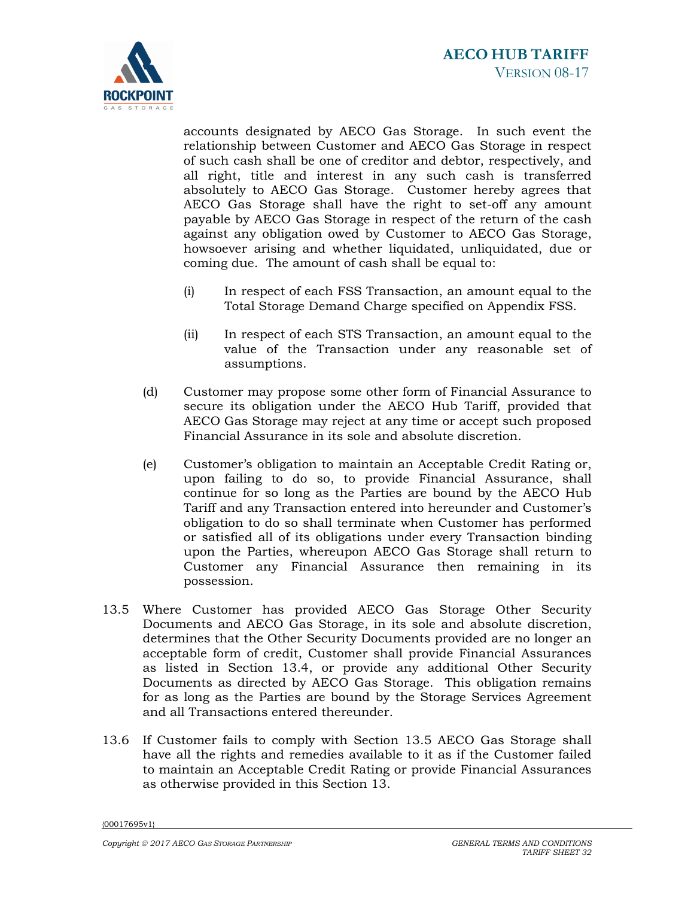accounts designated by AECO Gas Storage. In such event the relationship between Customer and AECO Gas Storage in respect of such cash shall be one of creditor and debtor, respectively, and all right, title and interest in any such cash is transferred absolutely to AECO Gas Storage. Customer hereby agrees that AECO Gas Storage shall have the right to set-off any amount payable by AECO Gas Storage in respect of the return of the cash against any obligation owed by Customer to AECO Gas Storage, howsoever arising and whether liquidated, unliquidated, due or coming due. The amount of cash shall be equal to:

(i) In respect of each FSS Transaction, an amount equal to the Total Storage Demand Charge specified on Appendix FSS.

(ii) In respect of each STS Transaction, an amount equal to the value of the Transaction under any reasonable set of assumptions.

(d) Customer may propose some other form of Financial Assurance to secure its obligation under the AECO Hub Tariff, provided that AECO Gas Storage may reject at any time or accept such proposed Financial Assurance in its sole and absolute discretion.

(e) Customer's obligation to maintain an Acceptable Credit Rating or, upon failing to do so, to provide Financial Assurance, shall continue for so long as the Parties are bound by the AECO Hub Tariff and any Transaction entered into hereunder and Customer's obligation to do so shall terminate when Customer has performed or satisfied all of its obligations under every Transaction binding upon the Parties, whereupon AECO Gas Storage shall return to Customer any Financial Assurance then remaining in its possession.

13.5 Where Customer has provided AECO Gas Storage Other Security Documents and AECO Gas Storage, in its sole and absolute discretion, determines that the Other Security Documents provided are no longer an acceptable form of credit, Customer shall provide Financial Assurances as listed in Section 13.4, or provide any additional Other Security Documents as directed by AECO Gas Storage. This obligation remains for as long as the Parties are bound by the Storage Services Agreement and all Transactions entered thereunder.

13.6 If Customer fails to comply with Section 13.5 AECO Gas Storage shall have all the rights and remedies available to it as if the Customer failed to maintain an Acceptable Credit Rating or provide Financial Assurances as otherwise provided in this Section 13.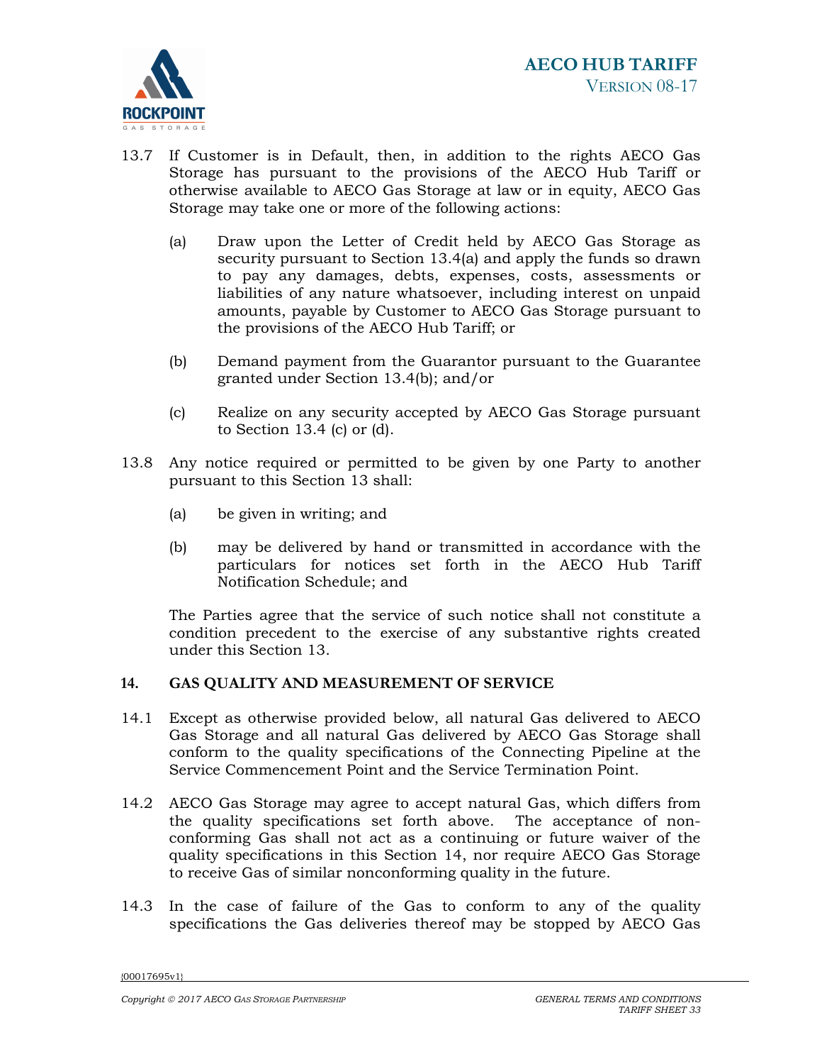13.7 If Customer is in Default, then, in addition to the rights AECO Gas Storage has pursuant to the provisions of the AECO Hub Tariff or otherwise available to AECO Gas Storage at law or in equity, AECO Gas Storage may take one or more of the following actions:

(a) Draw upon the Letter of Credit held by AECO Gas Storage as security pursuant to Section 13.4(a) and apply the funds so drawn to pay any damages, debts, expenses, costs, assessments or liabilities of any nature whatsoever, including interest on unpaid amounts, payable by Customer to AECO Gas Storage pursuant to the provisions of the AECO Hub Tariff; or

(b) Demand payment from the Guarantor pursuant to the Guarantee granted under Section 13.4(b); and/or

(c) Realize on any security accepted by AECO Gas Storage pursuant to Section 13.4 (c) or (d).

13.8 Any notice required or permitted to be given by one Party to another pursuant to this Section 13 shall:

(a) be given in writing; and

(b) may be delivered by hand or transmitted in accordance with the particulars for notices set forth in the AECO Hub Tariff Notification Schedule; and

The Parties agree that the service of such notice shall not constitute a condition precedent to the exercise of any substantive rights created under this Section 13.

## 14. GAS QUALITY AND MEASUREMENT OF SERVICE

14.1 Except as otherwise provided below, all natural Gas delivered to AECO Gas Storage and all natural Gas delivered by AECO Gas Storage shall conform to the quality specifications of the Connecting Pipeline at the Service Commencement Point and the Service Termination Point.

14.2 AECO Gas Storage may agree to accept natural Gas, which differs from the quality specifications set forth above. The acceptance of non-conforming Gas shall not act as a continuing or future waiver of the quality specifications in this Section 14, nor require AECO Gas Storage to receive Gas of similar nonconforming quality in the future.

14.3 In the case of failure of the Gas to conform to any of the quality specifications the Gas deliveries thereof may be stopped by AECO Gas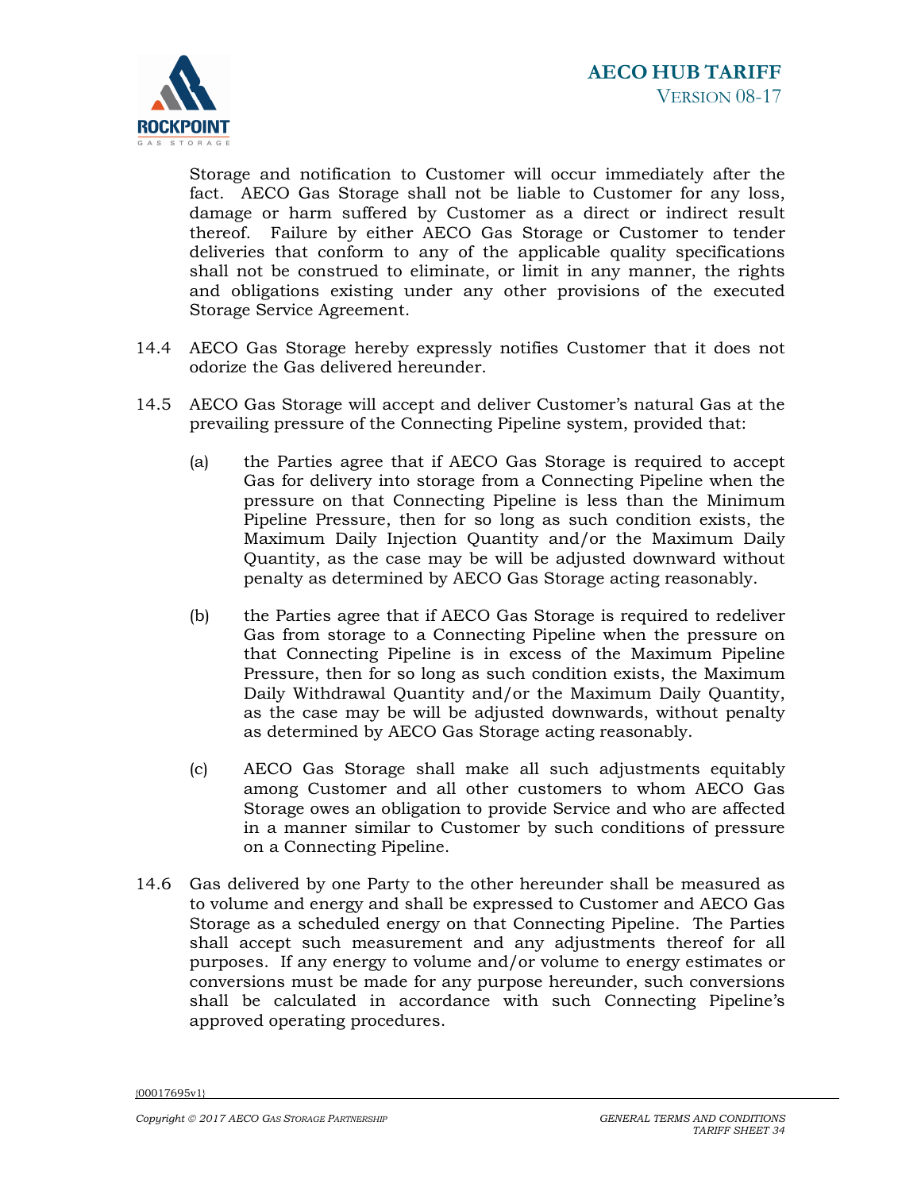Storage and notification to Customer will occur immediately after the fact. AECO Gas Storage shall not be liable to Customer for any loss, damage or harm suffered by Customer as a direct or indirect result thereof. Failure by either AECO Gas Storage or Customer to tender deliveries that conform to any of the applicable quality specifications shall not be construed to eliminate, or limit in any manner, the rights and obligations existing under any other provisions of the executed Storage Service Agreement.

14.4 AECO Gas Storage hereby expressly notifies Customer that it does not odorize the Gas delivered hereunder.

14.5 AECO Gas Storage will accept and deliver Customer's natural Gas at the prevailing pressure of the Connecting Pipeline system, provided that:

(a) the Parties agree that if AECO Gas Storage is required to accept Gas for delivery into storage from a Connecting Pipeline when the pressure on that Connecting Pipeline is less than the Minimum Pipeline Pressure, then for so long as such condition exists, the Maximum Daily Injection Quantity and/or the Maximum Daily Quantity, as the case may be will be adjusted downward without penalty as determined by AECO Gas Storage acting reasonably.

(b) the Parties agree that if AECO Gas Storage is required to redeliver Gas from storage to a Connecting Pipeline when the pressure on that Connecting Pipeline is in excess of the Maximum Pipeline Pressure, then for so long as such condition exists, the Maximum Daily Withdrawal Quantity and/or the Maximum Daily Quantity, as the case may be will be adjusted downwards, without penalty as determined by AECO Gas Storage acting reasonably.

(c) AECO Gas Storage shall make all such adjustments equitably among Customer and all other customers to whom AECO Gas Storage owes an obligation to provide Service and who are affected in a manner similar to Customer by such conditions of pressure on a Connecting Pipeline.

14.6 Gas delivered by one Party to the other hereunder shall be measured as to volume and energy and shall be expressed to Customer and AECO Gas Storage as a scheduled energy on that Connecting Pipeline. The Parties shall accept such measurement and any adjustments thereof for all purposes. If any energy to volume and/or volume to energy estimates or conversions must be made for any purpose hereunder, such conversions shall be calculated in accordance with such Connecting Pipeline's approved operating procedures.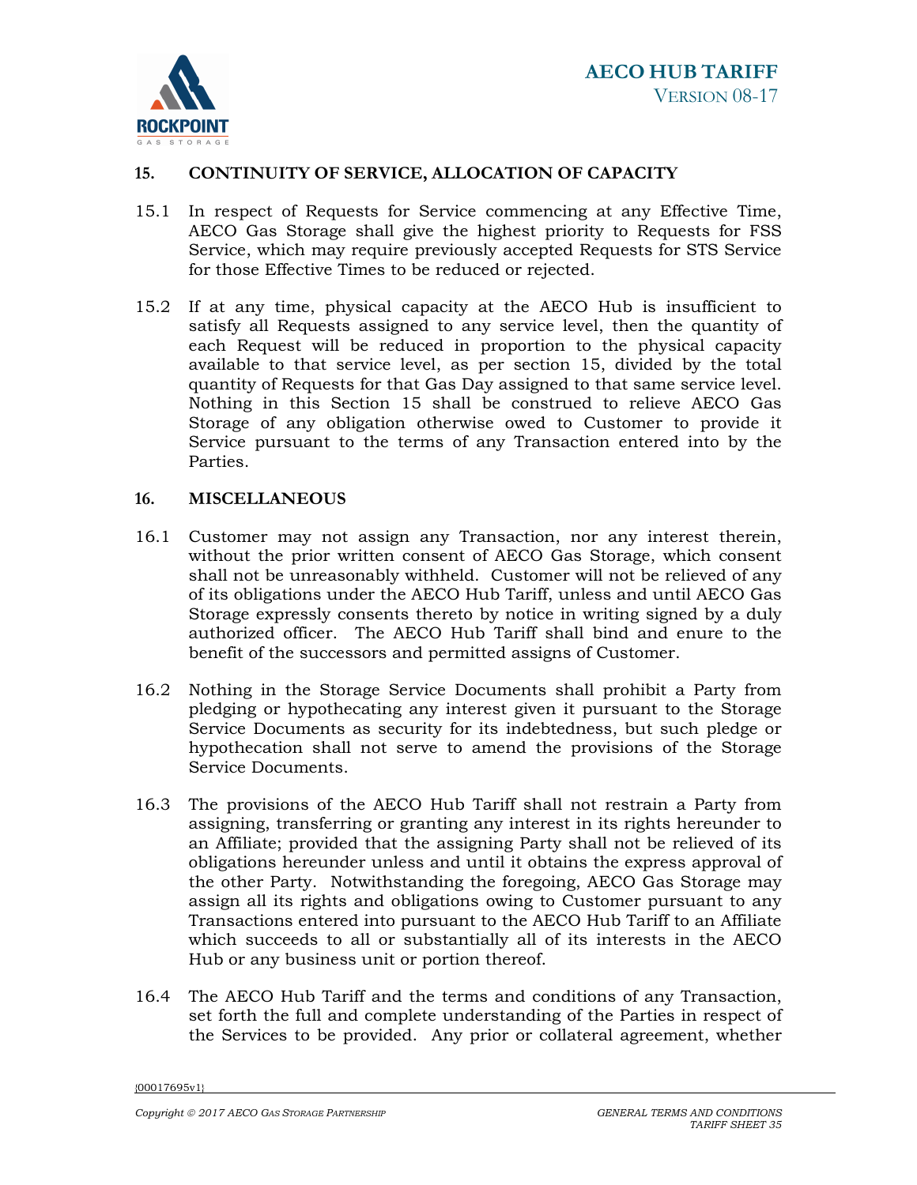## 15. CONTINUITY OF SERVICE, ALLOCATION OF CAPACITY

15.1 In respect of Requests for Service commencing at any Effective Time, AECO Gas Storage shall give the highest priority to Requests for FSS Service, which may require previously accepted Requests for STS Service for those Effective Times to be reduced or rejected.

15.2 If at any time, physical capacity at the AECO Hub is insufficient to satisfy all Requests assigned to any service level, then the quantity of each Request will be reduced in proportion to the physical capacity available to that service level, as per section 15, divided by the total quantity of Requests for that Gas Day assigned to that same service level. Nothing in this Section 15 shall be construed to relieve AECO Gas Storage of any obligation otherwise owed to Customer to provide it Service pursuant to the terms of any Transaction entered into by the Parties.

## 16. MISCELLANEOUS

16.1 Customer may not assign any Transaction, nor any interest therein, without the prior written consent of AECO Gas Storage, which consent shall not be unreasonably withheld. Customer will not be relieved of any of its obligations under the AECO Hub Tariff, unless and until AECO Gas Storage expressly consents thereto by notice in writing signed by a duly authorized officer. The AECO Hub Tariff shall bind and enure to the benefit of the successors and permitted assigns of Customer.

16.2 Nothing in the Storage Service Documents shall prohibit a Party from pledging or hypothecating any interest given it pursuant to the Storage Service Documents as security for its indebtedness, but such pledge or hypothecation shall not serve to amend the provisions of the Storage Service Documents.

16.3 The provisions of the AECO Hub Tariff shall not restrain a Party from assigning, transferring or granting any interest in its rights hereunder to an Affiliate; provided that the assigning Party shall not be relieved of its obligations hereunder unless and until it obtains the express approval of the other Party. Notwithstanding the foregoing, AECO Gas Storage may assign all its rights and obligations owing to Customer pursuant to any Transactions entered into pursuant to the AECO Hub Tariff to an Affiliate which succeeds to all or substantially all of its interests in the AECO Hub or any business unit or portion thereof.

16.4 The AECO Hub Tariff and the terms and conditions of any Transaction, set forth the full and complete understanding of the Parties in respect of the Services to be provided. Any prior or collateral agreement, whether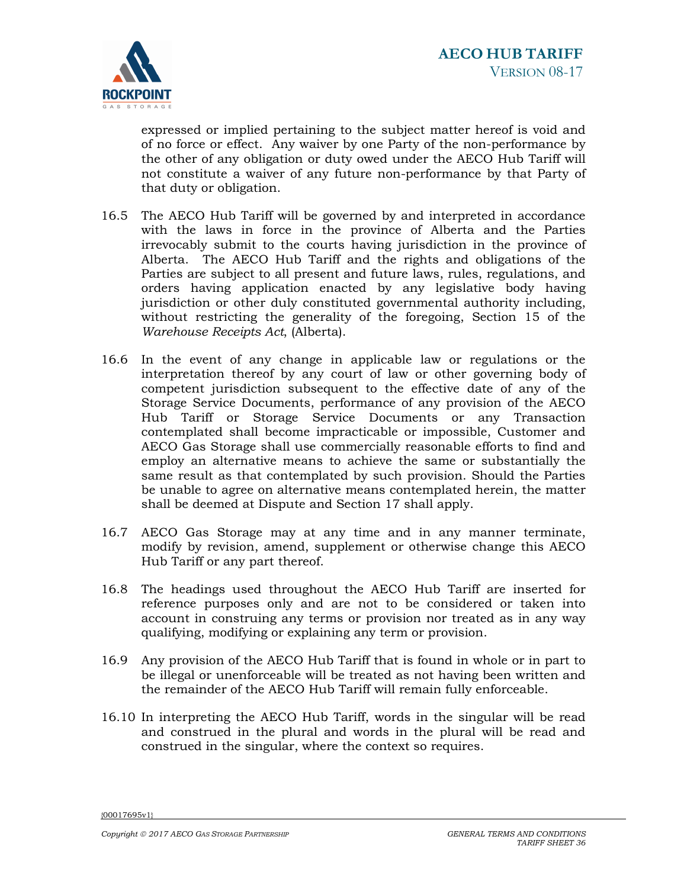expressed or implied pertaining to the subject matter hereof is void and of no force or effect. Any waiver by one Party of the non-performance by the other of any obligation or duty owed under the AECO Hub Tariff will not constitute a waiver of any future non-performance by that Party of that duty or obligation.

16.5 The AECO Hub Tariff will be governed by and interpreted in accordance with the laws in force in the province of Alberta and the Parties irrevocably submit to the courts having jurisdiction in the province of Alberta. The AECO Hub Tariff and the rights and obligations of the Parties are subject to all present and future laws, rules, regulations, and orders having application enacted by any legislative body having jurisdiction or other duly constituted governmental authority including, without restricting the generality of the foregoing, Section 15 of the *Warehouse Receipts Act*, (Alberta).

16.6 In the event of any change in applicable law or regulations or the interpretation thereof by any court of law or other governing body of competent jurisdiction subsequent to the effective date of any of the Storage Service Documents, performance of any provision of the AECO Hub Tariff or Storage Service Documents or any Transaction contemplated shall become impracticable or impossible, Customer and AECO Gas Storage shall use commercially reasonable efforts to find and employ an alternative means to achieve the same or substantially the same result as that contemplated by such provision. Should the Parties be unable to agree on alternative means contemplated herein, the matter shall be deemed at Dispute and Section 17 shall apply.

16.7 AECO Gas Storage may at any time and in any manner terminate, modify by revision, amend, supplement or otherwise change this AECO Hub Tariff or any part thereof.

16.8 The headings used throughout the AECO Hub Tariff are inserted for reference purposes only and are not to be considered or taken into account in construing any terms or provision nor treated as in any way qualifying, modifying or explaining any term or provision.

16.9 Any provision of the AECO Hub Tariff that is found in whole or in part to be illegal or unenforceable will be treated as not having been written and the remainder of the AECO Hub Tariff will remain fully enforceable.

16.10 In interpreting the AECO Hub Tariff, words in the singular will be read and construed in the plural and words in the plural will be read and construed in the singular, where the context so requires.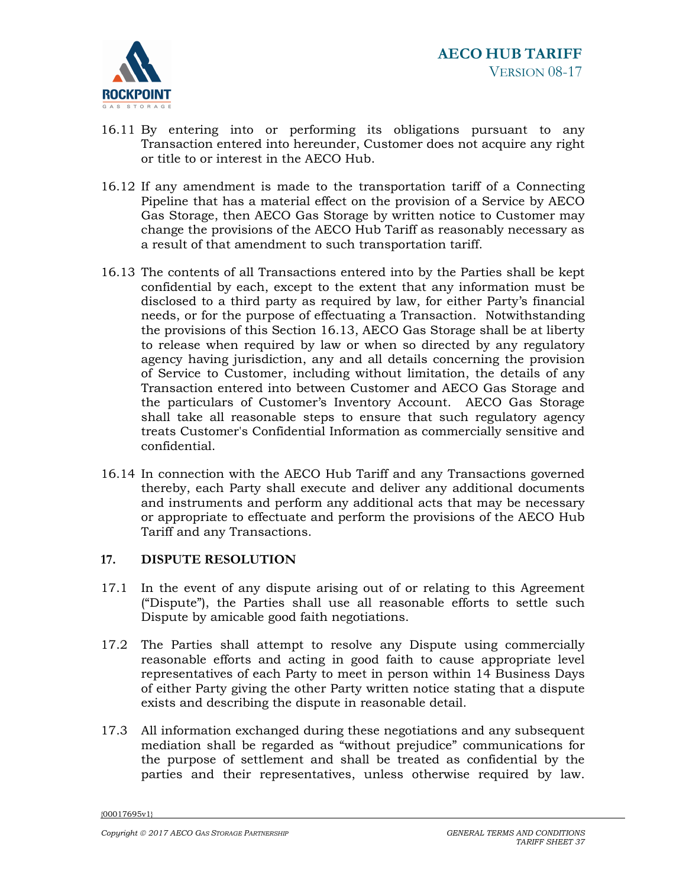16.11 By entering into or performing its obligations pursuant to any Transaction entered into hereunder, Customer does not acquire any right or title to or interest in the AECO Hub.

16.12 If any amendment is made to the transportation tariff of a Connecting Pipeline that has a material effect on the provision of a Service by AECO Gas Storage, then AECO Gas Storage by written notice to Customer may change the provisions of the AECO Hub Tariff as reasonably necessary as a result of that amendment to such transportation tariff.

16.13 The contents of all Transactions entered into by the Parties shall be kept confidential by each, except to the extent that any information must be disclosed to a third party as required by law, for either Party's financial needs, or for the purpose of effectuating a Transaction. Notwithstanding the provisions of this Section 16.13, AECO Gas Storage shall be at liberty to release when required by law or when so directed by any regulatory agency having jurisdiction, any and all details concerning the provision of Service to Customer, including without limitation, the details of any Transaction entered into between Customer and AECO Gas Storage and the particulars of Customer's Inventory Account. AECO Gas Storage shall take all reasonable steps to ensure that such regulatory agency treats Customer's Confidential Information as commercially sensitive and confidential.

16.14 In connection with the AECO Hub Tariff and any Transactions governed thereby, each Party shall execute and deliver any additional documents and instruments and perform any additional acts that may be necessary or appropriate to effectuate and perform the provisions of the AECO Hub Tariff and any Transactions.

## 17. DISPUTE RESOLUTION

17.1 In the event of any dispute arising out of or relating to this Agreement ("Dispute"), the Parties shall use all reasonable efforts to settle such Dispute by amicable good faith negotiations.

17.2 The Parties shall attempt to resolve any Dispute using commercially reasonable efforts and acting in good faith to cause appropriate level representatives of each Party to meet in person within 14 Business Days of either Party giving the other Party written notice stating that a dispute exists and describing the dispute in reasonable detail.

17.3 All information exchanged during these negotiations and any subsequent mediation shall be regarded as "without prejudice" communications for the purpose of settlement and shall be treated as confidential by the parties and their representatives, unless otherwise required by law.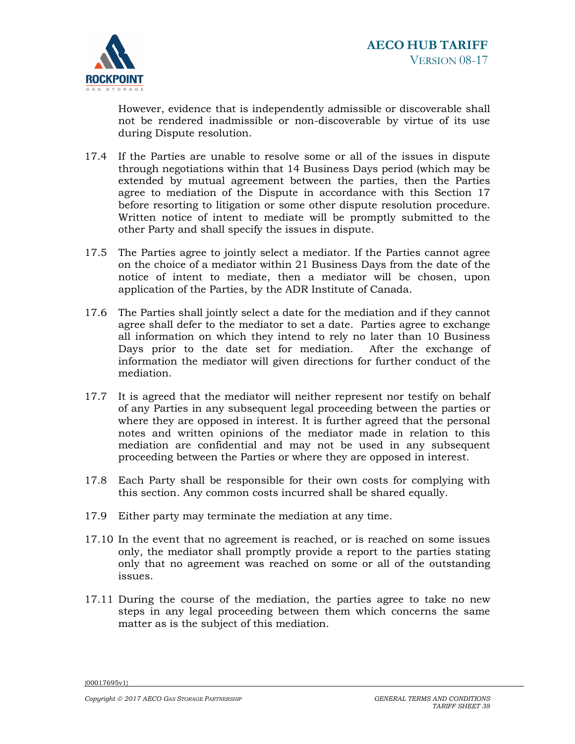However, evidence that is independently admissible or discoverable shall not be rendered inadmissible or non-discoverable by virtue of its use during Dispute resolution.

17.4 If the Parties are unable to resolve some or all of the issues in dispute through negotiations within that 14 Business Days period (which may be extended by mutual agreement between the parties, then the Parties agree to mediation of the Dispute in accordance with this Section 17 before resorting to litigation or some other dispute resolution procedure. Written notice of intent to mediate will be promptly submitted to the other Party and shall specify the issues in dispute.

17.5 The Parties agree to jointly select a mediator. If the Parties cannot agree on the choice of a mediator within 21 Business Days from the date of the notice of intent to mediate, then a mediator will be chosen, upon application of the Parties, by the ADR Institute of Canada.

17.6 The Parties shall jointly select a date for the mediation and if they cannot agree shall defer to the mediator to set a date. Parties agree to exchange all information on which they intend to rely no later than 10 Business Days prior to the date set for mediation. After the exchange of information the mediator will given directions for further conduct of the mediation.

17.7 It is agreed that the mediator will neither represent nor testify on behalf of any Parties in any subsequent legal proceeding between the parties or where they are opposed in interest. It is further agreed that the personal notes and written opinions of the mediator made in relation to this mediation are confidential and may not be used in any subsequent proceeding between the Parties or where they are opposed in interest.

17.8 Each Party shall be responsible for their own costs for complying with this section. Any common costs incurred shall be shared equally.

17.9 Either party may terminate the mediation at any time.

17.10 In the event that no agreement is reached, or is reached on some issues only, the mediator shall promptly provide a report to the parties stating only that no agreement was reached on some or all of the outstanding issues.

17.11 During the course of the mediation, the parties agree to take no new steps in any legal proceeding between them which concerns the same matter as is the subject of this mediation.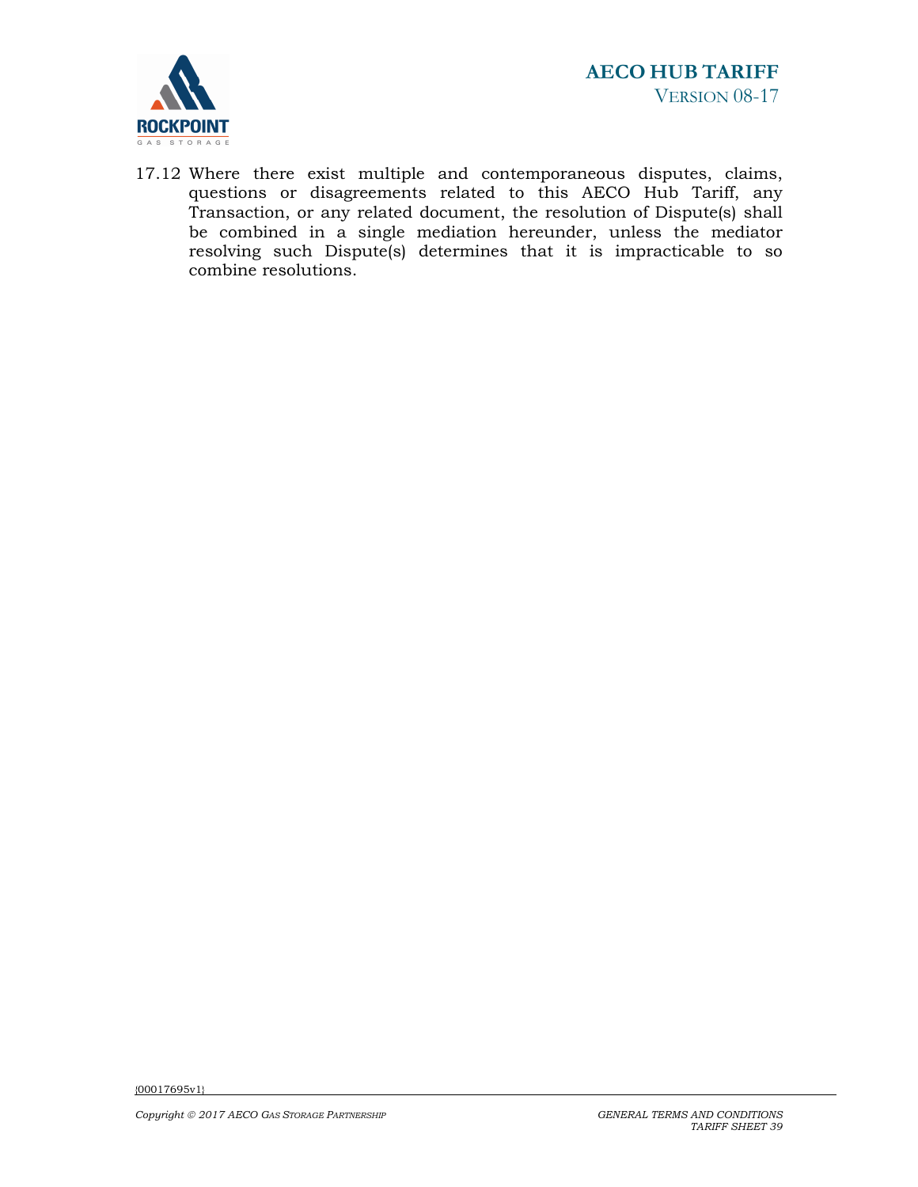17.12 Where there exist multiple and contemporaneous disputes, claims, questions or disagreements related to this AECO Hub Tariff, any Transaction, or any related document, the resolution of Dispute(s) shall be combined in a single mediation hereunder, unless the mediator resolving such Dispute(s) determines that it is impracticable to so combine resolutions.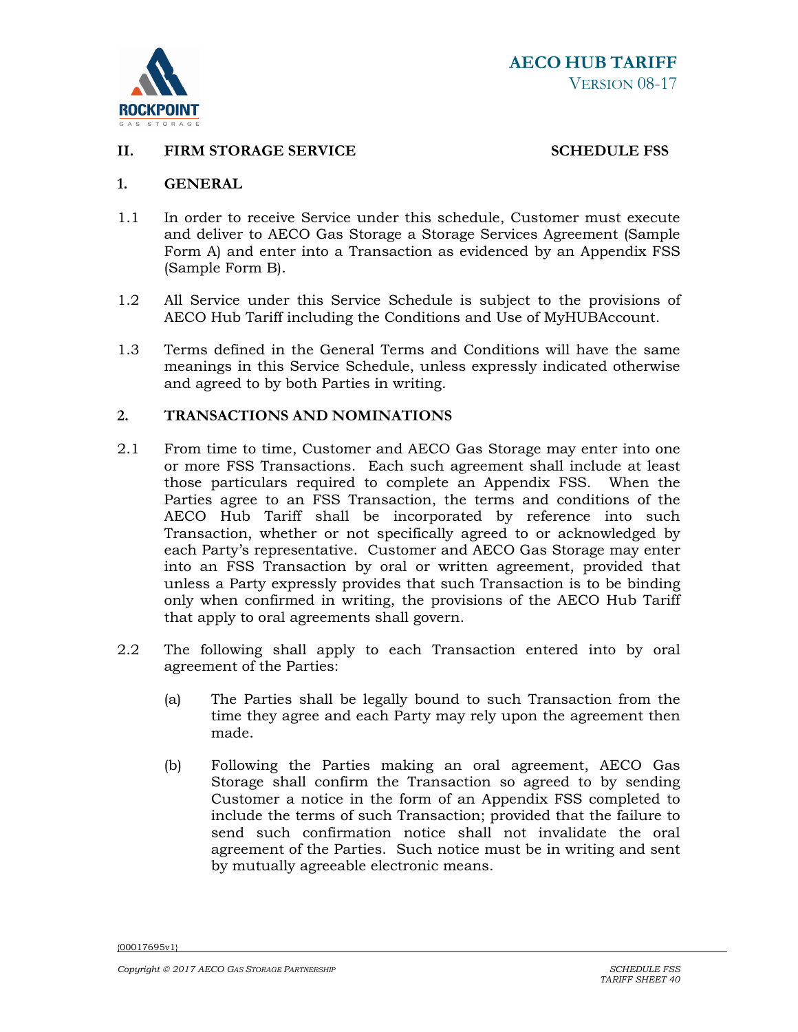## II. FIRST STORAGE SERVICE SCHEDULE FSS

### 1. GENERAL

1.1 In order to receive Service under this schedule, Customer must execute and deliver to AECO Gas Storage a Storage Services Agreement (Sample Form A) and enter into a Transaction as evidenced by an Appendix FSS (Sample Form B).

1.2 All Service under this Service Schedule is subject to the provisions of AECO Hub Tariff including the Conditions and Use of MyHUBAccount.

1.3 Terms defined in the General Terms and Conditions will have the same meanings in this Service Schedule, unless expressly indicated otherwise and agreed to by both Parties in writing.

### 2. TRANSACTIONS AND NOMINATIONS

2.1 From time to time, Customer and AECO Gas Storage may enter into one or more FSS Transactions. Each such agreement shall include at least those particulars required to complete an Appendix FSS. When the Parties agree to an FSS Transaction, the terms and conditions of the AECO Hub Tariff shall be incorporated by reference into such Transaction, whether or not specifically agreed to or acknowledged by each Party's representative. Customer and AECO Gas Storage may enter into an FSS Transaction by oral or written agreement, provided that unless a Party expressly provides that such Transaction is to be binding only when confirmed in writing, the provisions of the AECO Hub Tariff that apply to oral agreements shall govern.

2.2 The following shall apply to each Transaction entered into by oral agreement of the Parties:

(a) The Parties shall be legally bound to such Transaction from the time they agree and each Party may rely upon the agreement then made.

(b) Following the Parties making an oral agreement, AECO Gas Storage shall confirm the Transaction so agreed to by sending Customer a notice in the form of an Appendix FSS completed to include the terms of such Transaction; provided that the failure to send such confirmation notice shall not invalidate the oral agreement of the Parties. Such notice must be in writing and sent by mutually agreeable electronic means.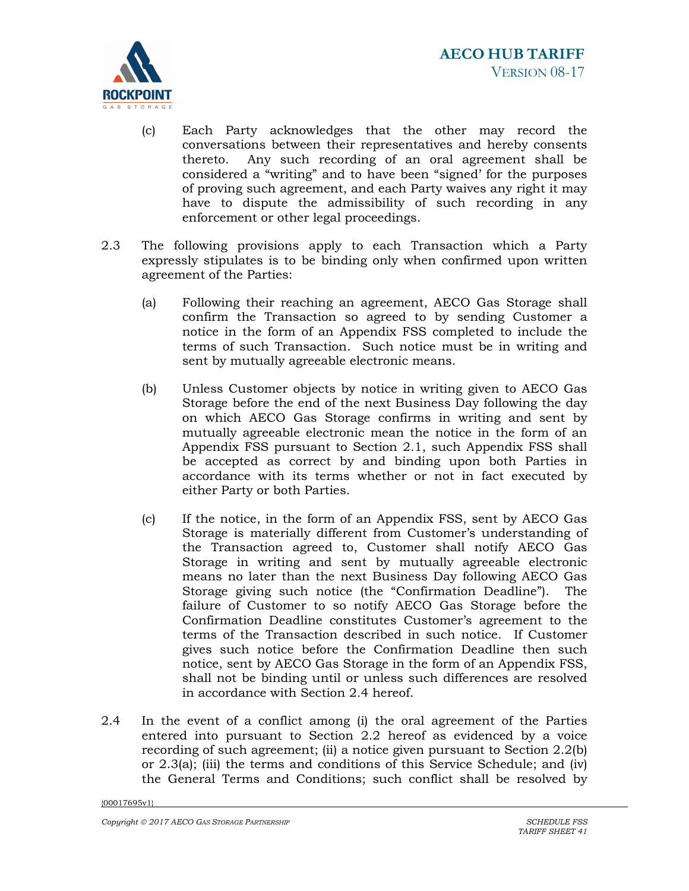(c) Each Party acknowledges that the other may record the conversations between their representatives and hereby consents thereto. Any such recording of an oral agreement shall be considered a "writing" and to have been "signed' for the purposes of proving such agreement, and each Party waives any right it may have to dispute the admissibility of such recording in any enforcement or other legal proceedings.

2.3 The following provisions apply to each Transaction which a Party expressly stipulates is to be binding only when confirmed upon written agreement of the Parties:

(a) Following their reaching an agreement, AECO Gas Storage shall confirm the Transaction so agreed to by sending Customer a notice in the form of an Appendix FSS completed to include the terms of such Transaction. Such notice must be in writing and sent by mutually agreeable electronic means.

(b) Unless Customer objects by notice in writing given to AECO Gas Storage before the end of the next Business Day following the day on which AECO Gas Storage confirms in writing and sent by mutually agreeable electronic mean the notice in the form of an Appendix FSS pursuant to Section 2.1, such Appendix FSS shall be accepted as correct by and binding upon both Parties in accordance with its terms whether or not in fact executed by either Party or both Parties.

(c) If the notice, in the form of an Appendix FSS, sent by AECO Gas Storage is materially different from Customer's understanding of the Transaction agreed to, Customer shall notify AECO Gas Storage in writing and sent by mutually agreeable electronic means no later than the next Business Day following AECO Gas Storage giving such notice (the "Confirmation Deadline"). The failure of Customer to so notify AECO Gas Storage before the Confirmation Deadline constitutes Customer's agreement to the terms of the Transaction described in such notice. If Customer gives such notice before the Confirmation Deadline then such notice, sent by AECO Gas Storage in the form of an Appendix FSS, shall not be binding until or unless such differences are resolved in accordance with Section 2.4 hereof.

2.4 In the event of a conflict among (i) the oral agreement of the Parties entered into pursuant to Section 2.2 hereof as evidenced by a voice recording of such agreement; (ii) a notice given pursuant to Section 2.2(b) or 2.3(a); (iii) the terms and conditions of this Service Schedule; and (iv) the General Terms and Conditions; such conflict shall be resolved by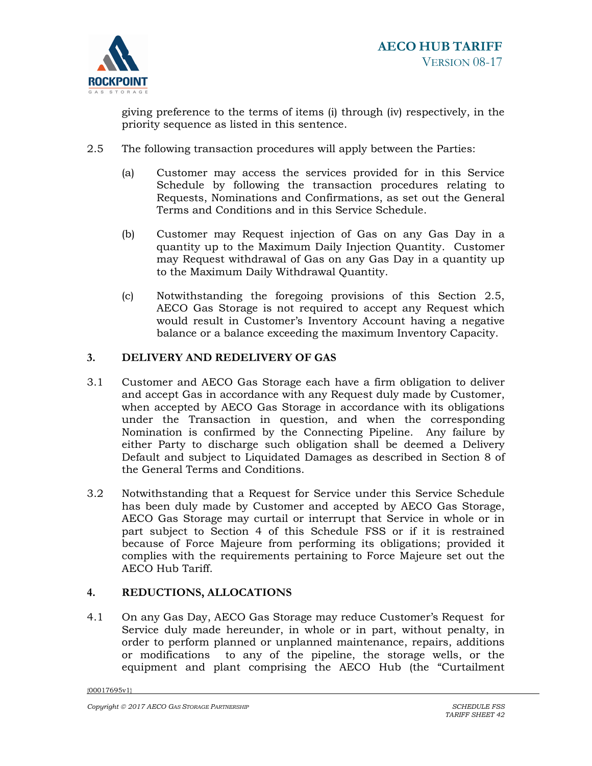giving preference to the terms of items (i) through (iv) respectively, in the priority sequence as listed in this sentence.

2.5 The following transaction procedures will apply between the Parties:

(a) Customer may access the services provided for in this Service Schedule by following the transaction procedures relating to Requests, Nominations and Confirmations, as set out the General Terms and Conditions and in this Service Schedule.

(b) Customer may Request injection of Gas on any Gas Day in a quantity up to the Maximum Daily Injection Quantity. Customer may Request withdrawal of Gas on any Gas Day in a quantity up to the Maximum Daily Withdrawal Quantity.

(c) Notwithstanding the foregoing provisions of this Section 2.5, AECO Gas Storage is not required to accept any Request which would result in Customer's Inventory Account having a negative balance or a balance exceeding the maximum Inventory Capacity.

## 3. DELIVERY AND REDELIVERY OF GAS

3.1 Customer and AECO Gas Storage each have a firm obligation to deliver and accept Gas in accordance with any Request duly made by Customer, when accepted by AECO Gas Storage in accordance with its obligations under the Transaction in question, and when the corresponding Nomination is confirmed by the Connecting Pipeline. Any failure by either Party to discharge such obligation shall be deemed a Delivery Default and subject to Liquidated Damages as described in Section 8 of the General Terms and Conditions.

3.2 Notwithstanding that a Request for Service under this Service Schedule has been duly made by Customer and accepted by AECO Gas Storage, AECO Gas Storage may curtail or interrupt that Service in whole or in part subject to Section 4 of this Schedule FSS or if it is restrained because of Force Majeure from performing its obligations; provided it complies with the requirements pertaining to Force Majeure set out the AECO Hub Tariff.

## 4. REDUCTIONS, ALLOCATIONS

4.1 On any Gas Day, AECO Gas Storage may reduce Customer's Request for Service duly made hereunder, in whole or in part, without penalty, in order to perform planned or unplanned maintenance, repairs, additions or modifications to any of the pipeline, the storage wells, or the equipment and plant comprising the AECO Hub (the "Curtailment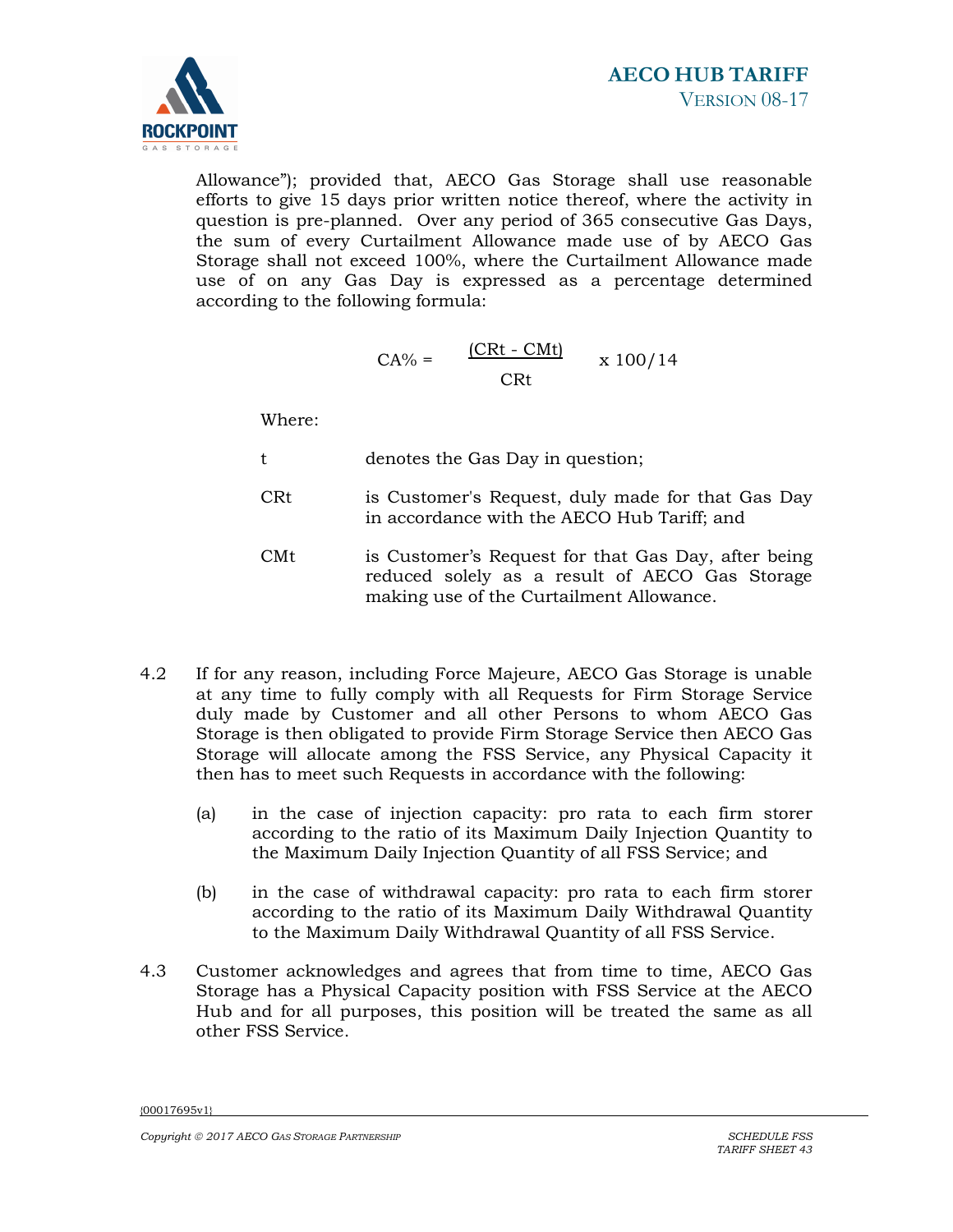Allowance"); provided that, AECO Gas Storage shall use reasonable efforts to give 15 days prior written notice thereof, where the activity in question is pre-planned. Over any period of 365 consecutive Gas Days, the sum of every Curtailment Allowance made use of by AECO Gas Storage shall not exceed 100%, where the Curtailment Allowance made use of on any Gas Day is expressed as a percentage determined according to the following formula:

$$CA\% = \frac{(CRt - CMt)}{CRt} \times 100/14$$

Where:

t denotes the Gas Day in question;

CRt is Customer's Request, duly made for that Gas Day in accordance with the AECO Hub Tariff; and

CMt is Customer's Request for that Gas Day, after being reduced solely as a result of AECO Gas Storage making use of the Curtailment Allowance.

4.2 If for any reason, including Force Majeure, AECO Gas Storage is unable at any time to fully comply with all Requests for Firm Storage Service duly made by Customer and all other Persons to whom AECO Gas Storage is then obligated to provide Firm Storage Service then AECO Gas Storage will allocate among the FSS Service, any Physical Capacity it then has to meet such Requests in accordance with the following:

(a) in the case of injection capacity: pro rata to each firm storer according to the ratio of its Maximum Daily Injection Quantity to the Maximum Daily Injection Quantity of all FSS Service; and

(b) in the case of withdrawal capacity: pro rata to each firm storer according to the ratio of its Maximum Daily Withdrawal Quantity to the Maximum Daily Withdrawal Quantity of all FSS Service.

4.3 Customer acknowledges and agrees that from time to time, AECO Gas Storage has a Physical Capacity position with FSS Service at the AECO Hub and for all purposes, this position will be treated the same as all other FSS Service.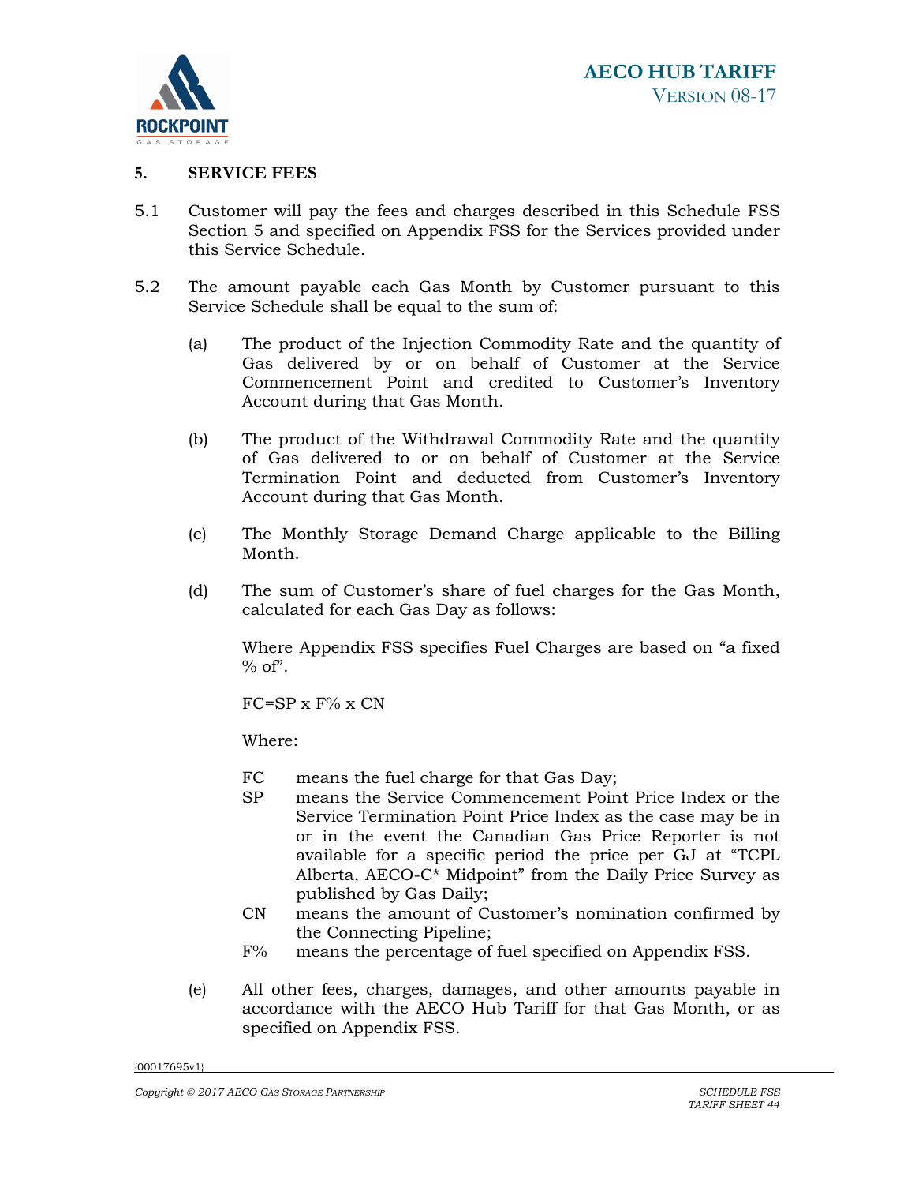## 5. SERVICE FEES

5.1 Customer will pay the fees and charges described in this Schedule FSS Section 5 and specified on Appendix FSS for the Services provided under this Service Schedule.

5.2 The amount payable each Gas Month by Customer pursuant to this Service Schedule shall be equal to the sum of:

(a) The product of the Injection Commodity Rate and the quantity of Gas delivered by or on behalf of Customer at the Service Commencement Point and credited to Customer's Inventory Account during that Gas Month.

(b) The product of the Withdrawal Commodity Rate and the quantity of Gas delivered to or on behalf of Customer at the Service Termination Point and deducted from Customer's Inventory Account during that Gas Month.

(c) The Monthly Storage Demand Charge applicable to the Billing Month.

(d) The sum of Customer's share of fuel charges for the Gas Month, calculated for each Gas Day as follows:

Where Appendix FSS specifies Fuel Charges are based on "a fixed % of".

$$FC = SP \times F\% \times CN$$

Where:

- FC means the fuel charge for that Gas Day;
- SP means the Service Commencement Point Price Index or the Service Termination Point Price Index as the case may be in or in the event the Canadian Gas Price Reporter is not available for a specific period the price per GJ at "TCPL Alberta, AECO-C* Midpoint" from the Daily Price Survey as published by Gas Daily;
- CN means the amount of Customer's nomination confirmed by the Connecting Pipeline;
- F% means the percentage of fuel specified on Appendix FSS.

(e) All other fees, charges, damages, and other amounts payable in accordance with the AECO Hub Tariff for that Gas Month, or as specified on Appendix FSS.

{00017695v1}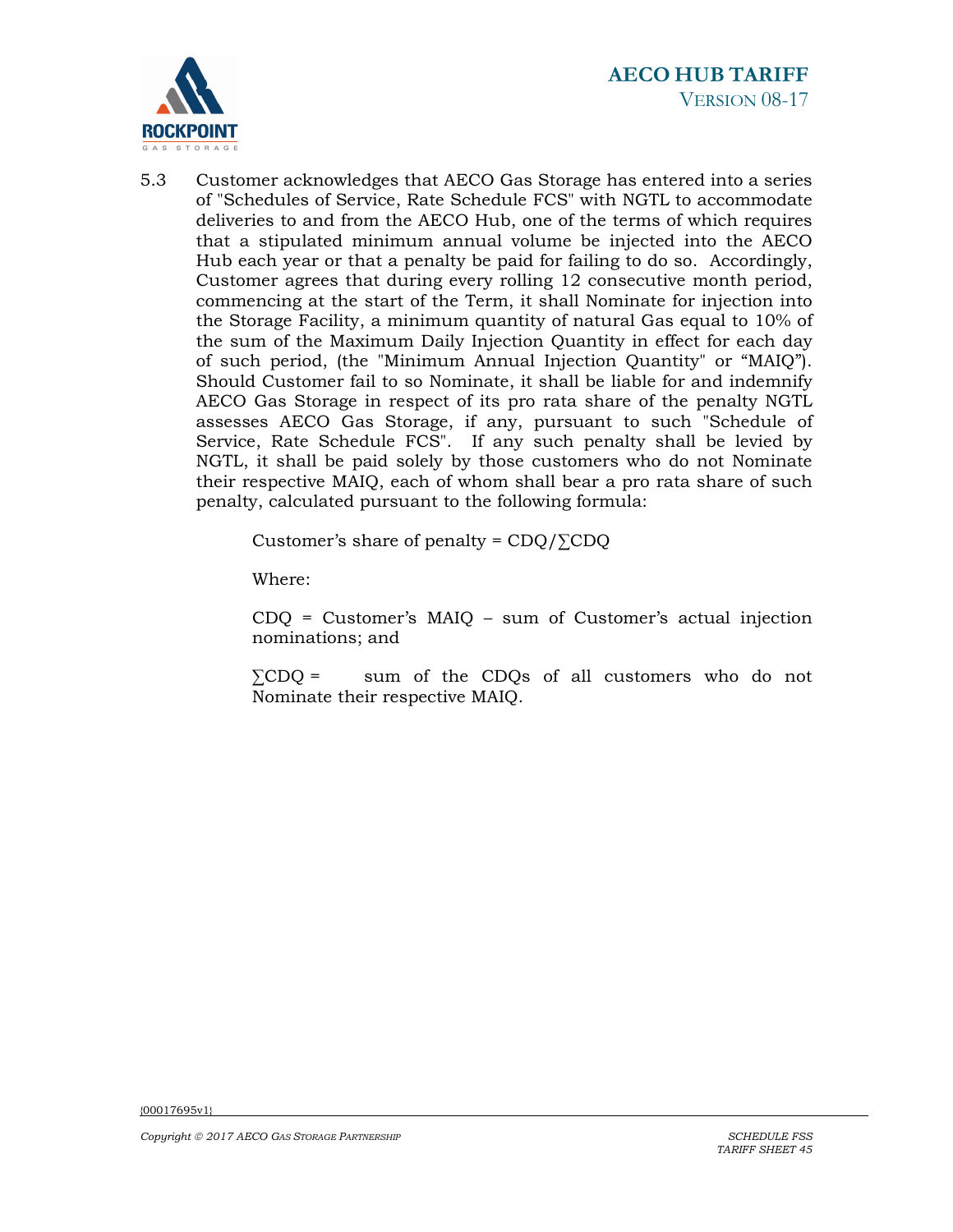5.3 Customer acknowledges that AECO Gas Storage has entered into a series of "Schedules of Service, Rate Schedule FCS" with NGTL to accommodate deliveries to and from the AECO Hub, one of the terms of which requires that a stipulated minimum annual volume be injected into the AECO Hub each year or that a penalty be paid for failing to do so. Accordingly, Customer agrees that during every rolling 12 consecutive month period, commencing at the start of the Term, it shall Nominate for injection into the Storage Facility, a minimum quantity of natural Gas equal to 10% of the sum of the Maximum Daily Injection Quantity in effect for each day of such period, (the "Minimum Annual Injection Quantity" or "MAIQ"). Should Customer fail to so Nominate, it shall be liable for and indemnify AECO Gas Storage in respect of its pro rata share of the penalty NGTL assesses AECO Gas Storage, if any, pursuant to such "Schedule of Service, Rate Schedule FCS". If any such penalty shall be levied by NGTL, it shall be paid solely by those customers who do not Nominate their respective MAIQ, each of whom shall bear a pro rata share of such penalty, calculated pursuant to the following formula:

$$\text{Customer's share of penalty} = CDQ/\sum CDQ$$

Where:

$CDQ$ = Customer's MAIQ – sum of Customer's actual injection nominations; and

$\sum CDQ$ = sum of the CDQs of all customers who do not Nominate their respective MAIQ.

{00017695v1}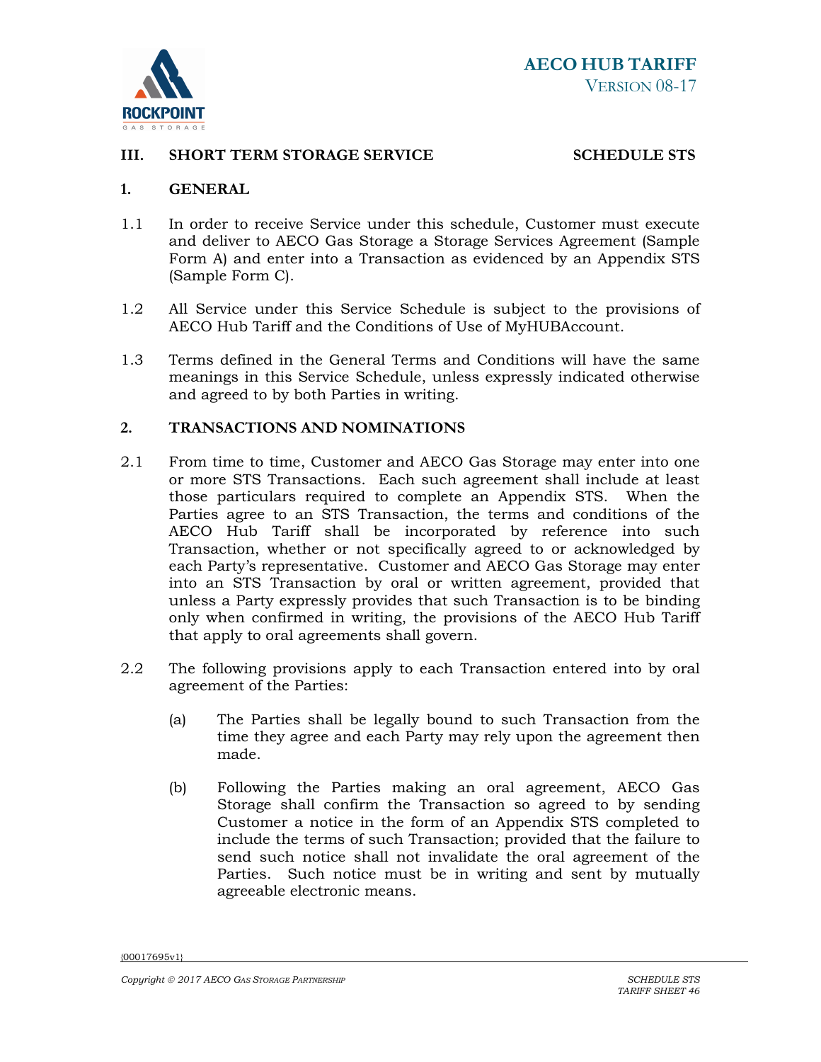## III. SHORT TERM STORAGE SERVICE SCHEDULE STS

### 1. GENERAL

1.1 In order to receive Service under this schedule, Customer must execute and deliver to AECO Gas Storage a Storage Services Agreement (Sample Form A) and enter into a Transaction as evidenced by an Appendix STS (Sample Form C).

1.2 All Service under this Service Schedule is subject to the provisions of AECO Hub Tariff and the Conditions of Use of MyHUBAccount.

1.3 Terms defined in the General Terms and Conditions will have the same meanings in this Service Schedule, unless expressly indicated otherwise and agreed to by both Parties in writing.

### 2. TRANSACTIONS AND NOMINATIONS

2.1 From time to time, Customer and AECO Gas Storage may enter into one or more STS Transactions. Each such agreement shall include at least those particulars required to complete an Appendix STS. When the Parties agree to an STS Transaction, the terms and conditions of the AECO Hub Tariff shall be incorporated by reference into such Transaction, whether or not specifically agreed to or acknowledged by each Party's representative. Customer and AECO Gas Storage may enter into an STS Transaction by oral or written agreement, provided that unless a Party expressly provides that such Transaction is to be binding only when confirmed in writing, the provisions of the AECO Hub Tariff that apply to oral agreements shall govern.

2.2 The following provisions apply to each Transaction entered into by oral agreement of the Parties:

(a) The Parties shall be legally bound to such Transaction from the time they agree and each Party may rely upon the agreement then made.

(b) Following the Parties making an oral agreement, AECO Gas Storage shall confirm the Transaction so agreed to by sending Customer a notice in the form of an Appendix STS completed to include the terms of such Transaction; provided that the failure to send such notice shall not invalidate the oral agreement of the Parties. Such notice must be in writing and sent by mutually agreeable electronic means.

{00017695v1}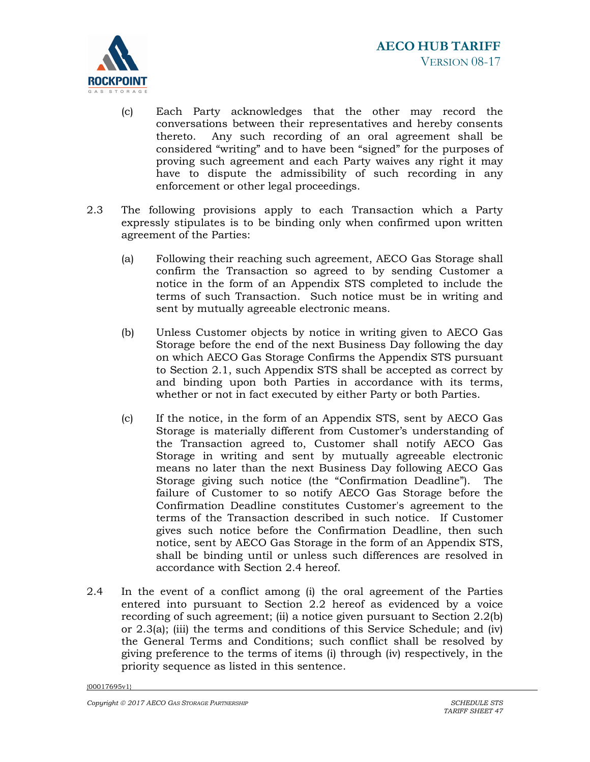(c) Each Party acknowledges that the other may record the conversations between their representatives and hereby consents thereto. Any such recording of an oral agreement shall be considered “writing” and to have been “signed” for the purposes of proving such agreement and each Party waives any right it may have to dispute the admissibility of such recording in any enforcement or other legal proceedings.

2.3 The following provisions apply to each Transaction which a Party expressly stipulates is to be binding only when confirmed upon written agreement of the Parties:

(a) Following their reaching such agreement, AECO Gas Storage shall confirm the Transaction so agreed to by sending Customer a notice in the form of an Appendix STS completed to include the terms of such Transaction. Such notice must be in writing and sent by mutually agreeable electronic means.

(b) Unless Customer objects by notice in writing given to AECO Gas Storage before the end of the next Business Day following the day on which AECO Gas Storage Confirms the Appendix STS pursuant to Section 2.1, such Appendix STS shall be accepted as correct by and binding upon both Parties in accordance with its terms, whether or not in fact executed by either Party or both Parties.

(c) If the notice, in the form of an Appendix STS, sent by AECO Gas Storage is materially different from Customer’s understanding of the Transaction agreed to, Customer shall notify AECO Gas Storage in writing and sent by mutually agreeable electronic means no later than the next Business Day following AECO Gas Storage giving such notice (the “Confirmation Deadline”). The failure of Customer to so notify AECO Gas Storage before the Confirmation Deadline constitutes Customer's agreement to the terms of the Transaction described in such notice. If Customer gives such notice before the Confirmation Deadline, then such notice, sent by AECO Gas Storage in the form of an Appendix STS, shall be binding until or unless such differences are resolved in accordance with Section 2.4 hereof.

2.4 In the event of a conflict among (i) the oral agreement of the Parties entered into pursuant to Section 2.2 hereof as evidenced by a voice recording of such agreement; (ii) a notice given pursuant to Section 2.2(b) or 2.3(a); (iii) the terms and conditions of this Service Schedule; and (iv) the General Terms and Conditions; such conflict shall be resolved by giving preference to the terms of items (i) through (iv) respectively, in the priority sequence as listed in this sentence.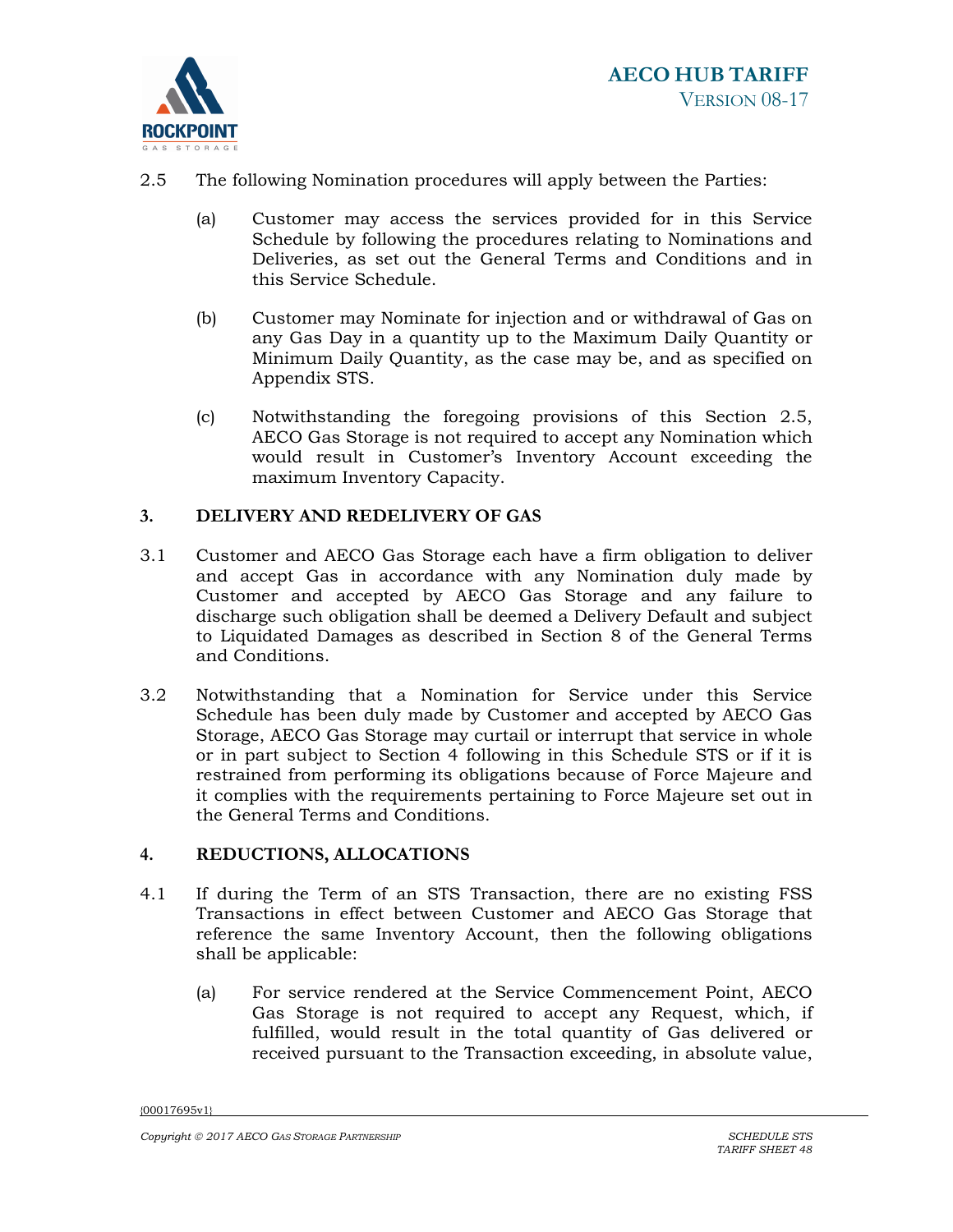2.5 The following Nomination procedures will apply between the Parties:

(a) Customer may access the services provided for in this Service Schedule by following the procedures relating to Nominations and Deliveries, as set out the General Terms and Conditions and in this Service Schedule.

(b) Customer may Nominate for injection and or withdrawal of Gas on any Gas Day in a quantity up to the Maximum Daily Quantity or Minimum Daily Quantity, as the case may be, and as specified on Appendix STS.

(c) Notwithstanding the foregoing provisions of this Section 2.5, AECO Gas Storage is not required to accept any Nomination which would result in Customer's Inventory Account exceeding the maximum Inventory Capacity.

## 3. DELIVERY AND REDELIVERY OF GAS

3.1 Customer and AECO Gas Storage each have a firm obligation to deliver and accept Gas in accordance with any Nomination duly made by Customer and accepted by AECO Gas Storage and any failure to discharge such obligation shall be deemed a Delivery Default and subject to Liquidated Damages as described in Section 8 of the General Terms and Conditions.

3.2 Notwithstanding that a Nomination for Service under this Service Schedule has been duly made by Customer and accepted by AECO Gas Storage, AECO Gas Storage may curtail or interrupt that service in whole or in part subject to Section 4 following in this Schedule STS or if it is restrained from performing its obligations because of Force Majeure and it complies with the requirements pertaining to Force Majeure set out in the General Terms and Conditions.

## 4. REDUCTIONS, ALLOCATIONS

4.1 If during the Term of an STS Transaction, there are no existing FSS Transactions in effect between Customer and AECO Gas Storage that reference the same Inventory Account, then the following obligations shall be applicable:

(a) For service rendered at the Service Commencement Point, AECO Gas Storage is not required to accept any Request, which, if fulfilled, would result in the total quantity of Gas delivered or received pursuant to the Transaction exceeding, in absolute value,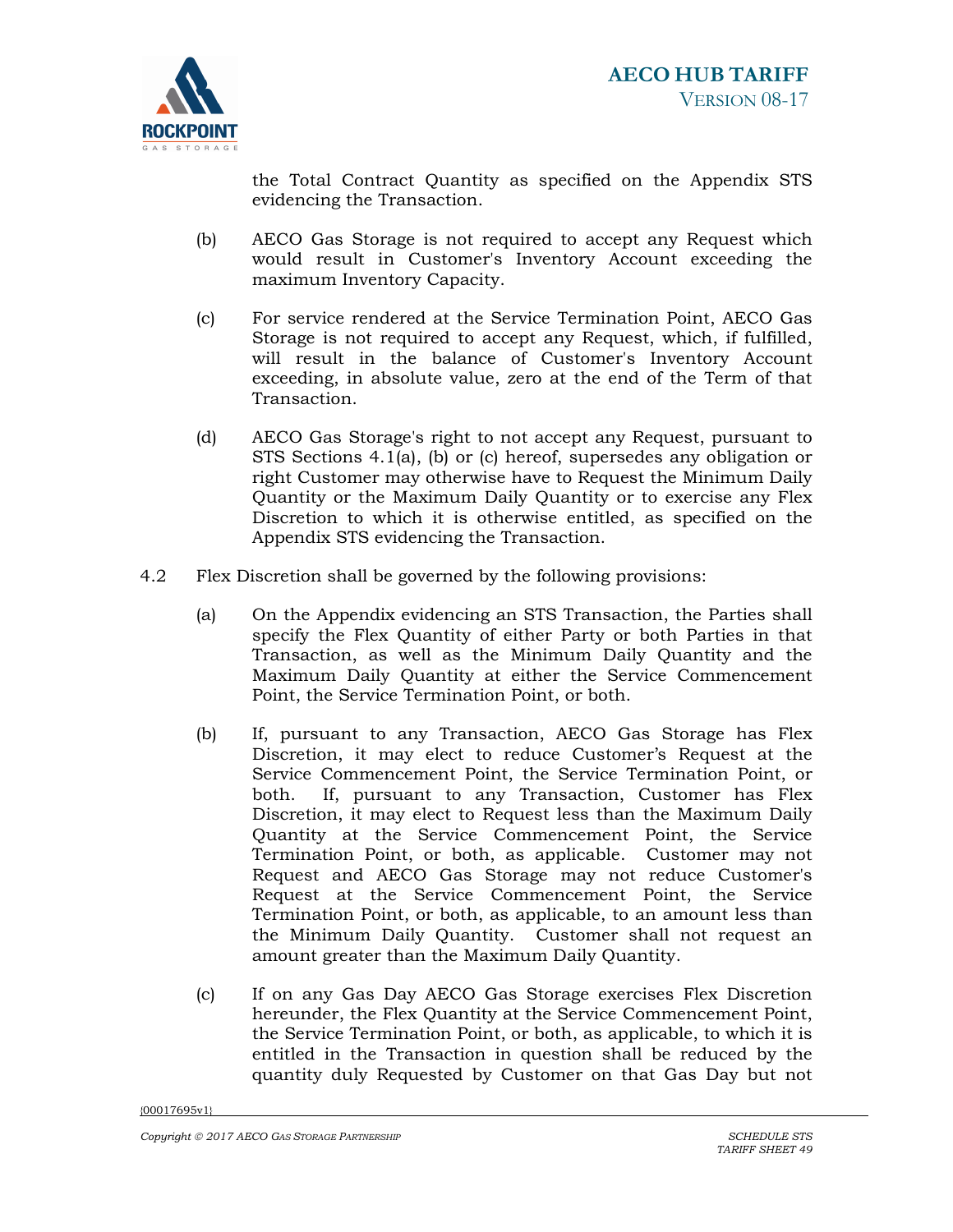the Total Contract Quantity as specified on the Appendix STS evidencing the Transaction.

(b) AECO Gas Storage is not required to accept any Request which would result in Customer's Inventory Account exceeding the maximum Inventory Capacity.

(c) For service rendered at the Service Termination Point, AECO Gas Storage is not required to accept any Request, which, if fulfilled, will result in the balance of Customer's Inventory Account exceeding, in absolute value, zero at the end of the Term of that Transaction.

(d) AECO Gas Storage's right to not accept any Request, pursuant to STS Sections 4.1(a), (b) or (c) hereof, supersedes any obligation or right Customer may otherwise have to Request the Minimum Daily Quantity or the Maximum Daily Quantity or to exercise any Flex Discretion to which it is otherwise entitled, as specified on the Appendix STS evidencing the Transaction.

4.2 Flex Discretion shall be governed by the following provisions:

(a) On the Appendix evidencing an STS Transaction, the Parties shall specify the Flex Quantity of either Party or both Parties in that Transaction, as well as the Minimum Daily Quantity and the Maximum Daily Quantity at either the Service Commencement Point, the Service Termination Point, or both.

(b) If, pursuant to any Transaction, AECO Gas Storage has Flex Discretion, it may elect to reduce Customer's Request at the Service Commencement Point, the Service Termination Point, or both. If, pursuant to any Transaction, Customer has Flex Discretion, it may elect to Request less than the Maximum Daily Quantity at the Service Commencement Point, the Service Termination Point, or both, as applicable. Customer may not Request and AECO Gas Storage may not reduce Customer's Request at the Service Commencement Point, the Service Termination Point, or both, as applicable, to an amount less than the Minimum Daily Quantity. Customer shall not request an amount greater than the Maximum Daily Quantity.

(c) If on any Gas Day AECO Gas Storage exercises Flex Discretion hereunder, the Flex Quantity at the Service Commencement Point, the Service Termination Point, or both, as applicable, to which it is entitled in the Transaction in question shall be reduced by the quantity duly Requested by Customer on that Gas Day but not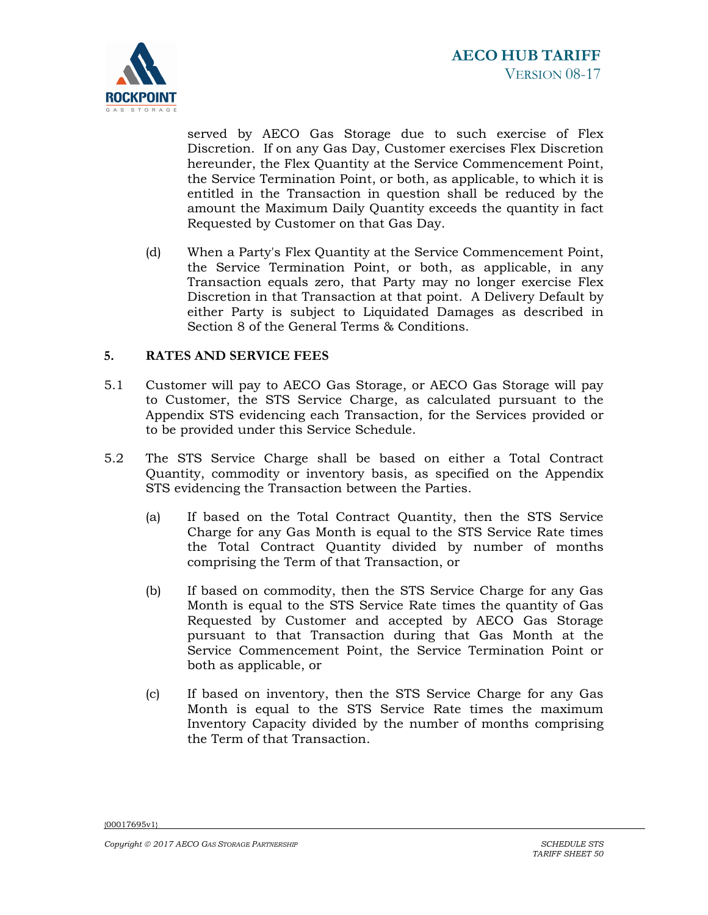served by AECO Gas Storage due to such exercise of Flex Discretion. If on any Gas Day, Customer exercises Flex Discretion hereunder, the Flex Quantity at the Service Commencement Point, the Service Termination Point, or both, as applicable, to which it is entitled in the Transaction in question shall be reduced by the amount the Maximum Daily Quantity exceeds the quantity in fact Requested by Customer on that Gas Day.

(d) When a Party's Flex Quantity at the Service Commencement Point, the Service Termination Point, or both, as applicable, in any Transaction equals zero, that Party may no longer exercise Flex Discretion in that Transaction at that point. A Delivery Default by either Party is subject to Liquidated Damages as described in Section 8 of the General Terms & Conditions.

## 5. RATES AND SERVICE FEES

5.1 Customer will pay to AECO Gas Storage, or AECO Gas Storage will pay to Customer, the STS Service Charge, as calculated pursuant to the Appendix STS evidencing each Transaction, for the Services provided or to be provided under this Service Schedule.

5.2 The STS Service Charge shall be based on either a Total Contract Quantity, commodity or inventory basis, as specified on the Appendix STS evidencing the Transaction between the Parties.

(a) If based on the Total Contract Quantity, then the STS Service Charge for any Gas Month is equal to the STS Service Rate times the Total Contract Quantity divided by number of months comprising the Term of that Transaction, or

(b) If based on commodity, then the STS Service Charge for any Gas Month is equal to the STS Service Rate times the quantity of Gas Requested by Customer and accepted by AECO Gas Storage pursuant to that Transaction during that Gas Month at the Service Commencement Point, the Service Termination Point or both as applicable, or

(c) If based on inventory, then the STS Service Charge for any Gas Month is equal to the STS Service Rate times the maximum Inventory Capacity divided by the number of months comprising the Term of that Transaction.

{00017695v1}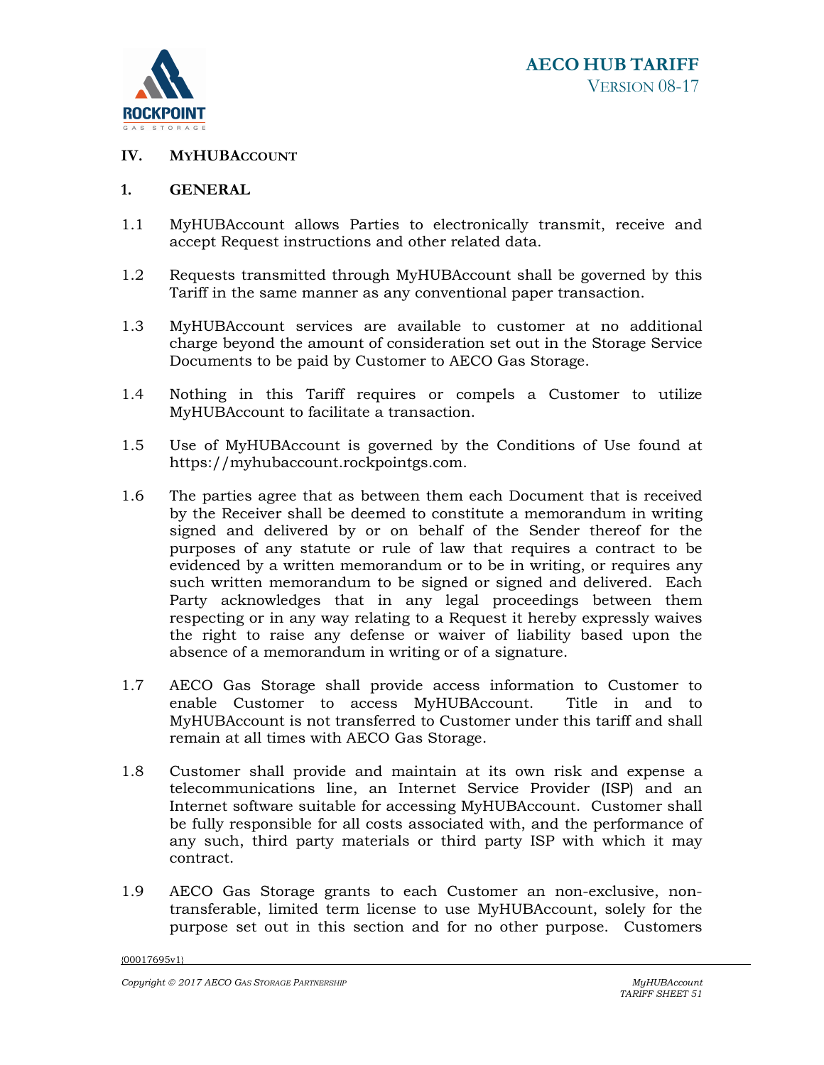## IV. MyHUBAccount

### 1. GENERAL

1.1 MyHUBAccount allows Parties to electronically transmit, receive and accept Request instructions and other related data.

1.2 Requests transmitted through MyHUBAccount shall be governed by this Tariff in the same manner as any conventional paper transaction.

1.3 MyHUBAccount services are available to customer at no additional charge beyond the amount of consideration set out in the Storage Service Documents to be paid by Customer to AECO Gas Storage.

1.4 Nothing in this Tariff requires or compels a Customer to utilize MyHUBAccount to facilitate a transaction.

1.5 Use of MyHUBAccount is governed by the Conditions of Use found at https://myhubaccount.rockpointgs.com.

1.6 The parties agree that as between them each Document that is received by the Receiver shall be deemed to constitute a memorandum in writing signed and delivered by or on behalf of the Sender thereof for the purposes of any statute or rule of law that requires a contract to be evidenced by a written memorandum or to be in writing, or requires any such written memorandum to be signed or signed and delivered. Each Party acknowledges that in any legal proceedings between them respecting or in any way relating to a Request it hereby expressly waives the right to raise any defense or waiver of liability based upon the absence of a memorandum in writing or of a signature.

1.7 AECO Gas Storage shall provide access information to Customer to enable Customer to access MyHUBAccount. Title in and to MyHUBAccount is not transferred to Customer under this tariff and shall remain at all times with AECO Gas Storage.

1.8 Customer shall provide and maintain at its own risk and expense a telecommunications line, an Internet Service Provider (ISP) and an Internet software suitable for accessing MyHUBAccount. Customer shall be fully responsible for all costs associated with, and the performance of any such, third party materials or third party ISP with which it may contract.

1.9 AECO Gas Storage grants to each Customer an non-exclusive, non-transferable, limited term license to use MyHUBAccount, solely for the purpose set out in this section and for no other purpose. Customers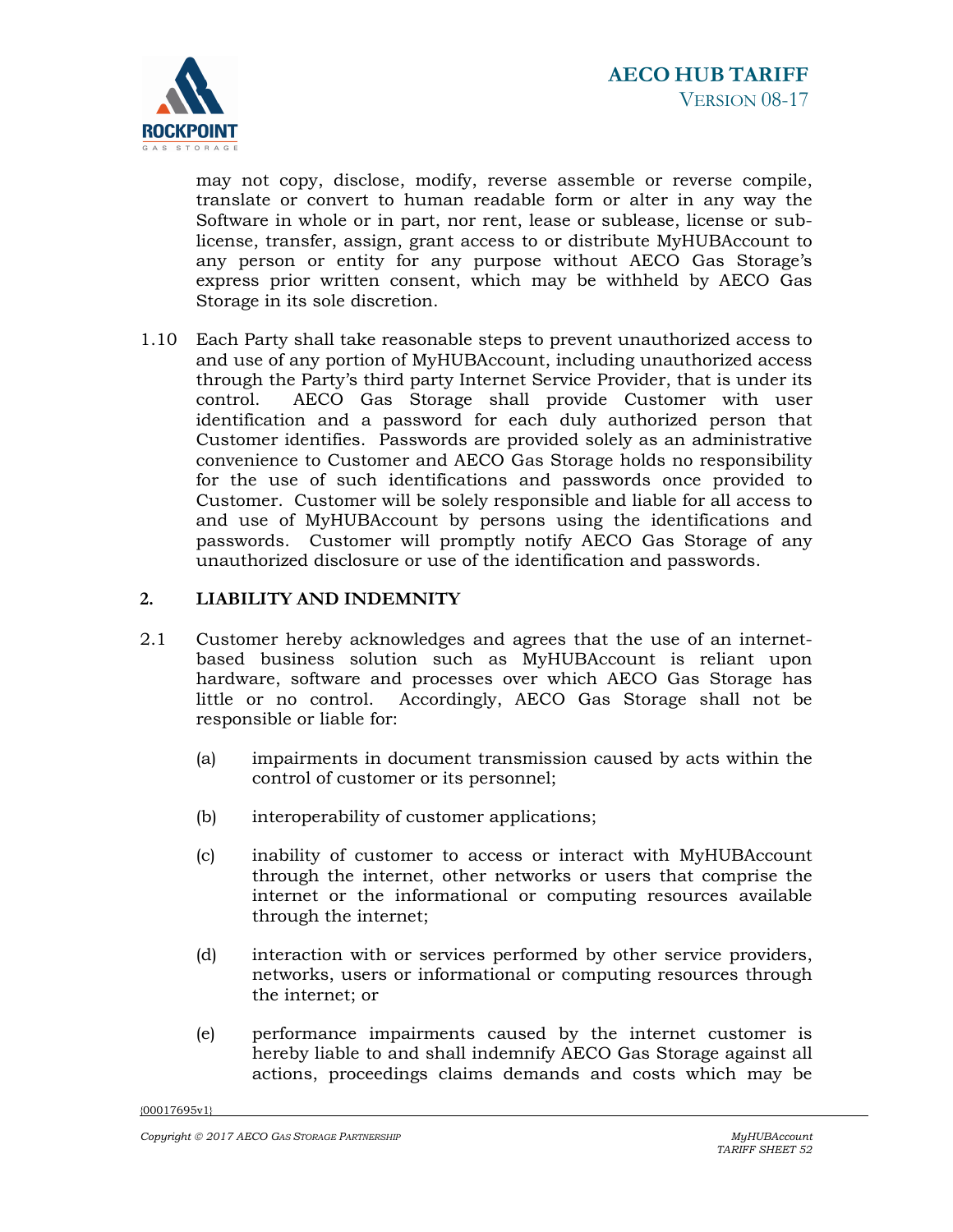may not copy, disclose, modify, reverse assemble or reverse compile, translate or convert to human readable form or alter in any way the Software in whole or in part, nor rent, lease or sublease, license or sub-license, transfer, assign, grant access to or distribute MyHUBAccount to any person or entity for any purpose without AECO Gas Storage's express prior written consent, which may be withheld by AECO Gas Storage in its sole discretion.

1.10 Each Party shall take reasonable steps to prevent unauthorized access to and use of any portion of MyHUBAccount, including unauthorized access through the Party's third party Internet Service Provider, that is under its control. AECO Gas Storage shall provide Customer with user identification and a password for each duly authorized person that Customer identifies. Passwords are provided solely as an administrative convenience to Customer and AECO Gas Storage holds no responsibility for the use of such identifications and passwords once provided to Customer. Customer will be solely responsible and liable for all access to and use of MyHUBAccount by persons using the identifications and passwords. Customer will promptly notify AECO Gas Storage of any unauthorized disclosure or use of the identification and passwords.

## 2. LIABILITY AND INDEMNITY

2.1 Customer hereby acknowledges and agrees that the use of an internet-based business solution such as MyHUBAccount is reliant upon hardware, software and processes over which AECO Gas Storage has little or no control. Accordingly, AECO Gas Storage shall not be responsible or liable for:

(a) impairments in document transmission caused by acts within the control of customer or its personnel;

(b) interoperability of customer applications;

(c) inability of customer to access or interact with MyHUBAccount through the internet, other networks or users that comprise the internet or the informational or computing resources available through the internet;

(d) interaction with or services performed by other service providers, networks, users or informational or computing resources through the internet; or

(e) performance impairments caused by the internet customer is hereby liable to and shall indemnify AECO Gas Storage against all actions, proceedings claims demands and costs which may be

{00017695v1}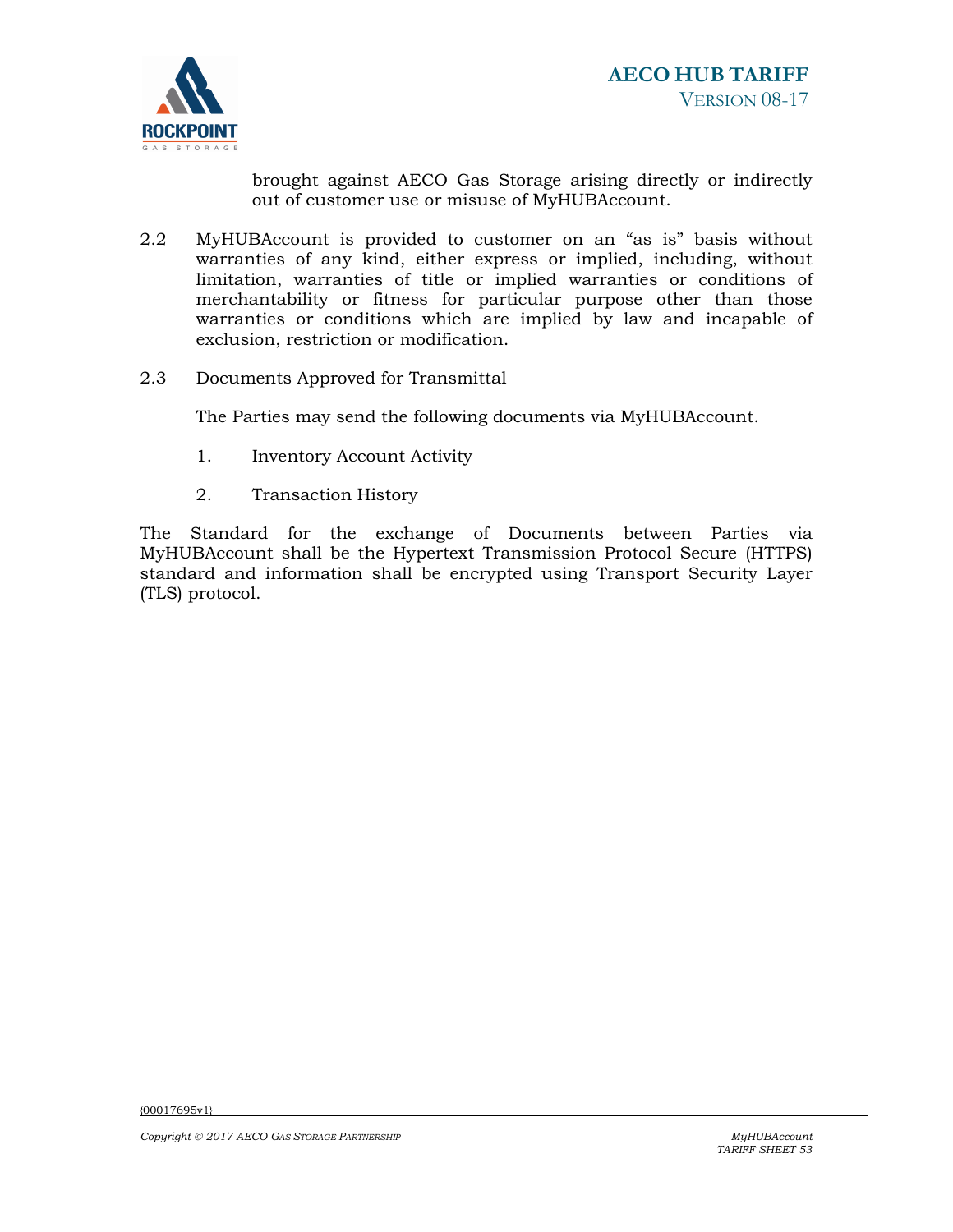brought against AECO Gas Storage arising directly or indirectly out of customer use or misuse of MyHUBAccount.

2.2 MyHUBAccount is provided to customer on an "as is" basis without warranties of any kind, either express or implied, including, without limitation, warranties of title or implied warranties or conditions of merchantability or fitness for particular purpose other than those warranties or conditions which are implied by law and incapable of exclusion, restriction or modification.

2.3 Documents Approved for Transmittal

The Parties may send the following documents via MyHUBAccount.

1. Inventory Account Activity

2. Transaction History

The Standard for the exchange of Documents between Parties via MyHUBAccount shall be the Hypertext Transmission Protocol Secure (HTTPS) standard and information shall be encrypted using Transport Security Layer (TLS) protocol.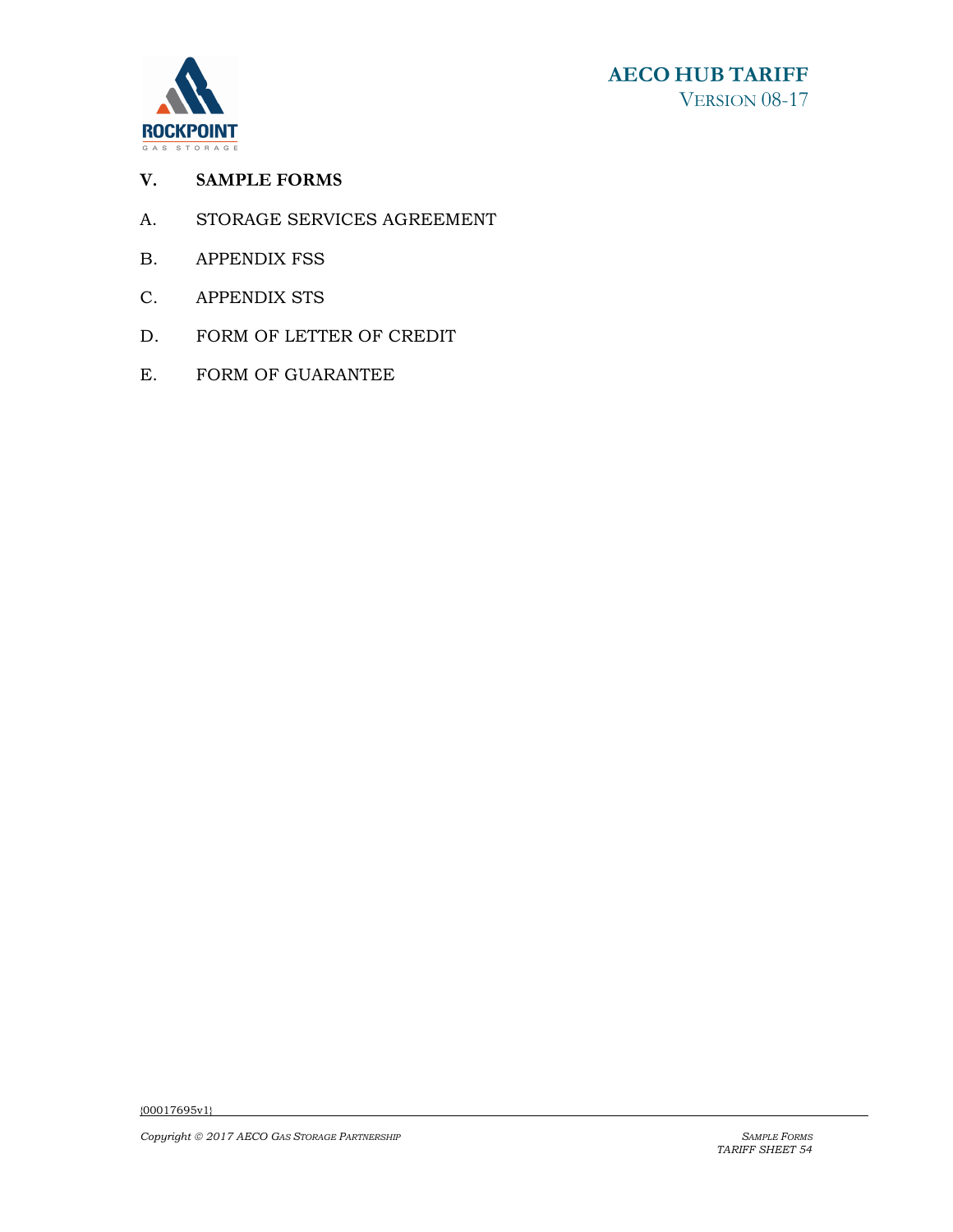## V. SAMPLE FORMS

A. STORAGE SERVICES AGREEMENT

B. APPENDIX FSS

C. APPENDIX STS

D. FORM OF LETTER OF CREDIT

E. FORM OF GUARANTEE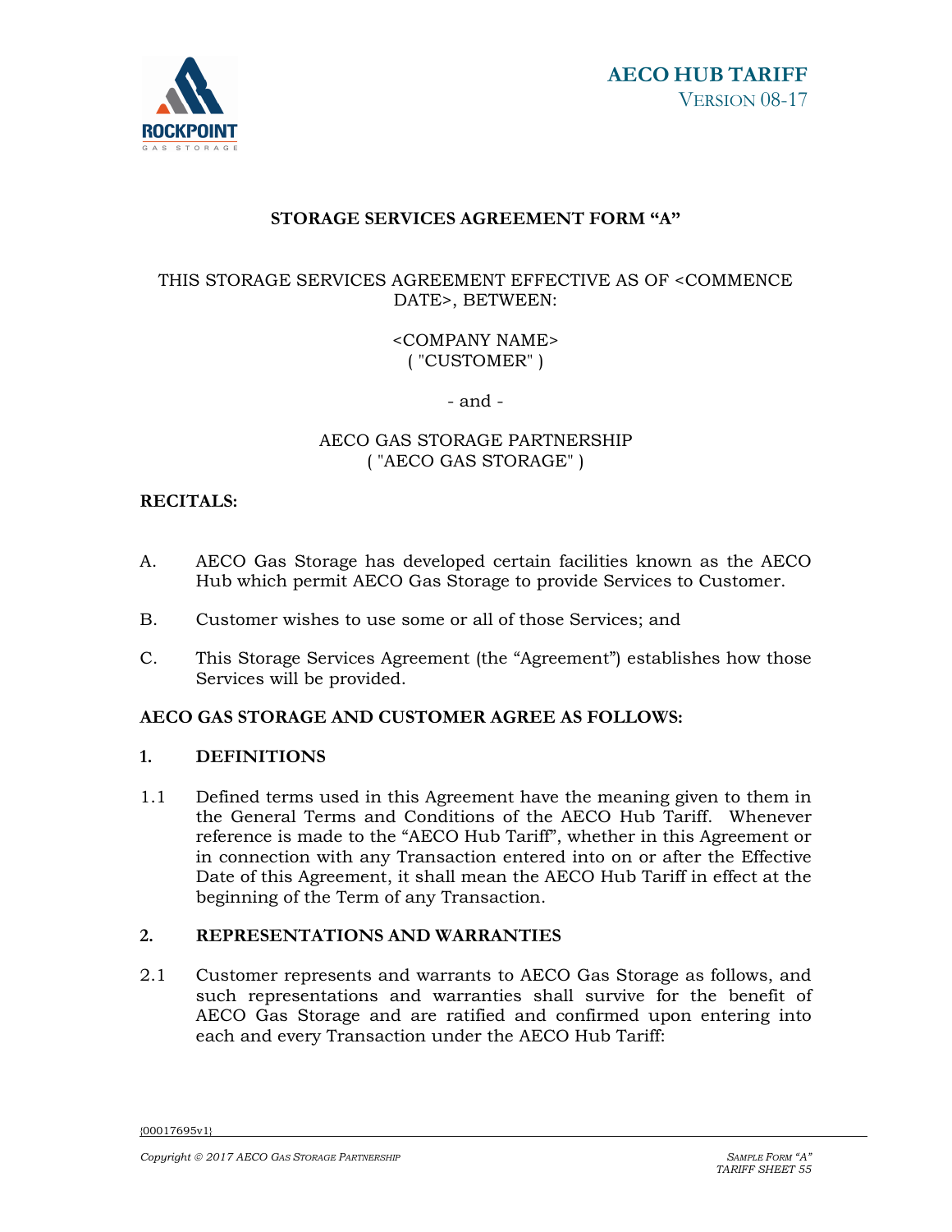# STORAGE SERVICES AGREEMENT FORM "A"

THIS STORAGE SERVICES AGREEMENT EFFECTIVE AS OF <COMMENCE DATE>, BETWEEN:

<COMPANY NAME>
( "CUSTOMER" )

- and -

AECO GAS STORAGE PARTNERSHIP
( "AECO GAS STORAGE" )

**RECITALS:**

A. AECO Gas Storage has developed certain facilities known as the AECO Hub which permit AECO Gas Storage to provide Services to Customer.

B. Customer wishes to use some or all of those Services; and

C. This Storage Services Agreement (the "Agreement") establishes how those Services will be provided.

**AECO GAS STORAGE AND CUSTOMER AGREE AS FOLLOWS:**

## 1. DEFINITIONS

1.1 Defined terms used in this Agreement have the meaning given to them in the General Terms and Conditions of the AECO Hub Tariff. Whenever reference is made to the "AECO Hub Tariff", whether in this Agreement or in connection with any Transaction entered into on or after the Effective Date of this Agreement, it shall mean the AECO Hub Tariff in effect at the beginning of the Term of any Transaction.

## 2. REPRESENTATIONS AND WARRANTIES

2.1 Customer represents and warrants to AECO Gas Storage as follows, and such representations and warranties shall survive for the benefit of AECO Gas Storage and are ratified and confirmed upon entering into each and every Transaction under the AECO Hub Tariff: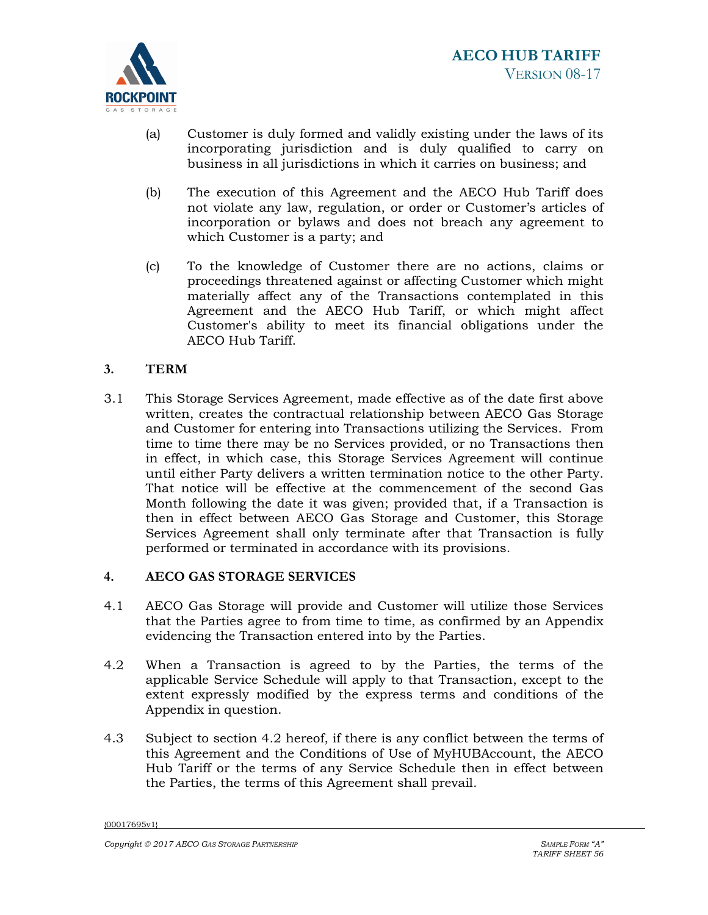(a) Customer is duly formed and validly existing under the laws of its incorporating jurisdiction and is duly qualified to carry on business in all jurisdictions in which it carries on business; and

(b) The execution of this Agreement and the AECO Hub Tariff does not violate any law, regulation, or order or Customer's articles of incorporation or bylaws and does not breach any agreement to which Customer is a party; and

(c) To the knowledge of Customer there are no actions, claims or proceedings threatened against or affecting Customer which might materially affect any of the Transactions contemplated in this Agreement and the AECO Hub Tariff, or which might affect Customer's ability to meet its financial obligations under the AECO Hub Tariff.

**3. TERM**

3.1 This Storage Services Agreement, made effective as of the date first above written, creates the contractual relationship between AECO Gas Storage and Customer for entering into Transactions utilizing the Services. From time to time there may be no Services provided, or no Transactions then in effect, in which case, this Storage Services Agreement will continue until either Party delivers a written termination notice to the other Party. That notice will be effective at the commencement of the second Gas Month following the date it was given; provided that, if a Transaction is then in effect between AECO Gas Storage and Customer, this Storage Services Agreement shall only terminate after that Transaction is fully performed or terminated in accordance with its provisions.

**4. AECO GAS STORAGE SERVICES**

4.1 AECO Gas Storage will provide and Customer will utilize those Services that the Parties agree to from time to time, as confirmed by an Appendix evidencing the Transaction entered into by the Parties.

4.2 When a Transaction is agreed to by the Parties, the terms of the applicable Service Schedule will apply to that Transaction, except to the extent expressly modified by the express terms and conditions of the Appendix in question.

4.3 Subject to section 4.2 hereof, if there is any conflict between the terms of this Agreement and the Conditions of Use of MyHUBAccount, the AECO Hub Tariff or the terms of any Service Schedule then in effect between the Parties, the terms of this Agreement shall prevail.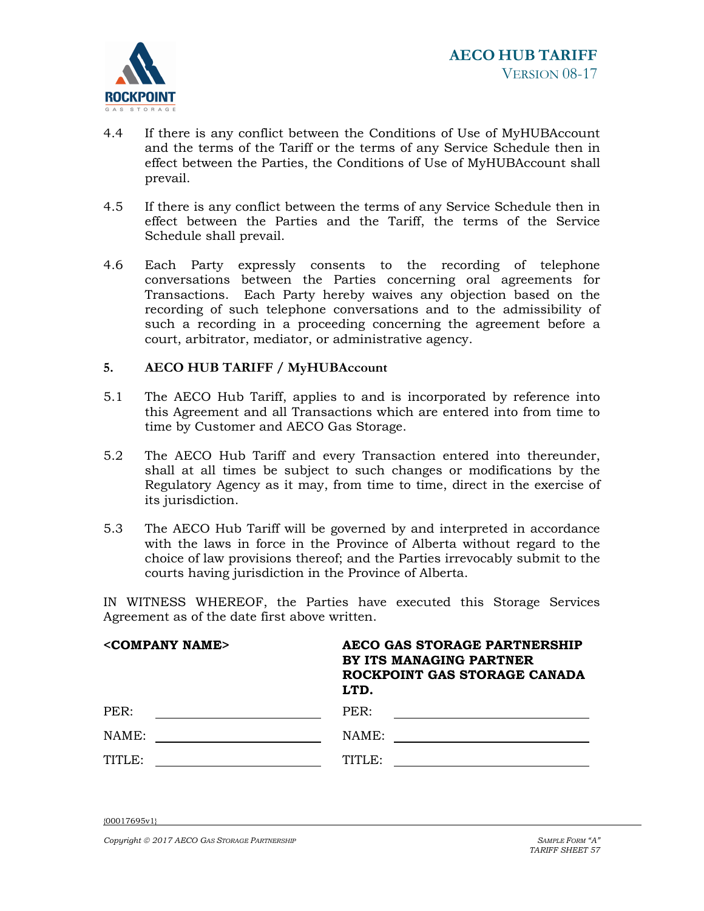4.4 If there is any conflict between the Conditions of Use of MyHUBAccount and the terms of the Tariff or the terms of any Service Schedule then in effect between the Parties, the Conditions of Use of MyHUBAccount shall prevail.

4.5 If there is any conflict between the terms of any Service Schedule then in effect between the Parties and the Tariff, the terms of the Service Schedule shall prevail.

4.6 Each Party expressly consents to the recording of telephone conversations between the Parties concerning oral agreements for Transactions. Each Party hereby waives any objection based on the recording of such telephone conversations and to the admissibility of such a recording in a proceeding concerning the agreement before a court, arbitrator, mediator, or administrative agency.

**5. AECO HUB TARIFF / MyHUBAccount**

5.1 The AECO Hub Tariff, applies to and is incorporated by reference into this Agreement and all Transactions which are entered into from time to time by Customer and AECO Gas Storage.

5.2 The AECO Hub Tariff and every Transaction entered into thereunder, shall at all times be subject to such changes or modifications by the Regulatory Agency as it may, from time to time, direct in the exercise of its jurisdiction.

5.3 The AECO Hub Tariff will be governed by and interpreted in accordance with the laws in force in the Province of Alberta without regard to the choice of law provisions thereof; and the Parties irrevocably submit to the courts having jurisdiction in the Province of Alberta.

IN WITNESS WHEREOF, the Parties have executed this Storage Services Agreement as of the date first above written.

| **<COMPANY NAME>** | **AECO GAS STORAGE PARTNERSHIP BY ITS MANAGING PARTNER ROCKPOINT GAS STORAGE CANADA LTD.** |
|---|---|
| PER: ______________________ | PER: ______________________ |
| NAME: ______________________ | NAME: ______________________ |
| TITLE: ______________________ | TITLE: ______________________ |

{00017695v1}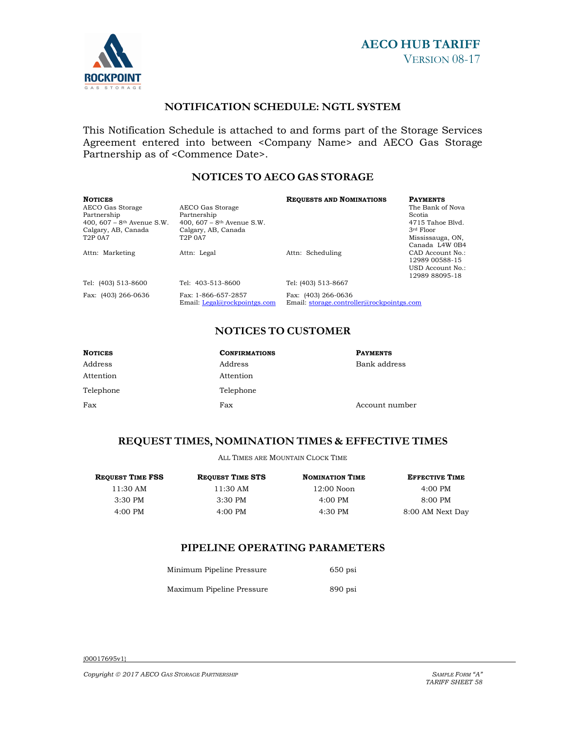# NOTIFICATION SCHEDULE: NGTL SYSTEM

This Notification Schedule is attached to and forms part of the Storage Services Agreement entered into between <Company Name> and AECO Gas Storage Partnership as of <Commence Date>.

## NOTICES TO AECO GAS STORAGE

| **Notices** | | **Requests and Nominations** | **Payments** |
|---|---|---|---|
| AECO Gas Storage Partnership<br>400, 607 – 8th Avenue S.W.<br>Calgary, AB, Canada<br>T2P 0A7 | AECO Gas Storage Partnership<br>400, 607 – 8th Avenue S.W.<br>Calgary, AB, Canada<br>T2P 0A7 | | The Bank of Nova Scotia<br>4715 Tahoe Blvd.<br>3rd Floor<br>Mississauga, ON, Canada L4W 0B4 |
| Attn: Marketing | Attn: Legal | Attn: Scheduling | CAD Account No.: 12989 00588-15<br>USD Account No.: 12989 88095-18 |
| Tel: (403) 513-8600 | Tel: 403-513-8600 | Tel: (403) 513-8667 | |
| Fax: (403) 266-0636 | Fax: 1-866-657-2857<br>Email: Legal@rockpointgs.com | Fax: (403) 266-0636<br>Email: storage.controller@rockpointgs.com | |

## NOTICES TO CUSTOMER

| **Notices** | **Confirmations** | **Payments** |
|---|---|---|
| Address | Address | Bank address |
| Attention | Attention | |
| Telephone | Telephone | |
| Fax | Fax | Account number |

## REQUEST TIMES, NOMINATION TIMES & EFFECTIVE TIMES

ALL TIMES ARE MOUNTAIN CLOCK TIME

| **Request Time FSS** | **Request Time STS** | **Nomination Time** | **Effective Time** |
|---|---|---|---|
| 11:30 AM | 11:30 AM | 12:00 Noon | 4:00 PM |
| 3:30 PM | 3:30 PM | 4:00 PM | 8:00 PM |
| 4:00 PM | 4:00 PM | 4:30 PM | 8:00 AM Next Day |

## PIPELINE OPERATING PARAMETERS

| | |
|---|---|
| Minimum Pipeline Pressure | 650 psi |
| Maximum Pipeline Pressure | 890 psi |

{00017695v1}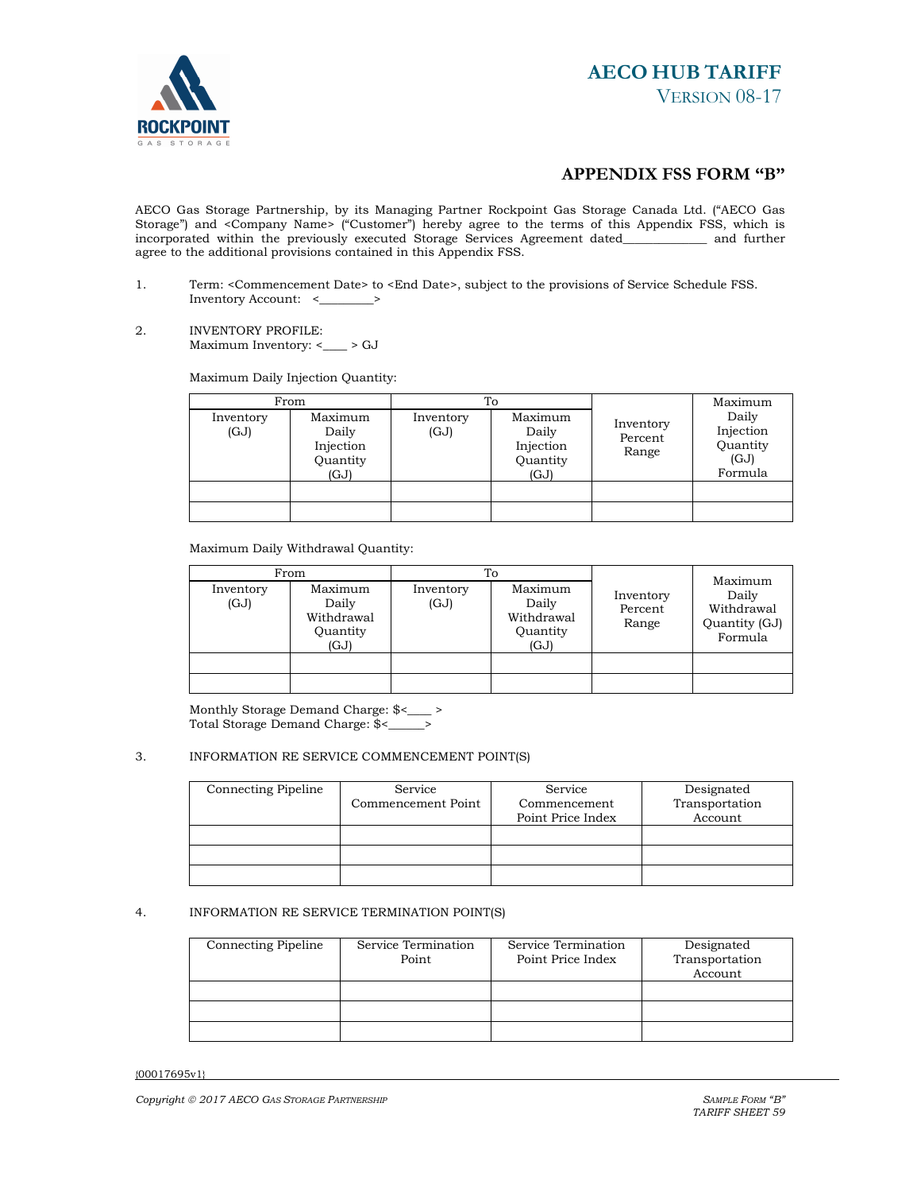# APPENDIX FSS FORM "B"

AECO Gas Storage Partnership, by its Managing Partner Rockpoint Gas Storage Canada Ltd. ("AECO Gas Storage") and <Company Name> ("Customer") hereby agree to the terms of this Appendix FSS, which is incorporated within the previously executed Storage Services Agreement dated_____________ and further agree to the additional provisions contained in this Appendix FSS.

1. Term: <Commencement Date> to <End Date>, subject to the provisions of Service Schedule FSS.
   Inventory Account: <_________>

2. INVENTORY PROFILE:
   Maximum Inventory: <____ > GJ

   Maximum Daily Injection Quantity:

| From | | To | | Inventory Percent Range | Maximum Daily Injection Quantity (GJ) Formula |
|---|---|---|---|---|---|
| Inventory (GJ) | Maximum Daily Injection Quantity (GJ) | Inventory (GJ) | Maximum Daily Injection Quantity (GJ) | | |
| | | | | | |
| | | | | | |

   Maximum Daily Withdrawal Quantity:

| From | | To | | Inventory Percent Range | Maximum Daily Withdrawal Quantity (GJ) Formula |
|---|---|---|---|---|---|
| Inventory (GJ) | Maximum Daily Withdrawal Quantity (GJ) | Inventory (GJ) | Maximum Daily Withdrawal Quantity (GJ) | | |
| | | | | | |
| | | | | | |

   Monthly Storage Demand Charge: $<____ >
   Total Storage Demand Charge: $<______>

3. INFORMATION RE SERVICE COMMENCEMENT POINT(S)

| Connecting Pipeline | Service Commencement Point | Service Commencement Point Price Index | Designated Transportation Account |
|---|---|---|---|
| | | | |
| | | | |
| | | | |

4. INFORMATION RE SERVICE TERMINATION POINT(S)

| Connecting Pipeline | Service Termination Point | Service Termination Point Price Index | Designated Transportation Account |
|---|---|---|---|
| | | | |
| | | | |
| | | | |

{00017695v1}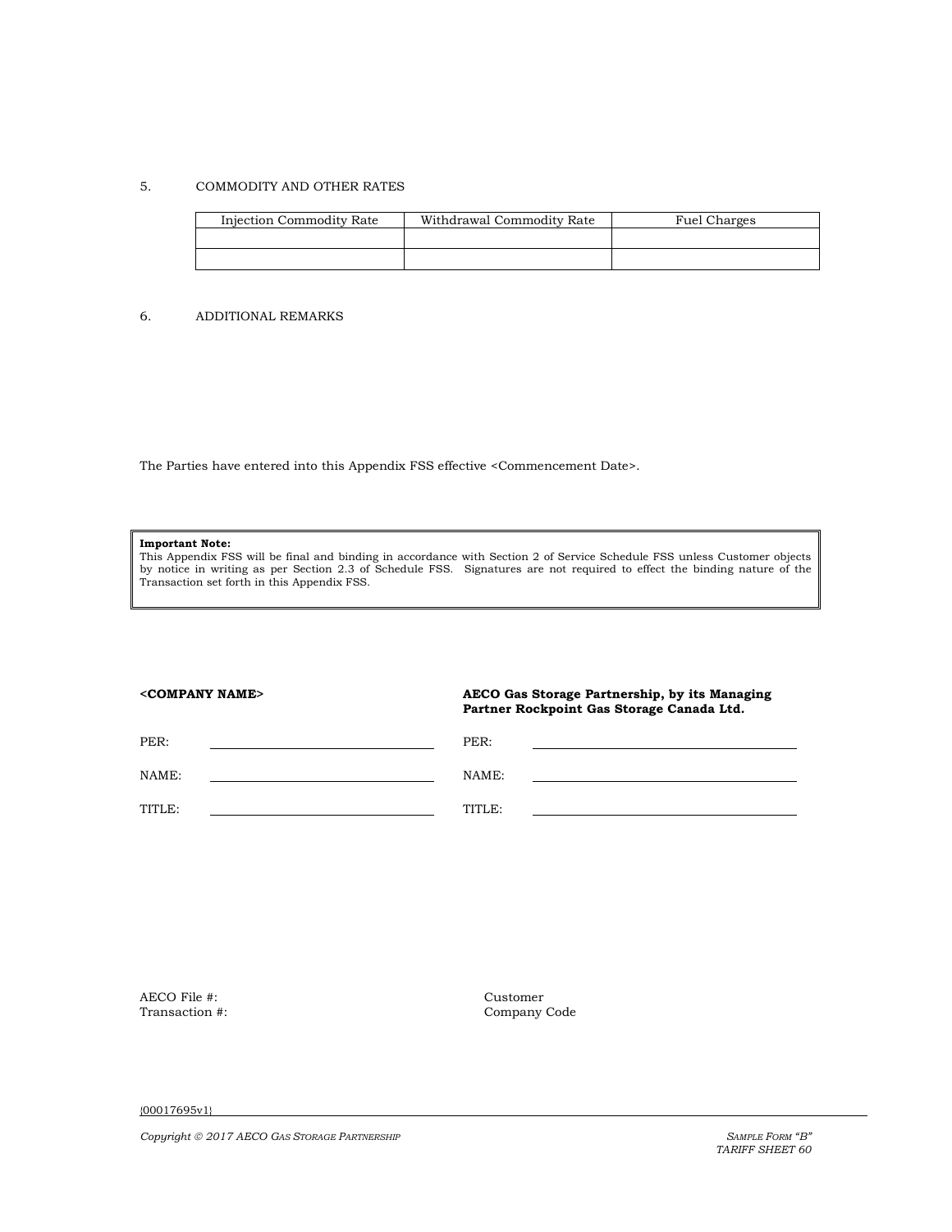5. COMMODITY AND OTHER RATES

| Injection Commodity Rate | Withdrawal Commodity Rate | Fuel Charges |
|---|---|---|
| | | |
| | | |

6. ADDITIONAL REMARKS

The Parties have entered into this Appendix FSS effective <Commencement Date>.

> **Important Note:**
> This Appendix FSS will be final and binding in accordance with Section 2 of Service Schedule FSS unless Customer objects by notice in writing as per Section 2.3 of Schedule FSS. Signatures are not required to effect the binding nature of the Transaction set forth in this Appendix FSS.

**<COMPANY NAME>**

PER: ______________________

NAME: ______________________

TITLE: ______________________

**AECO Gas Storage Partnership, by its Managing Partner Rockpoint Gas Storage Canada Ltd.**

PER: ______________________

NAME: ______________________

TITLE: ______________________

AECO File #:
Transaction #:

Customer
Company Code

{00017695v1}

*Copyright © 2017 AECO Gas Storage Partnership*

*Sample Form "B"*
*TARIFF SHEET 60*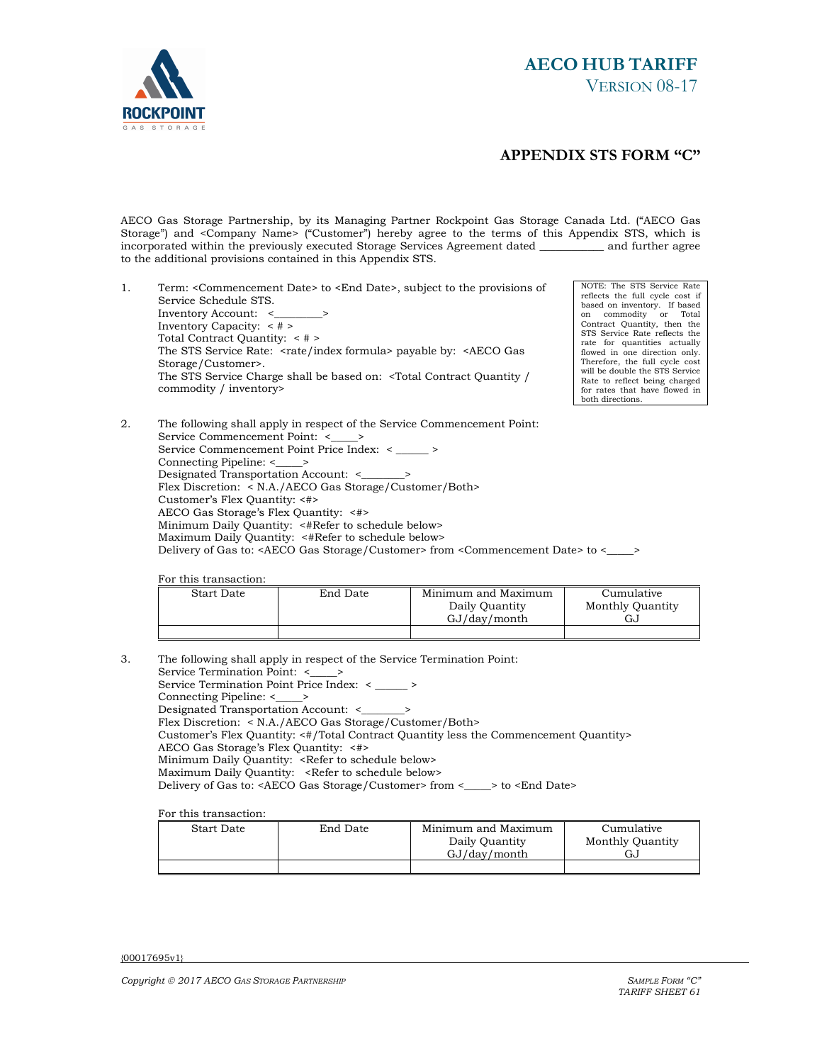# APPENDIX STS FORM "C"

AECO Gas Storage Partnership, by its Managing Partner Rockpoint Gas Storage Canada Ltd. ("AECO Gas Storage") and <Company Name> ("Customer") hereby agree to the terms of this Appendix STS, which is incorporated within the previously executed Storage Services Agreement dated ___________ and further agree to the additional provisions contained in this Appendix STS.

1. Term: <Commencement Date> to <End Date>, subject to the provisions of Service Schedule STS.
   Inventory Account: <________>
   Inventory Capacity: < # >
   Total Contract Quantity: < # >
   The STS Service Rate: <rate/index formula> payable by: <AECO Gas Storage/Customer>.
   The STS Service Charge shall be based on: <Total Contract Quantity / commodity / inventory>

> NOTE: The STS Service Rate reflects the full cycle cost if based on inventory. If based on commodity or Total Contract Quantity, then the STS Service Rate reflects the rate for quantities actually flowed in one direction only. Therefore, the full cycle cost will be double the STS Service Rate to reflect being charged for rates that have flowed in both directions.

2. The following shall apply in respect of the Service Commencement Point:
   Service Commencement Point: <_____>
   Service Commencement Point Price Index: < ______ >
   Connecting Pipeline: <_____>
   Designated Transportation Account: <________>
   Flex Discretion: < N.A./AECO Gas Storage/Customer/Both>
   Customer's Flex Quantity: <#>
   AECO Gas Storage's Flex Quantity: <#>
   Minimum Daily Quantity: <#Refer to schedule below>
   Maximum Daily Quantity: <#Refer to schedule below>
   Delivery of Gas to: <AECO Gas Storage/Customer> from <Commencement Date> to <_____>

   For this transaction:

| Start Date | End Date | Minimum and Maximum Daily Quantity GJ/day/month | Cumulative Monthly Quantity GJ |
|---|---|---|---|
| | | | |

3. The following shall apply in respect of the Service Termination Point:
   Service Termination Point: <_____>
   Service Termination Point Price Index: < ______ >
   Connecting Pipeline: <_____>
   Designated Transportation Account: <________>
   Flex Discretion: < N.A./AECO Gas Storage/Customer/Both>
   Customer's Flex Quantity: <#/Total Contract Quantity less the Commencement Quantity>
   AECO Gas Storage's Flex Quantity: <#>
   Minimum Daily Quantity: <Refer to schedule below>
   Maximum Daily Quantity: <Refer to schedule below>
   Delivery of Gas to: <AECO Gas Storage/Customer> from <_____> to <End Date>

   For this transaction:

| Start Date | End Date | Minimum and Maximum Daily Quantity GJ/day/month | Cumulative Monthly Quantity GJ |
|---|---|---|---|
| | | | |

{00017695v1}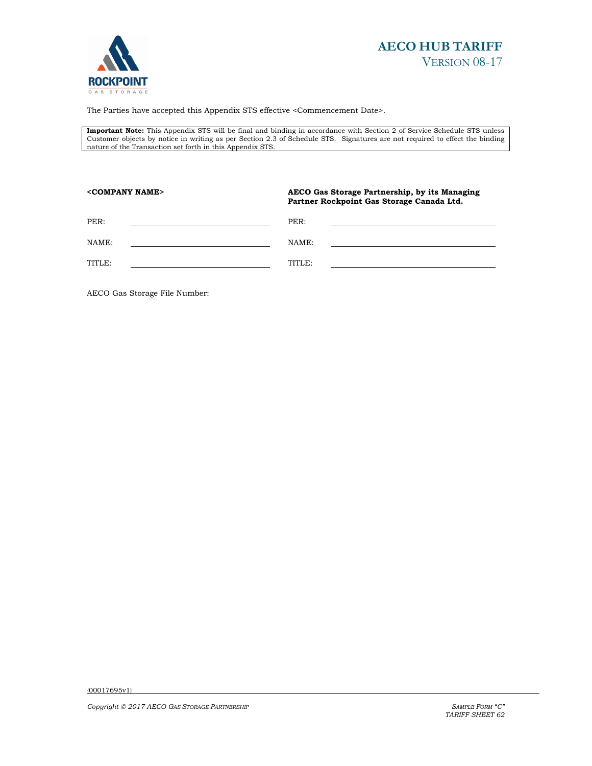The Parties have accepted this Appendix STS effective <Commencement Date>.

**Important Note:** This Appendix STS will be final and binding in accordance with Section 2 of Service Schedule STS unless Customer objects by notice in writing as per Section 2.3 of Schedule STS. Signatures are not required to effect the binding nature of the Transaction set forth in this Appendix STS.

| **<COMPANY NAME>** | | **AECO Gas Storage Partnership, by its Managing Partner Rockpoint Gas Storage Canada Ltd.** | |
|---|---|---|---|
| PER: | ______________________ | PER: | ______________________ |
| NAME: | ______________________ | NAME: | ______________________ |
| TITLE: | ______________________ | TITLE: | ______________________ |

AECO Gas Storage File Number:

{00017695v1}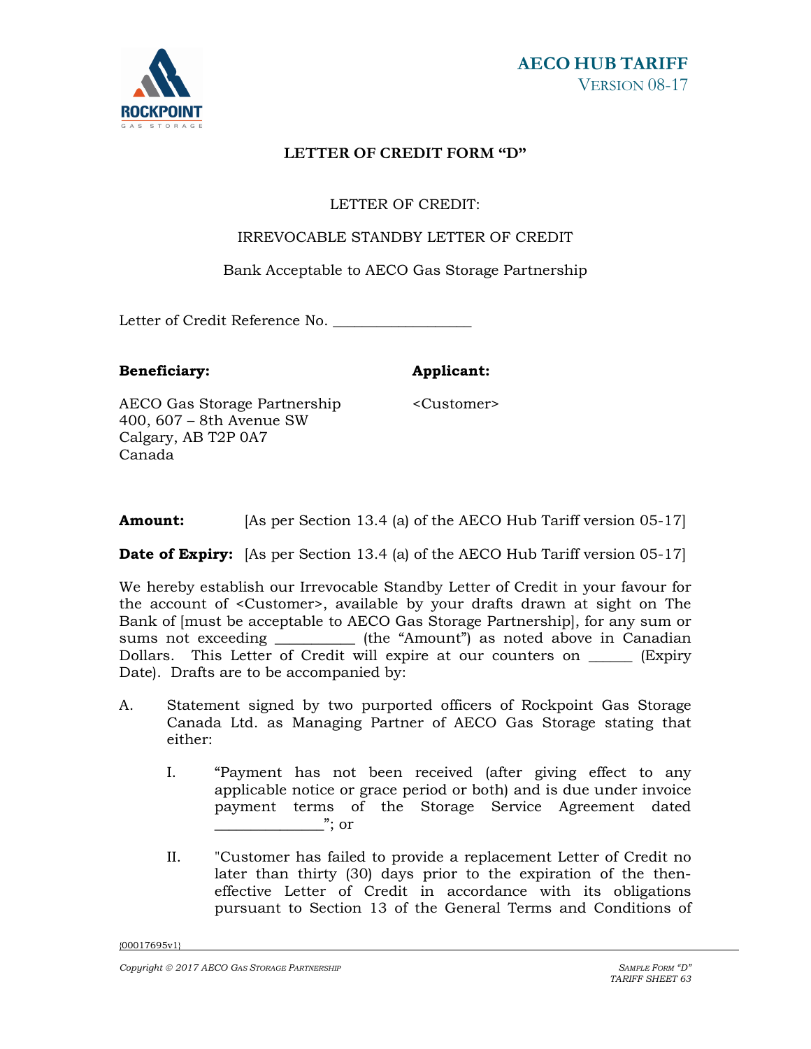**LETTER OF CREDIT FORM "D"**

LETTER OF CREDIT:

IRREVOCABLE STANDBY LETTER OF CREDIT

Bank Acceptable to AECO Gas Storage Partnership

Letter of Credit Reference No. __________________

**Beneficiary:**

AECO Gas Storage Partnership
400, 607 – 8th Avenue SW
Calgary, AB T2P 0A7
Canada

**Applicant:**

<Customer>

**Amount:** [As per Section 13.4 (a) of the AECO Hub Tariff version 05-17]

**Date of Expiry:** [As per Section 13.4 (a) of the AECO Hub Tariff version 05-17]

We hereby establish our Irrevocable Standby Letter of Credit in your favour for the account of <Customer>, available by your drafts drawn at sight on The Bank of [must be acceptable to AECO Gas Storage Partnership], for any sum or sums not exceeding __________ (the "Amount") as noted above in Canadian Dollars. This Letter of Credit will expire at our counters on ______ (Expiry Date). Drafts are to be accompanied by:

A. Statement signed by two purported officers of Rockpoint Gas Storage Canada Ltd. as Managing Partner of AECO Gas Storage stating that either:

   I. "Payment has not been received (after giving effect to any applicable notice or grace period or both) and is due under invoice payment terms of the Storage Service Agreement dated ______________"; or

   II. "Customer has failed to provide a replacement Letter of Credit no later than thirty (30) days prior to the expiration of the then-effective Letter of Credit in accordance with its obligations pursuant to Section 13 of the General Terms and Conditions of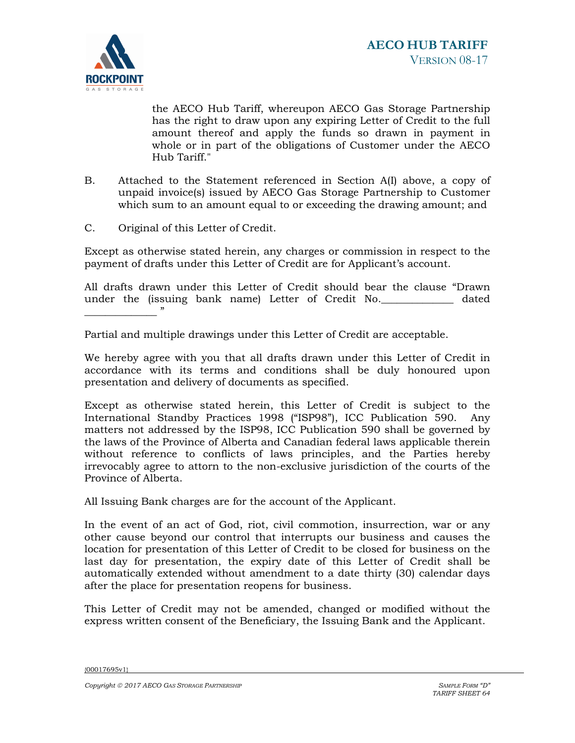the AECO Hub Tariff, whereupon AECO Gas Storage Partnership has the right to draw upon any expiring Letter of Credit to the full amount thereof and apply the funds so drawn in payment in whole or in part of the obligations of Customer under the AECO Hub Tariff."

B. Attached to the Statement referenced in Section A(I) above, a copy of unpaid invoice(s) issued by AECO Gas Storage Partnership to Customer which sum to an amount equal to or exceeding the drawing amount; and

C. Original of this Letter of Credit.

Except as otherwise stated herein, any charges or commission in respect to the payment of drafts under this Letter of Credit are for Applicant's account.

All drafts drawn under this Letter of Credit should bear the clause "Drawn under the (issuing bank name) Letter of Credit No.______________ dated ______________"

Partial and multiple drawings under this Letter of Credit are acceptable.

We hereby agree with you that all drafts drawn under this Letter of Credit in accordance with its terms and conditions shall be duly honoured upon presentation and delivery of documents as specified.

Except as otherwise stated herein, this Letter of Credit is subject to the International Standby Practices 1998 ("ISP98"), ICC Publication 590. Any matters not addressed by the ISP98, ICC Publication 590 shall be governed by the laws of the Province of Alberta and Canadian federal laws applicable therein without reference to conflicts of laws principles, and the Parties hereby irrevocably agree to attorn to the non-exclusive jurisdiction of the courts of the Province of Alberta.

All Issuing Bank charges are for the account of the Applicant.

In the event of an act of God, riot, civil commotion, insurrection, war or any other cause beyond our control that interrupts our business and causes the location for presentation of this Letter of Credit to be closed for business on the last day for presentation, the expiry date of this Letter of Credit shall be automatically extended without amendment to a date thirty (30) calendar days after the place for presentation reopens for business.

This Letter of Credit may not be amended, changed or modified without the express written consent of the Beneficiary, the Issuing Bank and the Applicant.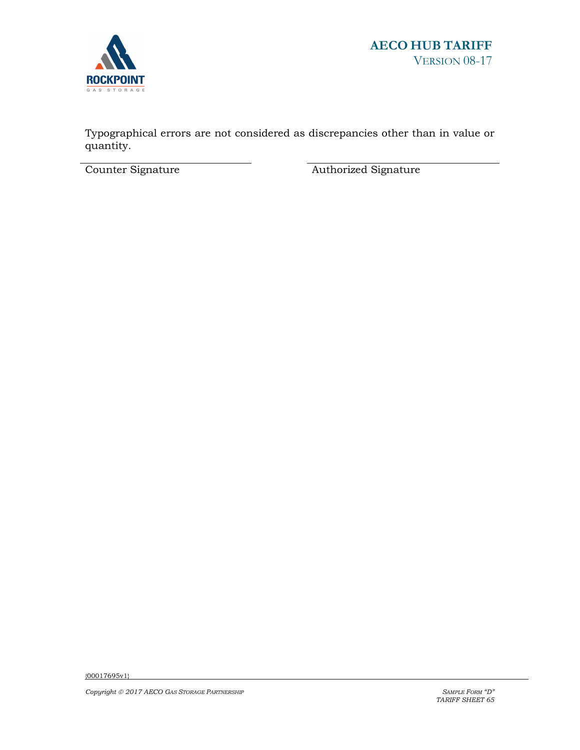Typographical errors are not considered as discrepancies other than in value or quantity.

_______________________________ &nbsp;&nbsp;&nbsp;&nbsp;&nbsp;&nbsp;&nbsp;&nbsp; _______________________________

Counter Signature &nbsp;&nbsp;&nbsp;&nbsp;&nbsp;&nbsp;&nbsp;&nbsp;&nbsp;&nbsp;&nbsp;&nbsp;&nbsp;&nbsp;&nbsp;&nbsp;&nbsp;&nbsp;&nbsp;&nbsp;&nbsp;&nbsp;&nbsp;&nbsp; Authorized Signature

{00017695v1}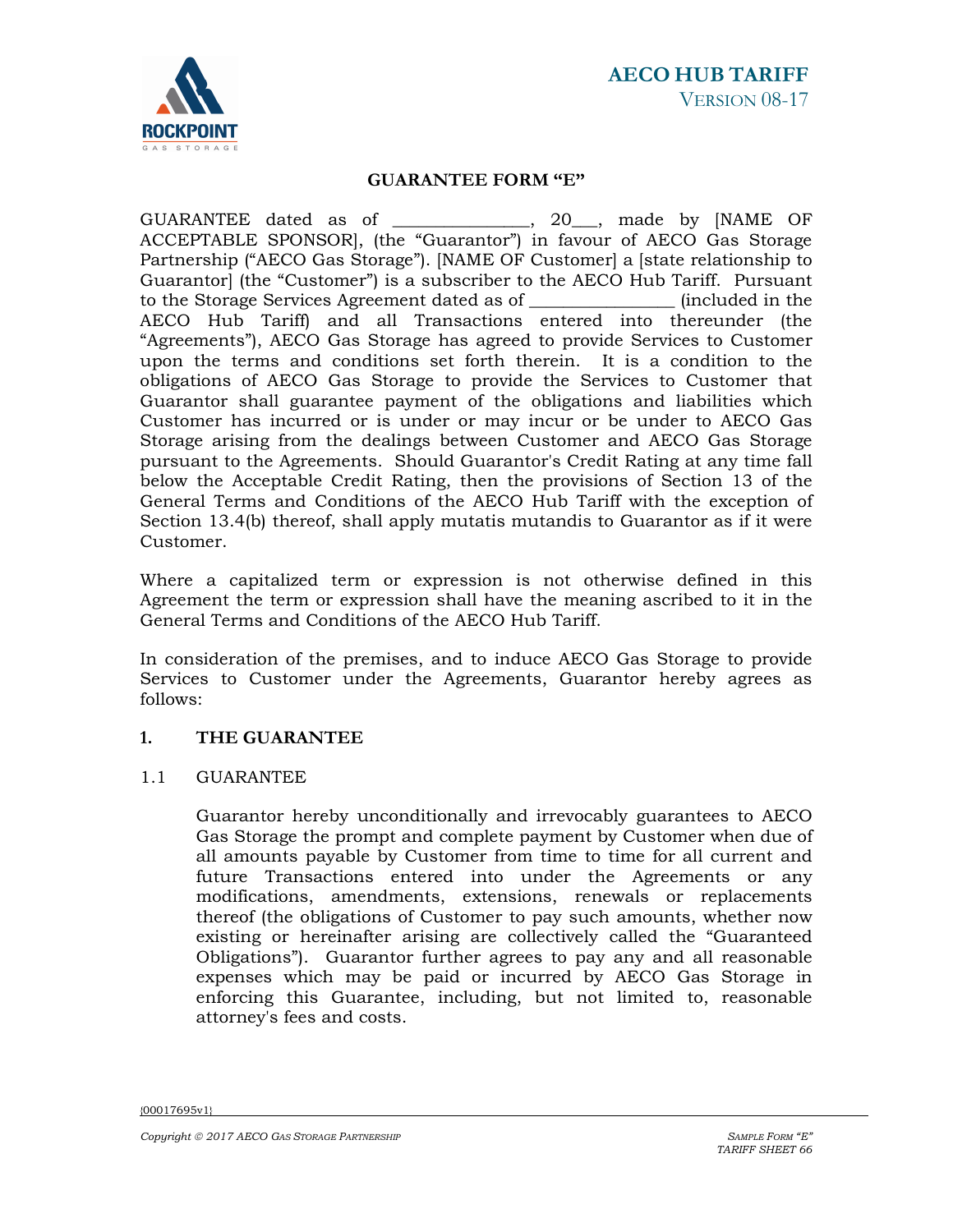## GUARANTEE FORM "E"

GUARANTEE dated as of _______________, 20___, made by [NAME OF ACCEPTABLE SPONSOR], (the "Guarantor") in favour of AECO Gas Storage Partnership ("AECO Gas Storage"). [NAME OF Customer] a [state relationship to Guarantor] (the "Customer") is a subscriber to the AECO Hub Tariff. Pursuant to the Storage Services Agreement dated as of ________________ (included in the AECO Hub Tariff) and all Transactions entered into thereunder (the "Agreements"), AECO Gas Storage has agreed to provide Services to Customer upon the terms and conditions set forth therein. It is a condition to the obligations of AECO Gas Storage to provide the Services to Customer that Guarantor shall guarantee payment of the obligations and liabilities which Customer has incurred or is under or may incur or be under to AECO Gas Storage arising from the dealings between Customer and AECO Gas Storage pursuant to the Agreements. Should Guarantor's Credit Rating at any time fall below the Acceptable Credit Rating, then the provisions of Section 13 of the General Terms and Conditions of the AECO Hub Tariff with the exception of Section 13.4(b) thereof, shall apply mutatis mutandis to Guarantor as if it were Customer.

Where a capitalized term or expression is not otherwise defined in this Agreement the term or expression shall have the meaning ascribed to it in the General Terms and Conditions of the AECO Hub Tariff.

In consideration of the premises, and to induce AECO Gas Storage to provide Services to Customer under the Agreements, Guarantor hereby agrees as follows:

### 1. THE GUARANTEE

#### 1.1 GUARANTEE

Guarantor hereby unconditionally and irrevocably guarantees to AECO Gas Storage the prompt and complete payment by Customer when due of all amounts payable by Customer from time to time for all current and future Transactions entered into under the Agreements or any modifications, amendments, extensions, renewals or replacements thereof (the obligations of Customer to pay such amounts, whether now existing or hereinafter arising are collectively called the "Guaranteed Obligations"). Guarantor further agrees to pay any and all reasonable expenses which may be paid or incurred by AECO Gas Storage in enforcing this Guarantee, including, but not limited to, reasonable attorney's fees and costs.

{00017695v1}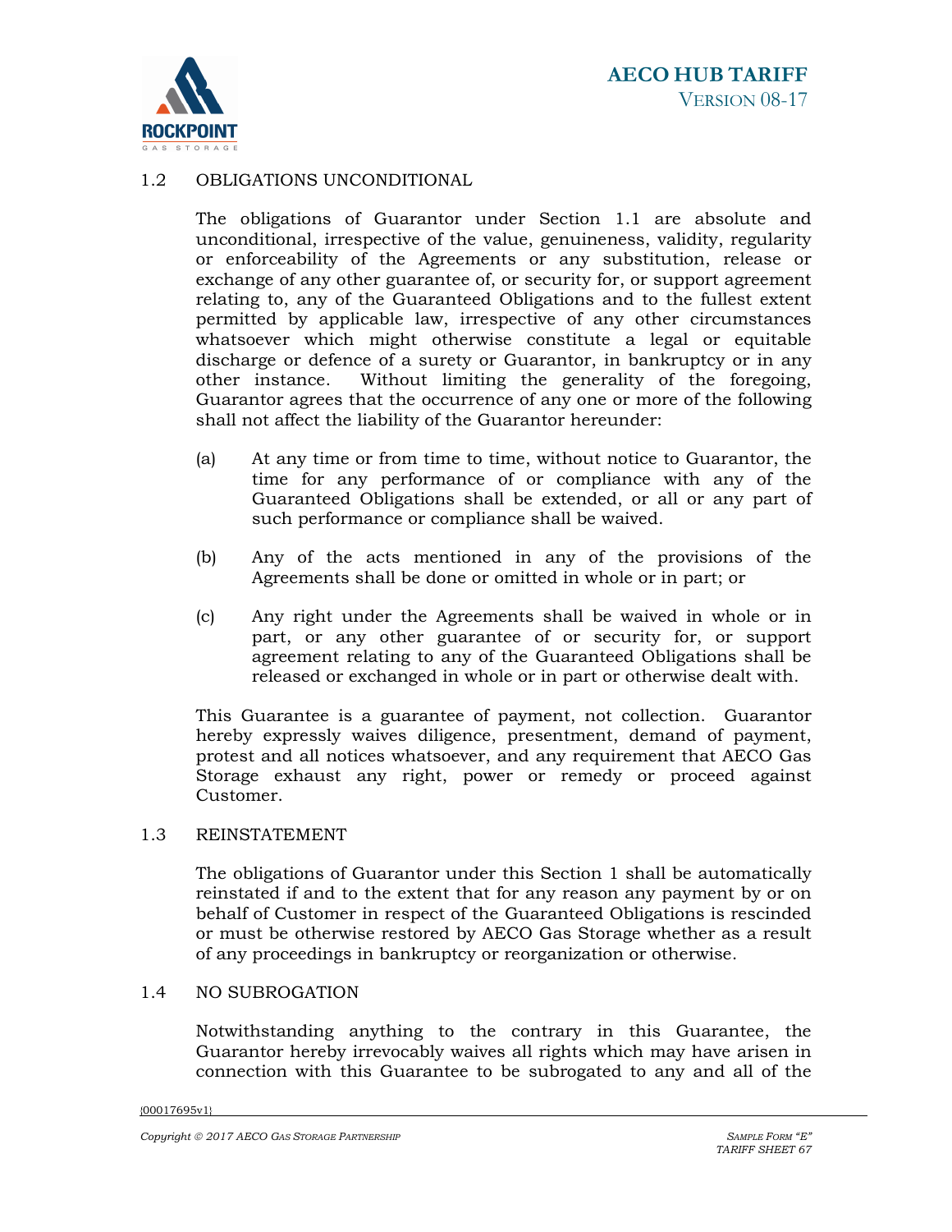### 1.2 OBLIGATIONS UNCONDITIONAL

The obligations of Guarantor under Section 1.1 are absolute and unconditional, irrespective of the value, genuineness, validity, regularity or enforceability of the Agreements or any substitution, release or exchange of any other guarantee of, or security for, or support agreement relating to, any of the Guaranteed Obligations and to the fullest extent permitted by applicable law, irrespective of any other circumstances whatsoever which might otherwise constitute a legal or equitable discharge or defence of a surety or Guarantor, in bankruptcy or in any other instance. Without limiting the generality of the foregoing, Guarantor agrees that the occurrence of any one or more of the following shall not affect the liability of the Guarantor hereunder:

(a) At any time or from time to time, without notice to Guarantor, the time for any performance of or compliance with any of the Guaranteed Obligations shall be extended, or all or any part of such performance or compliance shall be waived.

(b) Any of the acts mentioned in any of the provisions of the Agreements shall be done or omitted in whole or in part; or

(c) Any right under the Agreements shall be waived in whole or in part, or any other guarantee of or security for, or support agreement relating to any of the Guaranteed Obligations shall be released or exchanged in whole or in part or otherwise dealt with.

This Guarantee is a guarantee of payment, not collection. Guarantor hereby expressly waives diligence, presentment, demand of payment, protest and all notices whatsoever, and any requirement that AECO Gas Storage exhaust any right, power or remedy or proceed against Customer.

### 1.3 REINSTATEMENT

The obligations of Guarantor under this Section 1 shall be automatically reinstated if and to the extent that for any reason any payment by or on behalf of Customer in respect of the Guaranteed Obligations is rescinded or must be otherwise restored by AECO Gas Storage whether as a result of any proceedings in bankruptcy or reorganization or otherwise.

### 1.4 NO SUBROGATION

Notwithstanding anything to the contrary in this Guarantee, the Guarantor hereby irrevocably waives all rights which may have arisen in connection with this Guarantee to be subrogated to any and all of the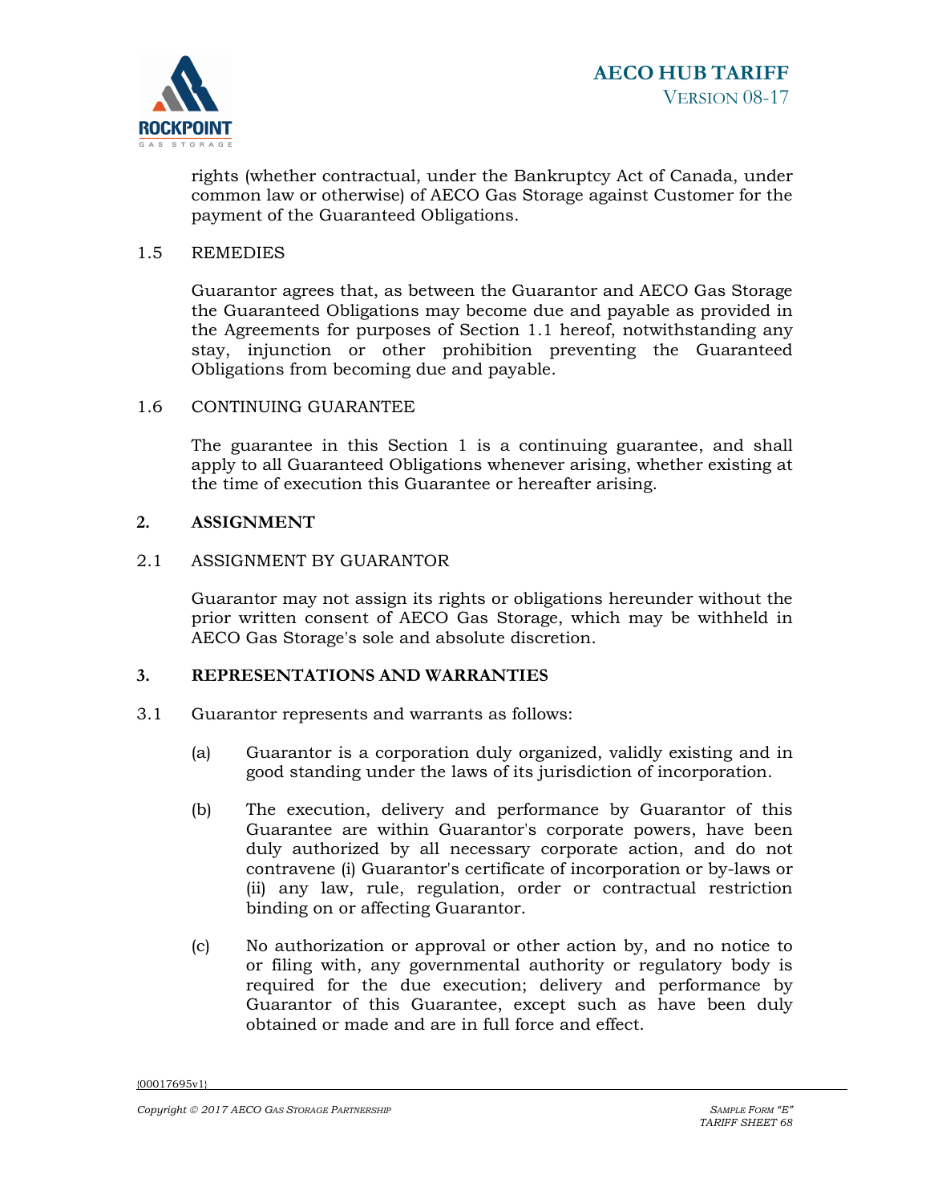rights (whether contractual, under the Bankruptcy Act of Canada, under common law or otherwise) of AECO Gas Storage against Customer for the payment of the Guaranteed Obligations.

1.5 REMEDIES

Guarantor agrees that, as between the Guarantor and AECO Gas Storage the Guaranteed Obligations may become due and payable as provided in the Agreements for purposes of Section 1.1 hereof, notwithstanding any stay, injunction or other prohibition preventing the Guaranteed Obligations from becoming due and payable.

1.6 CONTINUING GUARANTEE

The guarantee in this Section 1 is a continuing guarantee, and shall apply to all Guaranteed Obligations whenever arising, whether existing at the time of execution this Guarantee or hereafter arising.

**2. ASSIGNMENT**

2.1 ASSIGNMENT BY GUARANTOR

Guarantor may not assign its rights or obligations hereunder without the prior written consent of AECO Gas Storage, which may be withheld in AECO Gas Storage's sole and absolute discretion.

**3. REPRESENTATIONS AND WARRANTIES**

3.1 Guarantor represents and warrants as follows:

(a) Guarantor is a corporation duly organized, validly existing and in good standing under the laws of its jurisdiction of incorporation.

(b) The execution, delivery and performance by Guarantor of this Guarantee are within Guarantor's corporate powers, have been duly authorized by all necessary corporate action, and do not contravene (i) Guarantor's certificate of incorporation or by-laws or (ii) any law, rule, regulation, order or contractual restriction binding on or affecting Guarantor.

(c) No authorization or approval or other action by, and no notice to or filing with, any governmental authority or regulatory body is required for the due execution; delivery and performance by Guarantor of this Guarantee, except such as have been duly obtained or made and are in full force and effect.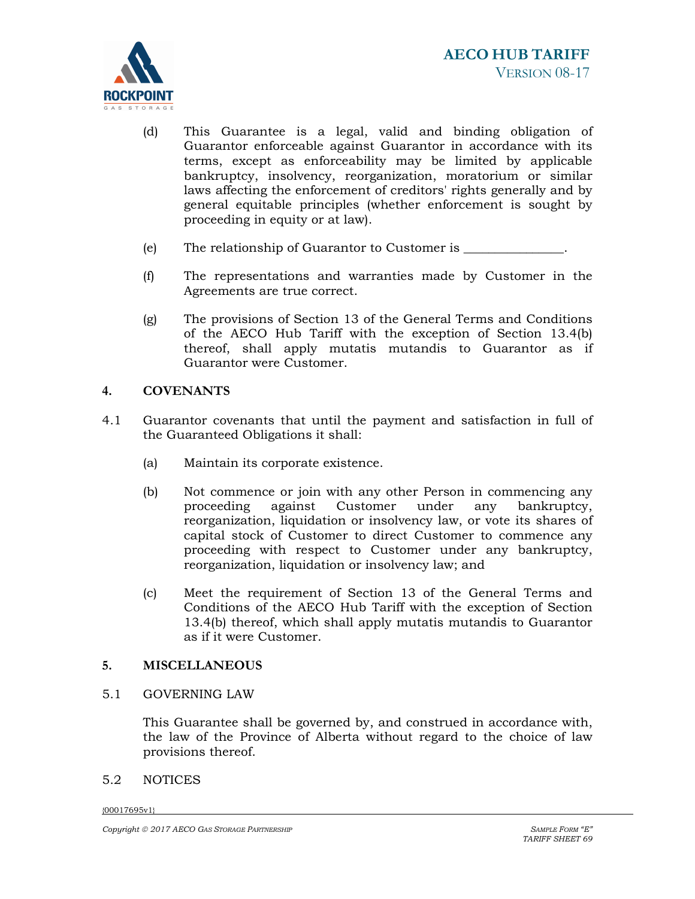(d) This Guarantee is a legal, valid and binding obligation of Guarantor enforceable against Guarantor in accordance with its terms, except as enforceability may be limited by applicable bankruptcy, insolvency, reorganization, moratorium or similar laws affecting the enforcement of creditors' rights generally and by general equitable principles (whether enforcement is sought by proceeding in equity or at law).

(e) The relationship of Guarantor to Customer is _______________.

(f) The representations and warranties made by Customer in the Agreements are true correct.

(g) The provisions of Section 13 of the General Terms and Conditions of the AECO Hub Tariff with the exception of Section 13.4(b) thereof, shall apply mutatis mutandis to Guarantor as if Guarantor were Customer.

## 4. COVENANTS

4.1 Guarantor covenants that until the payment and satisfaction in full of the Guaranteed Obligations it shall:

(a) Maintain its corporate existence.

(b) Not commence or join with any other Person in commencing any proceeding against Customer under any bankruptcy, reorganization, liquidation or insolvency law, or vote its shares of capital stock of Customer to direct Customer to commence any proceeding with respect to Customer under any bankruptcy, reorganization, liquidation or insolvency law; and

(c) Meet the requirement of Section 13 of the General Terms and Conditions of the AECO Hub Tariff with the exception of Section 13.4(b) thereof, which shall apply mutatis mutandis to Guarantor as if it were Customer.

## 5. MISCELLANEOUS

5.1 GOVERNING LAW

This Guarantee shall be governed by, and construed in accordance with, the law of the Province of Alberta without regard to the choice of law provisions thereof.

5.2 NOTICES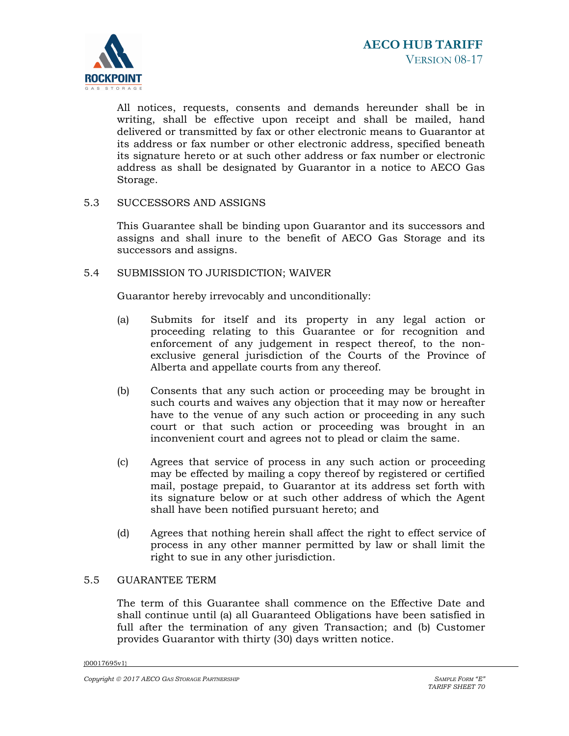All notices, requests, consents and demands hereunder shall be in writing, shall be effective upon receipt and shall be mailed, hand delivered or transmitted by fax or other electronic means to Guarantor at its address or fax number or other electronic address, specified beneath its signature hereto or at such other address or fax number or electronic address as shall be designated by Guarantor in a notice to AECO Gas Storage.

5.3 SUCCESSORS AND ASSIGNS

This Guarantee shall be binding upon Guarantor and its successors and assigns and shall inure to the benefit of AECO Gas Storage and its successors and assigns.

5.4 SUBMISSION TO JURISDICTION; WAIVER

Guarantor hereby irrevocably and unconditionally:

(a) Submits for itself and its property in any legal action or proceeding relating to this Guarantee or for recognition and enforcement of any judgement in respect thereof, to the non-exclusive general jurisdiction of the Courts of the Province of Alberta and appellate courts from any thereof.

(b) Consents that any such action or proceeding may be brought in such courts and waives any objection that it may now or hereafter have to the venue of any such action or proceeding in any such court or that such action or proceeding was brought in an inconvenient court and agrees not to plead or claim the same.

(c) Agrees that service of process in any such action or proceeding may be effected by mailing a copy thereof by registered or certified mail, postage prepaid, to Guarantor at its address set forth with its signature below or at such other address of which the Agent shall have been notified pursuant hereto; and

(d) Agrees that nothing herein shall affect the right to effect service of process in any other manner permitted by law or shall limit the right to sue in any other jurisdiction.

5.5 GUARANTEE TERM

The term of this Guarantee shall commence on the Effective Date and shall continue until (a) all Guaranteed Obligations have been satisfied in full after the termination of any given Transaction; and (b) Customer provides Guarantor with thirty (30) days written notice.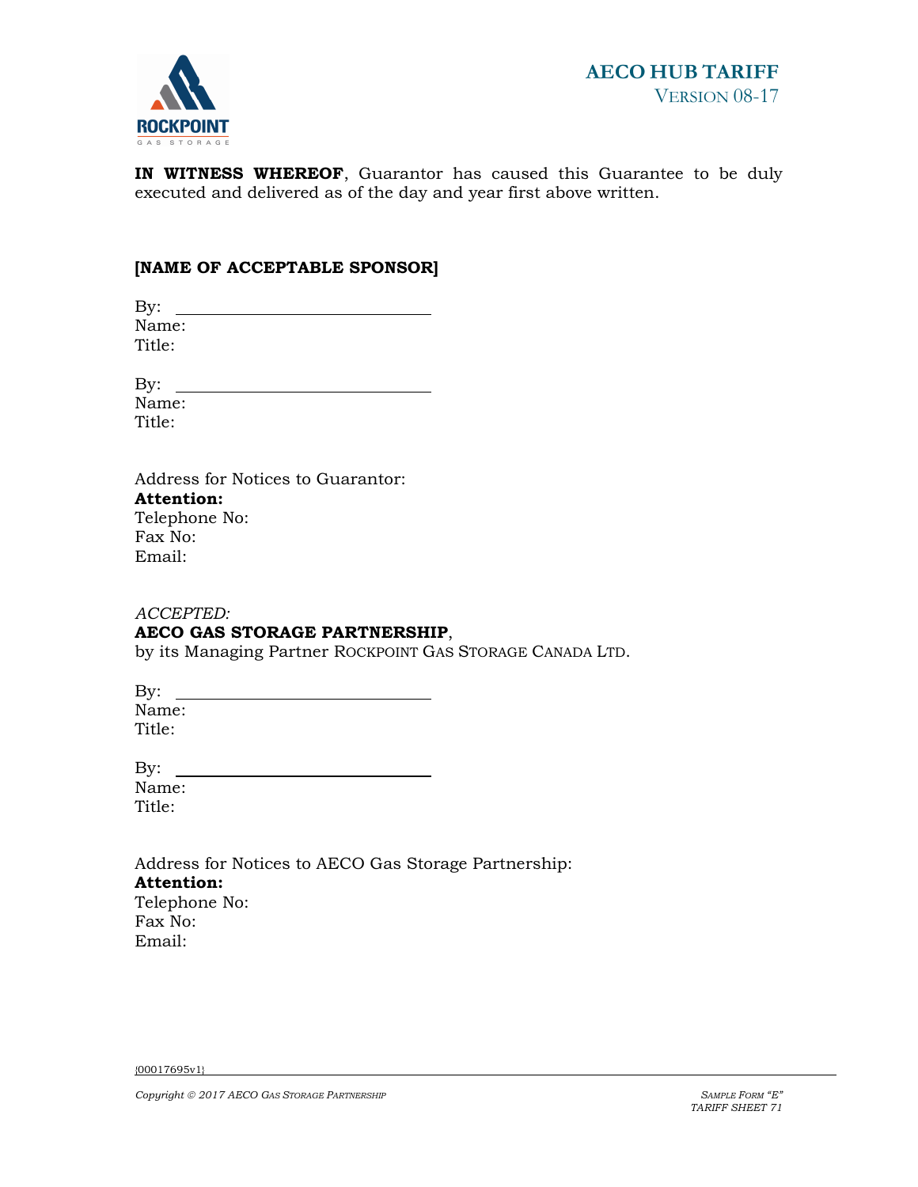**IN WITNESS WHEREOF**, Guarantor has caused this Guarantee to be duly executed and delivered as of the day and year first above written.

**[NAME OF ACCEPTABLE SPONSOR]**

By: ______________________________
Name:
Title:

By: ______________________________
Name:
Title:

Address for Notices to Guarantor:
**Attention:**
Telephone No:
Fax No:
Email:

*ACCEPTED:*
**AECO GAS STORAGE PARTNERSHIP**,
by its Managing Partner ROCKPOINT GAS STORAGE CANADA LTD.

By: ______________________________
Name:
Title:

By: ______________________________
Name:
Title:

Address for Notices to AECO Gas Storage Partnership:
**Attention:**
Telephone No:
Fax No:
Email:

{00017695v1}